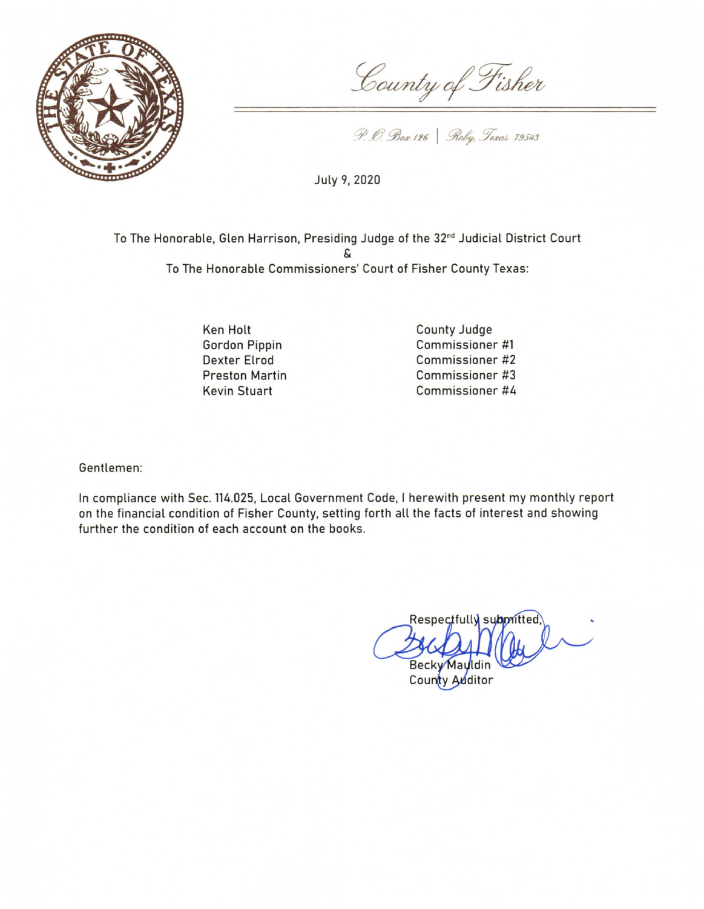# County of Fisher

P.O. Box 126 | Roby, Texas 79543

July 9, 2020

To The Honorable, Glen Harrison, Presiding Judge of the 32nd Judicial District Court

&

To The Honorable Commissioners' Court of Fisher County Texas:

| | |
|---|---|
| Ken Holt | County Judge |
| Gordon Pippin | Commissioner #1 |
| Dexter Elrod | Commissioner #2 |
| Preston Martin | Commissioner #3 |
| Kevin Stuart | Commissioner #4 |

Gentlemen:

In compliance with Sec. 114.025, Local Government Code, I herewith present my monthly report on the financial condition of Fisher County, setting forth all the facts of interest and showing further the condition of each account on the books.

Respectfully submitted,

Becky Mauldin
County Auditor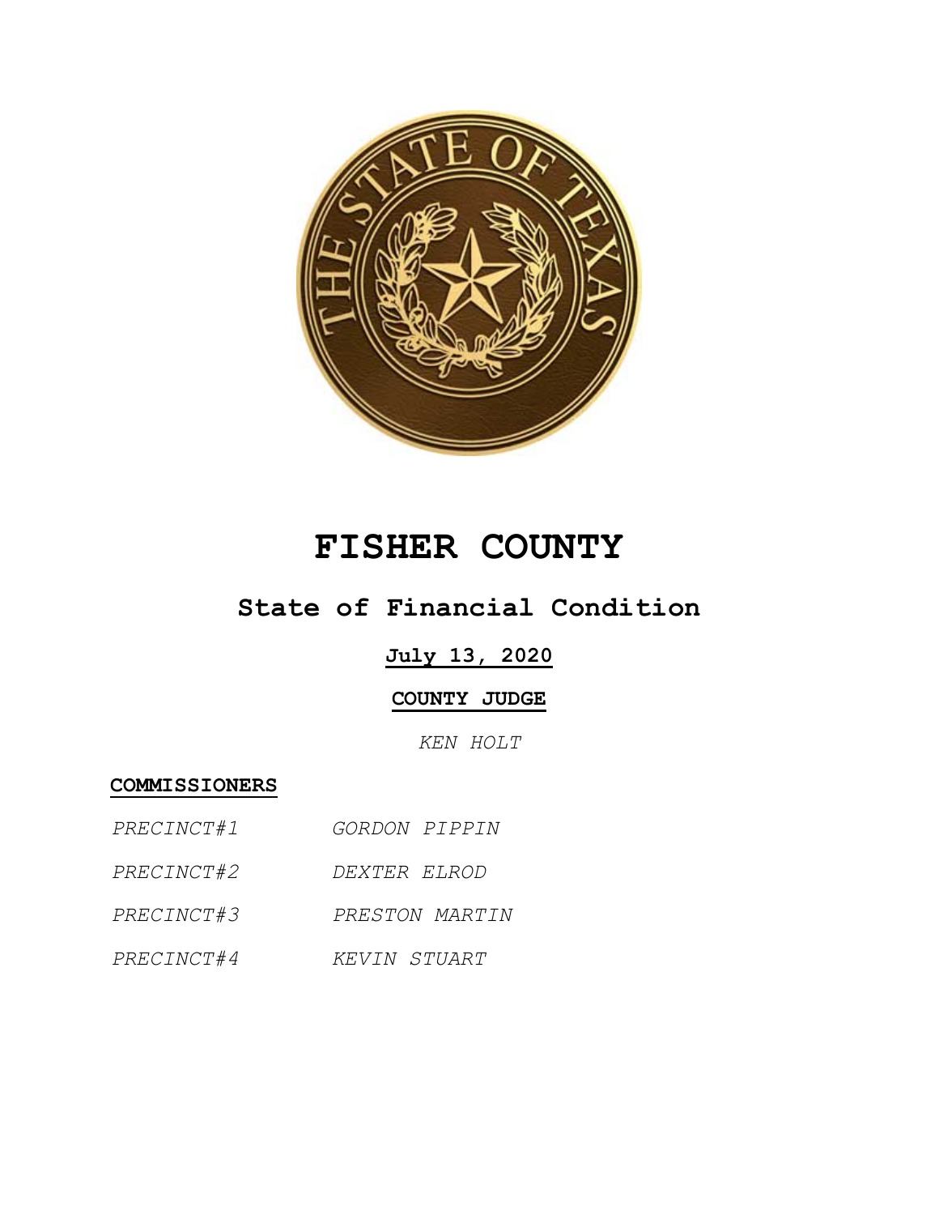# FISHER COUNTY

## State of Financial Condition

**July 13, 2020**

**COUNTY JUDGE**

*KEN HOLT*

**COMMISSIONERS**

| | |
|---|---|
| *PRECINCT#1* | *GORDON PIPPIN* |
| *PRECINCT#2* | *DEXTER ELROD* |
| *PRECINCT#3* | *PRESTON MARTIN* |
| *PRECINCT#4* | *KEVIN STUART* |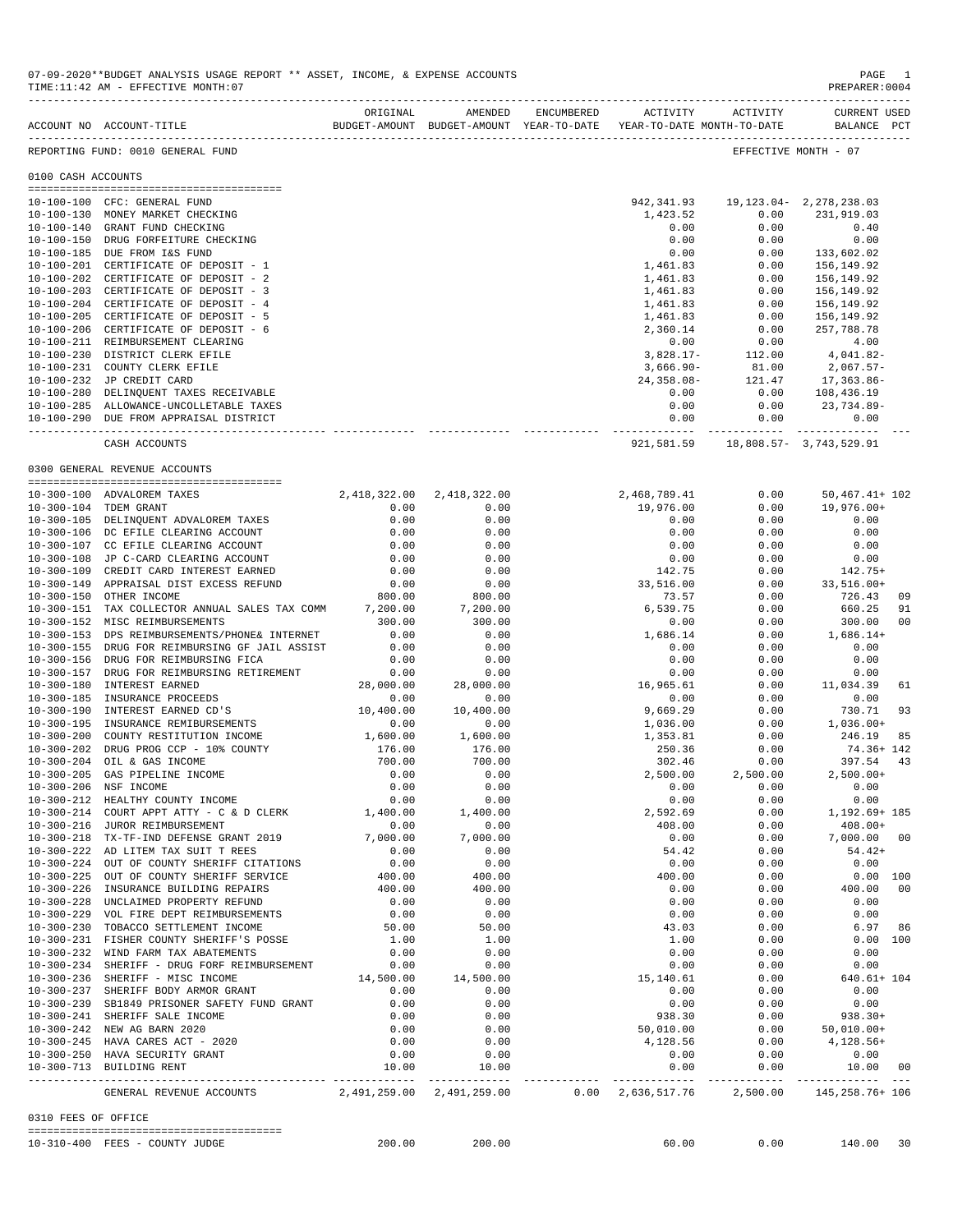07-09-2020**BUDGET ANALYSIS USAGE REPORT ** ASSET, INCOME, & EXPENSE ACCOUNTS
TIME:11:42 AM - EFFECTIVE MONTH:07

PREPARER:0004

| ACCOUNT NO | ACCOUNT-TITLE | ORIGINAL BUDGET-AMOUNT | AMENDED BUDGET-AMOUNT | ENCUMBERED YEAR-TO-DATE | ACTIVITY YEAR-TO-DATE | ACTIVITY MONTH-TO-DATE | CURRENT USED BALANCE | PCT |
|---|---|---|---|---|---|---|---|---|

REPORTING FUND: 0010 GENERAL FUND — EFFECTIVE MONTH - 07

## 0100 CASH ACCOUNTS

| ACCOUNT NO | ACCOUNT-TITLE | ORIGINAL BUDGET-AMOUNT | AMENDED BUDGET-AMOUNT | ENCUMBERED YEAR-TO-DATE | ACTIVITY YEAR-TO-DATE | ACTIVITY MONTH-TO-DATE | CURRENT USED BALANCE | PCT |
|---|---|---|---|---|---|---|---|---|
| 10-100-100 | CFC: GENERAL FUND | | | | 942,341.93 | 19,123.04- | 2,278,238.03 | |
| 10-100-130 | MONEY MARKET CHECKING | | | | 1,423.52 | 0.00 | 231,919.03 | |
| 10-100-140 | GRANT FUND CHECKING | | | | 0.00 | 0.00 | 0.40 | |
| 10-100-150 | DRUG FORFEITURE CHECKING | | | | 0.00 | 0.00 | 0.00 | |
| 10-100-185 | DUE FROM I&S FUND | | | | 0.00 | 0.00 | 133,602.02 | |
| 10-100-201 | CERTIFICATE OF DEPOSIT - 1 | | | | 1,461.83 | 0.00 | 156,149.92 | |
| 10-100-202 | CERTIFICATE OF DEPOSIT - 2 | | | | 1,461.83 | 0.00 | 156,149.92 | |
| 10-100-203 | CERTIFICATE OF DEPOSIT - 3 | | | | 1,461.83 | 0.00 | 156,149.92 | |
| 10-100-204 | CERTIFICATE OF DEPOSIT - 4 | | | | 1,461.83 | 0.00 | 156,149.92 | |
| 10-100-205 | CERTIFICATE OF DEPOSIT - 5 | | | | 1,461.83 | 0.00 | 156,149.92 | |
| 10-100-206 | CERTIFICATE OF DEPOSIT - 6 | | | | 2,360.14 | 0.00 | 257,788.78 | |
| 10-100-211 | REIMBURSEMENT CLEARING | | | | 0.00 | 0.00 | 4.00 | |
| 10-100-230 | DISTRICT CLERK EFILE | | | | 3,828.17- | 112.00 | 4,041.82- | |
| 10-100-231 | COUNTY CLERK EFILE | | | | 3,666.90- | 81.00 | 2,067.57- | |
| 10-100-232 | JP CREDIT CARD | | | | 24,358.08- | 121.47 | 17,363.86- | |
| 10-100-280 | DELINQUENT TAXES RECEIVABLE | | | | 0.00 | 0.00 | 108,436.19 | |
| 10-100-285 | ALLOWANCE-UNCOLLETABLE TAXES | | | | 0.00 | 0.00 | 23,734.89- | |
| 10-100-290 | DUE FROM APPRAISAL DISTRICT | | | | 0.00 | 0.00 | 0.00 | |
| | CASH ACCOUNTS | | | | 921,581.59 | 18,808.57- | 3,743,529.91 | |

## 0300 GENERAL REVENUE ACCOUNTS

| ACCOUNT NO | ACCOUNT-TITLE | ORIGINAL BUDGET-AMOUNT | AMENDED BUDGET-AMOUNT | ENCUMBERED YEAR-TO-DATE | ACTIVITY YEAR-TO-DATE | ACTIVITY MONTH-TO-DATE | CURRENT USED BALANCE | PCT |
|---|---|---|---|---|---|---|---|---|
| 10-300-100 | ADVALOREM TAXES | 2,418,322.00 | 2,418,322.00 | | 2,468,789.41 | 0.00 | 50,467.41+ | 102 |
| 10-300-104 | TDEM GRANT | 0.00 | 0.00 | | 19,976.00 | 0.00 | 19,976.00+ | |
| 10-300-105 | DELINQUENT ADVALOREM TAXES | 0.00 | 0.00 | | 0.00 | 0.00 | 0.00 | |
| 10-300-106 | DC EFILE CLEARING ACCOUNT | 0.00 | 0.00 | | 0.00 | 0.00 | 0.00 | |
| 10-300-107 | CC EFILE CLEARING ACCOUNT | 0.00 | 0.00 | | 0.00 | 0.00 | 0.00 | |
| 10-300-108 | JP C-CARD CLEARING ACCOUNT | 0.00 | 0.00 | | 0.00 | 0.00 | 0.00 | |
| 10-300-109 | CREDIT CARD INTEREST EARNED | 0.00 | 0.00 | | 142.75 | 0.00 | 142.75+ | |
| 10-300-149 | APPRAISAL DIST EXCESS REFUND | 0.00 | 0.00 | | 33,516.00 | 0.00 | 33,516.00+ | |
| 10-300-150 | OTHER INCOME | 800.00 | 800.00 | | 73.57 | 0.00 | 726.43 | 09 |
| 10-300-151 | TAX COLLECTOR ANNUAL SALES TAX COMM | 7,200.00 | 7,200.00 | | 6,539.75 | 0.00 | 660.25 | 91 |
| 10-300-152 | MISC REIMBURSEMENTS | 300.00 | 300.00 | | 0.00 | 0.00 | 300.00 | 00 |
| 10-300-153 | DPS REIMBURSEMENTS/PHONE& INTERNET | 0.00 | 0.00 | | 1,686.14 | 0.00 | 1,686.14+ | |
| 10-300-155 | DRUG FOR REIMBURSING GF JAIL ASSIST | 0.00 | 0.00 | | 0.00 | 0.00 | 0.00 | |
| 10-300-156 | DRUG FOR REIMBURSING FICA | 0.00 | 0.00 | | 0.00 | 0.00 | 0.00 | |
| 10-300-157 | DRUG FOR REIMBURSING RETIREMENT | 0.00 | 0.00 | | 0.00 | 0.00 | 0.00 | |
| 10-300-180 | INTEREST EARNED | 28,000.00 | 28,000.00 | | 16,965.61 | 0.00 | 11,034.39 | 61 |
| 10-300-185 | INSURANCE PROCEEDS | 0.00 | 0.00 | | 0.00 | 0.00 | 0.00 | |
| 10-300-190 | INTEREST EARNED CD'S | 10,400.00 | 10,400.00 | | 9,669.29 | 0.00 | 730.71 | 93 |
| 10-300-195 | INSURANCE REMIBURSEMENTS | 0.00 | 0.00 | | 1,036.00 | 0.00 | 1,036.00+ | |
| 10-300-200 | COUNTY RESTITUTION INCOME | 1,600.00 | 1,600.00 | | 1,353.81 | 0.00 | 246.19 | 85 |
| 10-300-202 | DRUG PROG CCP - 10% COUNTY | 176.00 | 176.00 | | 250.36 | 0.00 | 74.36+ | 142 |
| 10-300-204 | OIL & GAS INCOME | 700.00 | 700.00 | | 302.46 | 0.00 | 397.54 | 43 |
| 10-300-205 | GAS PIPELINE INCOME | 0.00 | 0.00 | | 2,500.00 | 2,500.00 | 2,500.00+ | |
| 10-300-206 | NSF INCOME | 0.00 | 0.00 | | 0.00 | 0.00 | 0.00 | |
| 10-300-212 | HEALTHY COUNTY INCOME | 0.00 | 0.00 | | 0.00 | 0.00 | 0.00 | |
| 10-300-214 | COURT APPT ATTY - C & D CLERK | 1,400.00 | 1,400.00 | | 2,592.69 | 0.00 | 1,192.69+ | 185 |
| 10-300-216 | JUROR REIMBURSEMENT | 0.00 | 0.00 | | 408.00 | 0.00 | 408.00+ | |
| 10-300-218 | TX-TF-IND DEFENSE GRANT 2019 | 7,000.00 | 7,000.00 | | 0.00 | 0.00 | 7,000.00 | 00 |
| 10-300-222 | AD LITEM TAX SUIT T REES | 0.00 | 0.00 | | 54.42 | 0.00 | 54.42+ | |
| 10-300-224 | OUT OF COUNTY SHERIFF CITATIONS | 0.00 | 0.00 | | 0.00 | 0.00 | 0.00 | |
| 10-300-225 | OUT OF COUNTY SHERIFF SERVICE | 400.00 | 400.00 | | 400.00 | 0.00 | 0.00 | 100 |
| 10-300-226 | INSURANCE BUILDING REPAIRS | 400.00 | 400.00 | | 0.00 | 0.00 | 400.00 | 00 |
| 10-300-228 | UNCLAIMED PROPERTY REFUND | 0.00 | 0.00 | | 0.00 | 0.00 | 0.00 | |
| 10-300-229 | VOL FIRE DEPT REIMBURSEMENTS | 0.00 | 0.00 | | 0.00 | 0.00 | 0.00 | |
| 10-300-230 | TOBACCO SETTLEMENT INCOME | 50.00 | 50.00 | | 43.03 | 0.00 | 6.97 | 86 |
| 10-300-231 | FISHER COUNTY SHERIFF'S POSSE | 1.00 | 1.00 | | 1.00 | 0.00 | 0.00 | 100 |
| 10-300-232 | WIND FARM TAX ABATEMENTS | 0.00 | 0.00 | | 0.00 | 0.00 | 0.00 | |
| 10-300-234 | SHERIFF - DRUG FORF REIMBURSEMENT | 0.00 | 0.00 | | 0.00 | 0.00 | 0.00 | |
| 10-300-236 | SHERIFF - MISC INCOME | 14,500.00 | 14,500.00 | | 15,140.61 | 0.00 | 640.61+ | 104 |
| 10-300-237 | SHERIFF BODY ARMOR GRANT | 0.00 | 0.00 | | 0.00 | 0.00 | 0.00 | |
| 10-300-239 | SB1849 PRISONER SAFETY FUND GRANT | 0.00 | 0.00 | | 0.00 | 0.00 | 0.00 | |
| 10-300-241 | SHERIFF SALE INCOME | 0.00 | 0.00 | | 938.30 | 0.00 | 938.30+ | |
| 10-300-242 | NEW AG BARN 2020 | 0.00 | 0.00 | | 50,010.00 | 0.00 | 50,010.00+ | |
| 10-300-245 | HAVA CARES ACT - 2020 | 0.00 | 0.00 | | 4,128.56 | 0.00 | 4,128.56+ | |
| 10-300-250 | HAVA SECURITY GRANT | 0.00 | 0.00 | | 0.00 | 0.00 | 0.00 | |
| 10-300-713 | BUILDING RENT | 10.00 | 10.00 | | 0.00 | 0.00 | 10.00 | 00 |
| | GENERAL REVENUE ACCOUNTS | 2,491,259.00 | 2,491,259.00 | 0.00 | 2,636,517.76 | 2,500.00 | 145,258.76+ | 106 |

## 0310 FEES OF OFFICE

| ACCOUNT NO | ACCOUNT-TITLE | ORIGINAL BUDGET-AMOUNT | AMENDED BUDGET-AMOUNT | ENCUMBERED YEAR-TO-DATE | ACTIVITY YEAR-TO-DATE | ACTIVITY MONTH-TO-DATE | CURRENT USED BALANCE | PCT |
|---|---|---|---|---|---|---|---|---|
| 10-310-400 | FEES - COUNTY JUDGE | 200.00 | 200.00 | | 60.00 | 0.00 | 140.00 | 30 |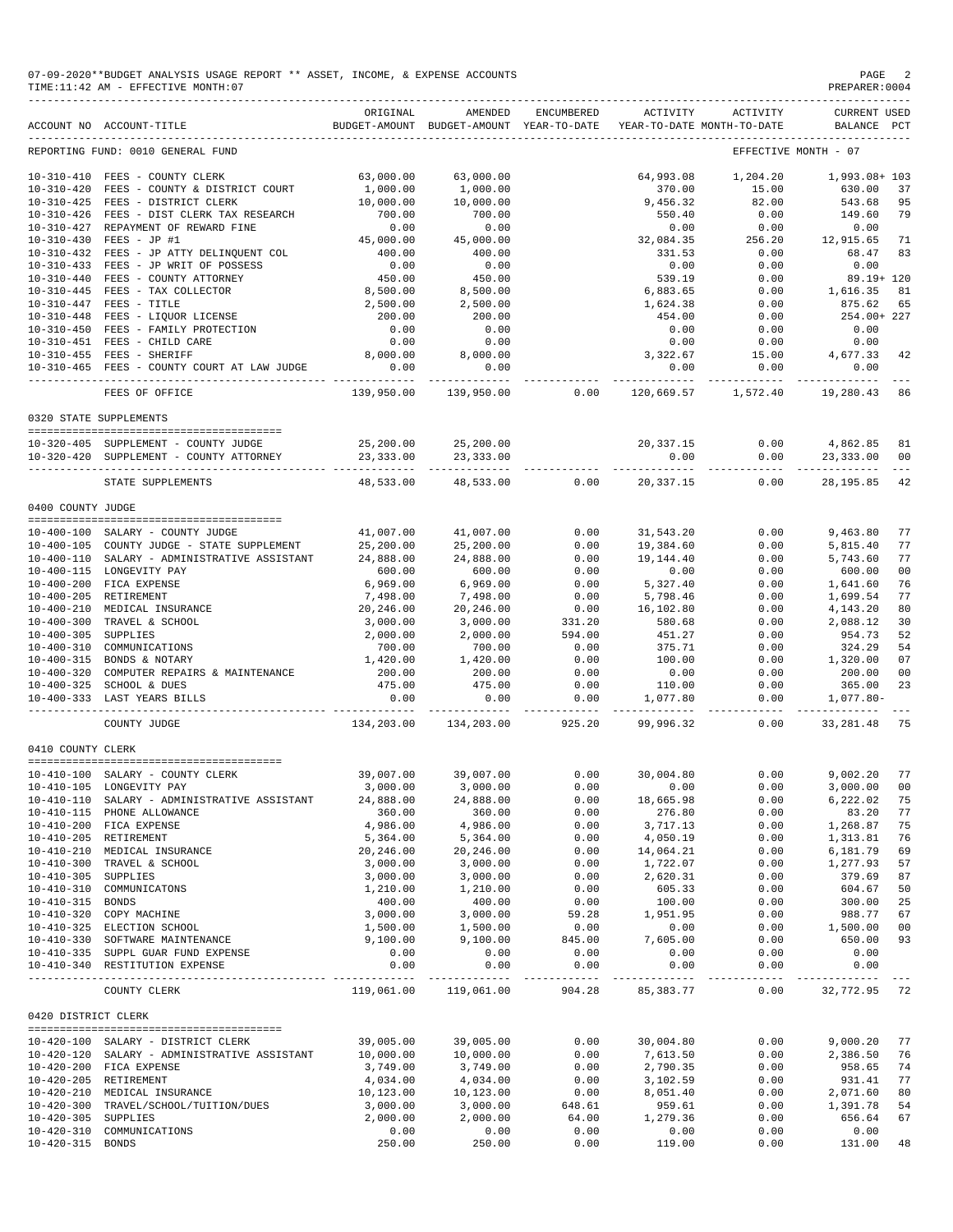07-09-2020**BUDGET ANALYSIS USAGE REPORT ** ASSET, INCOME, & EXPENSE ACCOUNTS

TIME:11:42 AM - EFFECTIVE MONTH:07

PREPARER:0004

| ACCOUNT NO | ACCOUNT-TITLE | ORIGINAL BUDGET-AMOUNT | AMENDED BUDGET-AMOUNT | ENCUMBERED YEAR-TO-DATE | ACTIVITY YEAR-TO-DATE | ACTIVITY MONTH-TO-DATE | CURRENT USED BALANCE | PCT |
|---|---|---|---|---|---|---|---|---|
| REPORTING FUND: 0010 GENERAL FUND | | | | | | EFFECTIVE MONTH - 07 | | |
| 10-310-410 | FEES - COUNTY CLERK | 63,000.00 | 63,000.00 | | 64,993.08 | 1,204.20 | 1,993.08+ | 103 |
| 10-310-420 | FEES - COUNTY & DISTRICT COURT | 1,000.00 | 1,000.00 | | 370.00 | 15.00 | 630.00 | 37 |
| 10-310-425 | FEES - DISTRICT CLERK | 10,000.00 | 10,000.00 | | 9,456.32 | 82.00 | 543.68 | 95 |
| 10-310-426 | FEES - DIST CLERK TAX RESEARCH | 700.00 | 700.00 | | 550.40 | 0.00 | 149.60 | 79 |
| 10-310-427 | REPAYMENT OF REWARD FINE | 0.00 | 0.00 | | 0.00 | 0.00 | 0.00 | |
| 10-310-430 | FEES - JP #1 | 45,000.00 | 45,000.00 | | 32,084.35 | 256.20 | 12,915.65 | 71 |
| 10-310-432 | FEES - JP ATTY DELINQUENT COL | 400.00 | 400.00 | | 331.53 | 0.00 | 68.47 | 83 |
| 10-310-433 | FEES - JP WRIT OF POSSESS | 0.00 | 0.00 | | 0.00 | 0.00 | 0.00 | |
| 10-310-440 | FEES - COUNTY ATTORNEY | 450.00 | 450.00 | | 539.19 | 0.00 | 89.19+ | 120 |
| 10-310-445 | FEES - TAX COLLECTOR | 8,500.00 | 8,500.00 | | 6,883.65 | 0.00 | 1,616.35 | 81 |
| 10-310-447 | FEES - TITLE | 2,500.00 | 2,500.00 | | 1,624.38 | 0.00 | 875.62 | 65 |
| 10-310-448 | FEES - LIQUOR LICENSE | 200.00 | 200.00 | | 454.00 | 0.00 | 254.00+ | 227 |
| 10-310-450 | FEES - FAMILY PROTECTION | 0.00 | 0.00 | | 0.00 | 0.00 | 0.00 | |
| 10-310-451 | FEES - CHILD CARE | 0.00 | 0.00 | | 0.00 | 0.00 | 0.00 | |
| 10-310-455 | FEES - SHERIFF | 8,000.00 | 8,000.00 | | 3,322.67 | 15.00 | 4,677.33 | 42 |
| 10-310-465 | FEES - COUNTY COURT AT LAW JUDGE | 0.00 | 0.00 | | 0.00 | 0.00 | 0.00 | |
| | FEES OF OFFICE | 139,950.00 | 139,950.00 | 0.00 | 120,669.57 | 1,572.40 | 19,280.43 | 86 |
| 0320 STATE SUPPLEMENTS | | | | | | | | |
| 10-320-405 | SUPPLEMENT - COUNTY JUDGE | 25,200.00 | 25,200.00 | | 20,337.15 | 0.00 | 4,862.85 | 81 |
| 10-320-420 | SUPPLEMENT - COUNTY ATTORNEY | 23,333.00 | 23,333.00 | | 0.00 | 0.00 | 23,333.00 | 00 |
| | STATE SUPPLEMENTS | 48,533.00 | 48,533.00 | 0.00 | 20,337.15 | 0.00 | 28,195.85 | 42 |
| 0400 COUNTY JUDGE | | | | | | | | |
| 10-400-100 | SALARY - COUNTY JUDGE | 41,007.00 | 41,007.00 | 0.00 | 31,543.20 | 0.00 | 9,463.80 | 77 |
| 10-400-105 | COUNTY JUDGE - STATE SUPPLEMENT | 25,200.00 | 25,200.00 | 0.00 | 19,384.60 | 0.00 | 5,815.40 | 77 |
| 10-400-110 | SALARY - ADMINISTRATIVE ASSISTANT | 24,888.00 | 24,888.00 | 0.00 | 19,144.40 | 0.00 | 5,743.60 | 77 |
| 10-400-115 | LONGEVITY PAY | 600.00 | 600.00 | 0.00 | 0.00 | 0.00 | 600.00 | 00 |
| 10-400-200 | FICA EXPENSE | 6,969.00 | 6,969.00 | 0.00 | 5,327.40 | 0.00 | 1,641.60 | 76 |
| 10-400-205 | RETIREMENT | 7,498.00 | 7,498.00 | 0.00 | 5,798.46 | 0.00 | 1,699.54 | 77 |
| 10-400-210 | MEDICAL INSURANCE | 20,246.00 | 20,246.00 | 0.00 | 16,102.80 | 0.00 | 4,143.20 | 80 |
| 10-400-300 | TRAVEL & SCHOOL | 3,000.00 | 3,000.00 | 331.20 | 580.68 | 0.00 | 2,088.12 | 30 |
| 10-400-305 | SUPPLIES | 2,000.00 | 2,000.00 | 594.00 | 451.27 | 0.00 | 954.73 | 52 |
| 10-400-310 | COMMUNICATIONS | 700.00 | 700.00 | 0.00 | 375.71 | 0.00 | 324.29 | 54 |
| 10-400-315 | BONDS & NOTARY | 1,420.00 | 1,420.00 | 0.00 | 100.00 | 0.00 | 1,320.00 | 07 |
| 10-400-320 | COMPUTER REPAIRS & MAINTENANCE | 200.00 | 200.00 | 0.00 | 0.00 | 0.00 | 200.00 | 00 |
| 10-400-325 | SCHOOL & DUES | 475.00 | 475.00 | 0.00 | 110.00 | 0.00 | 365.00 | 23 |
| 10-400-333 | LAST YEARS BILLS | 0.00 | 0.00 | 0.00 | 1,077.80 | 0.00 | 1,077.80- | |
| | COUNTY JUDGE | 134,203.00 | 134,203.00 | 925.20 | 99,996.32 | 0.00 | 33,281.48 | 75 |
| 0410 COUNTY CLERK | | | | | | | | |
| 10-410-100 | SALARY - COUNTY CLERK | 39,007.00 | 39,007.00 | 0.00 | 30,004.80 | 0.00 | 9,002.20 | 77 |
| 10-410-105 | LONGEVITY PAY | 3,000.00 | 3,000.00 | 0.00 | 0.00 | 0.00 | 3,000.00 | 00 |
| 10-410-110 | SALARY - ADMINISTRATIVE ASSISTANT | 24,888.00 | 24,888.00 | 0.00 | 18,665.98 | 0.00 | 6,222.02 | 75 |
| 10-410-115 | PHONE ALLOWANCE | 360.00 | 360.00 | 0.00 | 276.80 | 0.00 | 83.20 | 77 |
| 10-410-200 | FICA EXPENSE | 4,986.00 | 4,986.00 | 0.00 | 3,717.13 | 0.00 | 1,268.87 | 75 |
| 10-410-205 | RETIREMENT | 5,364.00 | 5,364.00 | 0.00 | 4,050.19 | 0.00 | 1,313.81 | 76 |
| 10-410-210 | MEDICAL INSURANCE | 20,246.00 | 20,246.00 | 0.00 | 14,064.21 | 0.00 | 6,181.79 | 69 |
| 10-410-300 | TRAVEL & SCHOOL | 3,000.00 | 3,000.00 | 0.00 | 1,722.07 | 0.00 | 1,277.93 | 57 |
| 10-410-305 | SUPPLIES | 3,000.00 | 3,000.00 | 0.00 | 2,620.31 | 0.00 | 379.69 | 87 |
| 10-410-310 | COMMUNICATONS | 1,210.00 | 1,210.00 | 0.00 | 605.33 | 0.00 | 604.67 | 50 |
| 10-410-315 | BONDS | 400.00 | 400.00 | 0.00 | 100.00 | 0.00 | 300.00 | 25 |
| 10-410-320 | COPY MACHINE | 3,000.00 | 3,000.00 | 59.28 | 1,951.95 | 0.00 | 988.77 | 67 |
| 10-410-325 | ELECTION SCHOOL | 1,500.00 | 1,500.00 | 0.00 | 0.00 | 0.00 | 1,500.00 | 00 |
| 10-410-330 | SOFTWARE MAINTENANCE | 9,100.00 | 9,100.00 | 845.00 | 7,605.00 | 0.00 | 650.00 | 93 |
| 10-410-335 | SUPPL GUAR FUND EXPENSE | 0.00 | 0.00 | 0.00 | 0.00 | 0.00 | 0.00 | |
| 10-410-340 | RESTITUTION EXPENSE | 0.00 | 0.00 | 0.00 | 0.00 | 0.00 | 0.00 | |
| | COUNTY CLERK | 119,061.00 | 119,061.00 | 904.28 | 85,383.77 | 0.00 | 32,772.95 | 72 |
| 0420 DISTRICT CLERK | | | | | | | | |
| 10-420-100 | SALARY - DISTRICT CLERK | 39,005.00 | 39,005.00 | 0.00 | 30,004.80 | 0.00 | 9,000.20 | 77 |
| 10-420-120 | SALARY - ADMINISTRATIVE ASSISTANT | 10,000.00 | 10,000.00 | 0.00 | 7,613.50 | 0.00 | 2,386.50 | 76 |
| 10-420-200 | FICA EXPENSE | 3,749.00 | 3,749.00 | 0.00 | 2,790.35 | 0.00 | 958.65 | 74 |
| 10-420-205 | RETIREMENT | 4,034.00 | 4,034.00 | 0.00 | 3,102.59 | 0.00 | 931.41 | 77 |
| 10-420-210 | MEDICAL INSURANCE | 10,123.00 | 10,123.00 | 0.00 | 8,051.40 | 0.00 | 2,071.60 | 80 |
| 10-420-300 | TRAVEL/SCHOOL/TUITION/DUES | 3,000.00 | 3,000.00 | 648.61 | 959.61 | 0.00 | 1,391.78 | 54 |
| 10-420-305 | SUPPLIES | 2,000.00 | 2,000.00 | 64.00 | 1,279.36 | 0.00 | 656.64 | 67 |
| 10-420-310 | COMMUNICATIONS | 0.00 | 0.00 | 0.00 | 0.00 | 0.00 | 0.00 | |
| 10-420-315 | BONDS | 250.00 | 250.00 | 0.00 | 119.00 | 0.00 | 131.00 | 48 |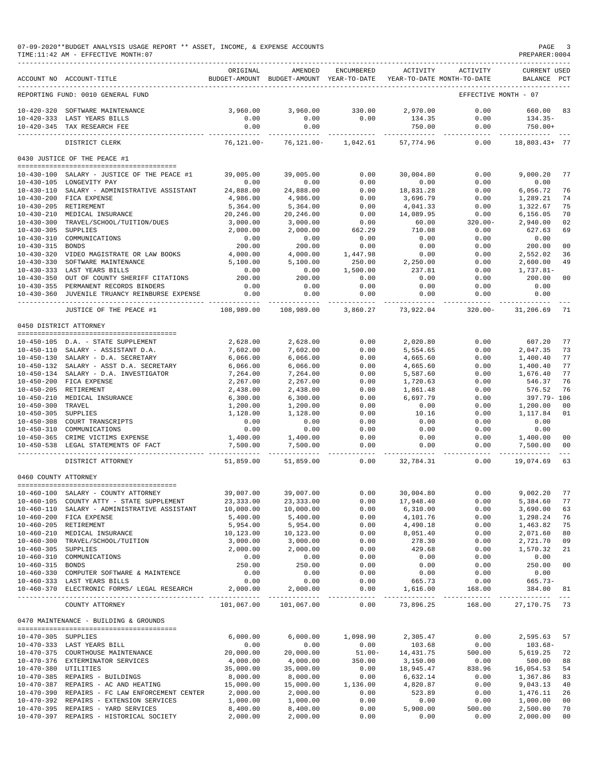07-09-2020**BUDGET ANALYSIS USAGE REPORT ** ASSET, INCOME, & EXPENSE ACCOUNTS
TIME:11:42 AM - EFFECTIVE MONTH:07

PREPARER:0004

| ACCOUNT NO | ACCOUNT-TITLE | ORIGINAL BUDGET-AMOUNT | AMENDED BUDGET-AMOUNT | ENCUMBERED YEAR-TO-DATE | ACTIVITY YEAR-TO-DATE | ACTIVITY MONTH-TO-DATE | CURRENT BALANCE | USED PCT |
|---|---|---|---|---|---|---|---|---|
| REPORTING FUND: 0010 GENERAL FUND | | | | | | EFFECTIVE MONTH - 07 | | |
| 10-420-320 | SOFTWARE MAINTENANCE | 3,960.00 | 3,960.00 | 330.00 | 2,970.00 | 0.00 | 660.00 | 83 |
| 10-420-333 | LAST YEARS BILLS | 0.00 | 0.00 | 0.00 | 134.35 | 0.00 | 134.35- | |
| 10-420-345 | TAX RESEARCH FEE | 0.00 | 0.00 | | 750.00 | 0.00 | 750.00+ | |
| | DISTRICT CLERK | 76,121.00- | 76,121.00- | 1,042.61 | 57,774.96 | 0.00 | 18,803.43+ | 77 |
| | 0430 JUSTICE OF THE PEACE #1 | | | | | | | |
| 10-430-100 | SALARY - JUSTICE OF THE PEACE #1 | 39,005.00 | 39,005.00 | 0.00 | 30,004.80 | 0.00 | 9,000.20 | 77 |
| 10-430-105 | LONGEVITY PAY | 0.00 | 0.00 | 0.00 | 0.00 | 0.00 | 0.00 | |
| 10-430-110 | SALARY - ADMINISTRATIVE ASSISTANT | 24,888.00 | 24,888.00 | 0.00 | 18,831.28 | 0.00 | 6,056.72 | 76 |
| 10-430-200 | FICA EXPENSE | 4,986.00 | 4,986.00 | 0.00 | 3,696.79 | 0.00 | 1,289.21 | 74 |
| 10-430-205 | RETIREMENT | 5,364.00 | 5,364.00 | 0.00 | 4,041.33 | 0.00 | 1,322.67 | 75 |
| 10-430-210 | MEDICAL INSURANCE | 20,246.00 | 20,246.00 | 0.00 | 14,089.95 | 0.00 | 6,156.05 | 70 |
| 10-430-300 | TRAVEL/SCHOOL/TUITION/DUES | 3,000.00 | 3,000.00 | 0.00 | 60.00 | 320.00- | 2,940.00 | 02 |
| 10-430-305 | SUPPLIES | 2,000.00 | 2,000.00 | 662.29 | 710.08 | 0.00 | 627.63 | 69 |
| 10-430-310 | COMMUNICATIONS | 0.00 | 0.00 | 0.00 | 0.00 | 0.00 | 0.00 | |
| 10-430-315 | BONDS | 200.00 | 200.00 | 0.00 | 0.00 | 0.00 | 200.00 | 00 |
| 10-430-320 | VIDEO MAGISTRATE OR LAW BOOKS | 4,000.00 | 4,000.00 | 1,447.98 | 0.00 | 0.00 | 2,552.02 | 36 |
| 10-430-330 | SOFTWARE MAINTENANCE | 5,100.00 | 5,100.00 | 250.00 | 2,250.00 | 0.00 | 2,600.00 | 49 |
| 10-430-333 | LAST YEARS BILLS | 0.00 | 0.00 | 1,500.00 | 237.81 | 0.00 | 1,737.81- | |
| 10-430-350 | OUT OF COUNTY SHERIFF CITATIONS | 200.00 | 200.00 | 0.00 | 0.00 | 0.00 | 200.00 | 00 |
| 10-430-355 | PERMANENT RECORDS BINDERS | 0.00 | 0.00 | 0.00 | 0.00 | 0.00 | 0.00 | |
| 10-430-360 | JUVENILE TRUANCY REINBURSE EXPENSE | 0.00 | 0.00 | 0.00 | 0.00 | 0.00 | 0.00 | |
| | JUSTICE OF THE PEACE #1 | 108,989.00 | 108,989.00 | 3,860.27 | 73,922.04 | 320.00- | 31,206.69 | 71 |
| | 0450 DISTRICT ATTORNEY | | | | | | | |
| 10-450-105 | D.A. - STATE SUPPLEMENT | 2,628.00 | 2,628.00 | 0.00 | 2,020.80 | 0.00 | 607.20 | 77 |
| 10-450-110 | SALARY - ASSISTANT D.A. | 7,602.00 | 7,602.00 | 0.00 | 5,554.65 | 0.00 | 2,047.35 | 73 |
| 10-450-130 | SALARY - D.A. SECRETARY | 6,066.00 | 6,066.00 | 0.00 | 4,665.60 | 0.00 | 1,400.40 | 77 |
| 10-450-132 | SALARY - ASST D.A. SECRETARY | 6,066.00 | 6,066.00 | 0.00 | 4,665.60 | 0.00 | 1,400.40 | 77 |
| 10-450-134 | SALARY - D.A. INVESTIGATOR | 7,264.00 | 7,264.00 | 0.00 | 5,587.60 | 0.00 | 1,676.40 | 77 |
| 10-450-200 | FICA EXPENSE | 2,267.00 | 2,267.00 | 0.00 | 1,720.63 | 0.00 | 546.37 | 76 |
| 10-450-205 | RETIREMENT | 2,438.00 | 2,438.00 | 0.00 | 1,861.48 | 0.00 | 576.52 | 76 |
| 10-450-210 | MEDICAL INSURANCE | 6,300.00 | 6,300.00 | 0.00 | 6,697.79 | 0.00 | 397.79- | 106 |
| 10-450-300 | TRAVEL | 1,200.00 | 1,200.00 | 0.00 | 0.00 | 0.00 | 1,200.00 | 00 |
| 10-450-305 | SUPPLIES | 1,128.00 | 1,128.00 | 0.00 | 10.16 | 0.00 | 1,117.84 | 01 |
| 10-450-308 | COURT TRANSCRIPTS | 0.00 | 0.00 | 0.00 | 0.00 | 0.00 | 0.00 | |
| 10-450-310 | COMMUNICATIONS | 0.00 | 0.00 | 0.00 | 0.00 | 0.00 | 0.00 | |
| 10-450-365 | CRIME VICTIMS EXPENSE | 1,400.00 | 1,400.00 | 0.00 | 0.00 | 0.00 | 1,400.00 | 00 |
| 10-450-538 | LEGAL STATEMENTS OF FACT | 7,500.00 | 7,500.00 | 0.00 | 0.00 | 0.00 | 7,500.00 | 00 |
| | DISTRICT ATTORNEY | 51,859.00 | 51,859.00 | 0.00 | 32,784.31 | 0.00 | 19,074.69 | 63 |
| | 0460 COUNTY ATTORNEY | | | | | | | |
| 10-460-100 | SALARY - COUNTY ATTORNEY | 39,007.00 | 39,007.00 | 0.00 | 30,004.80 | 0.00 | 9,002.20 | 77 |
| 10-460-105 | COUNTY ATTY - STATE SUPPLEMENT | 23,333.00 | 23,333.00 | 0.00 | 17,948.40 | 0.00 | 5,384.60 | 77 |
| 10-460-110 | SALARY - ADMINISTRATIVE ASSISTANT | 10,000.00 | 10,000.00 | 0.00 | 6,310.00 | 0.00 | 3,690.00 | 63 |
| 10-460-200 | FICA EXPENSE | 5,400.00 | 5,400.00 | 0.00 | 4,101.76 | 0.00 | 1,298.24 | 76 |
| 10-460-205 | RETIREMENT | 5,954.00 | 5,954.00 | 0.00 | 4,490.18 | 0.00 | 1,463.82 | 75 |
| 10-460-210 | MEDICAL INSURANCE | 10,123.00 | 10,123.00 | 0.00 | 8,051.40 | 0.00 | 2,071.60 | 80 |
| 10-460-300 | TRAVEL/SCHOOL/TUITION | 3,000.00 | 3,000.00 | 0.00 | 278.30 | 0.00 | 2,721.70 | 09 |
| 10-460-305 | SUPPLIES | 2,000.00 | 2,000.00 | 0.00 | 429.68 | 0.00 | 1,570.32 | 21 |
| 10-460-310 | COMMUNICATIONS | 0.00 | 0.00 | 0.00 | 0.00 | 0.00 | 0.00 | |
| 10-460-315 | BONDS | 250.00 | 250.00 | 0.00 | 0.00 | 0.00 | 250.00 | 00 |
| 10-460-330 | COMPUTER SOFTWARE & MAINTENCE | 0.00 | 0.00 | 0.00 | 0.00 | 0.00 | 0.00 | |
| 10-460-333 | LAST YEARS BILLS | 0.00 | 0.00 | 0.00 | 665.73 | 0.00 | 665.73- | |
| 10-460-370 | ELECTRONIC FORMS/ LEGAL RESEARCH | 2,000.00 | 2,000.00 | 0.00 | 1,616.00 | 168.00 | 384.00 | 81 |
| | COUNTY ATTORNEY | 101,067.00 | 101,067.00 | 0.00 | 73,896.25 | 168.00 | 27,170.75 | 73 |
| | 0470 MAINTENANCE - BUILDING & GROUNDS | | | | | | | |
| 10-470-305 | SUPPLIES | 6,000.00 | 6,000.00 | 1,098.90 | 2,305.47 | 0.00 | 2,595.63 | 57 |
| 10-470-333 | LAST YEARS BILL | 0.00 | 0.00 | 0.00 | 103.68 | 0.00 | 103.68- | |
| 10-470-375 | COURTHOUSE MAINTENANCE | 20,000.00 | 20,000.00 | 51.00- | 14,431.75 | 500.00 | 5,619.25 | 72 |
| 10-470-376 | EXTERMINATOR SERVICES | 4,000.00 | 4,000.00 | 350.00 | 3,150.00 | 0.00 | 500.00 | 88 |
| 10-470-380 | UTILITIES | 35,000.00 | 35,000.00 | 0.00 | 18,945.47 | 838.96 | 16,054.53 | 54 |
| 10-470-385 | REPAIRS - BUILDINGS | 8,000.00 | 8,000.00 | 0.00 | 6,632.14 | 0.00 | 1,367.86 | 83 |
| 10-470-387 | REPAIRS - AC AND HEATING | 15,000.00 | 15,000.00 | 1,136.00 | 4,820.87 | 0.00 | 9,043.13 | 40 |
| 10-470-390 | REPAIRS - FC LAW ENFORCEMENT CENTER | 2,000.00 | 2,000.00 | 0.00 | 523.89 | 0.00 | 1,476.11 | 26 |
| 10-470-392 | REPAIRS - EXTENSION SERVICES | 1,000.00 | 1,000.00 | 0.00 | 0.00 | 0.00 | 1,000.00 | 00 |
| 10-470-395 | REPAIRS - YARD SERVICES | 8,400.00 | 8,400.00 | 0.00 | 5,900.00 | 500.00 | 2,500.00 | 70 |
| 10-470-397 | REPAIRS - HISTORICAL SOCIETY | 2,000.00 | 2,000.00 | 0.00 | 0.00 | 0.00 | 2,000.00 | 00 |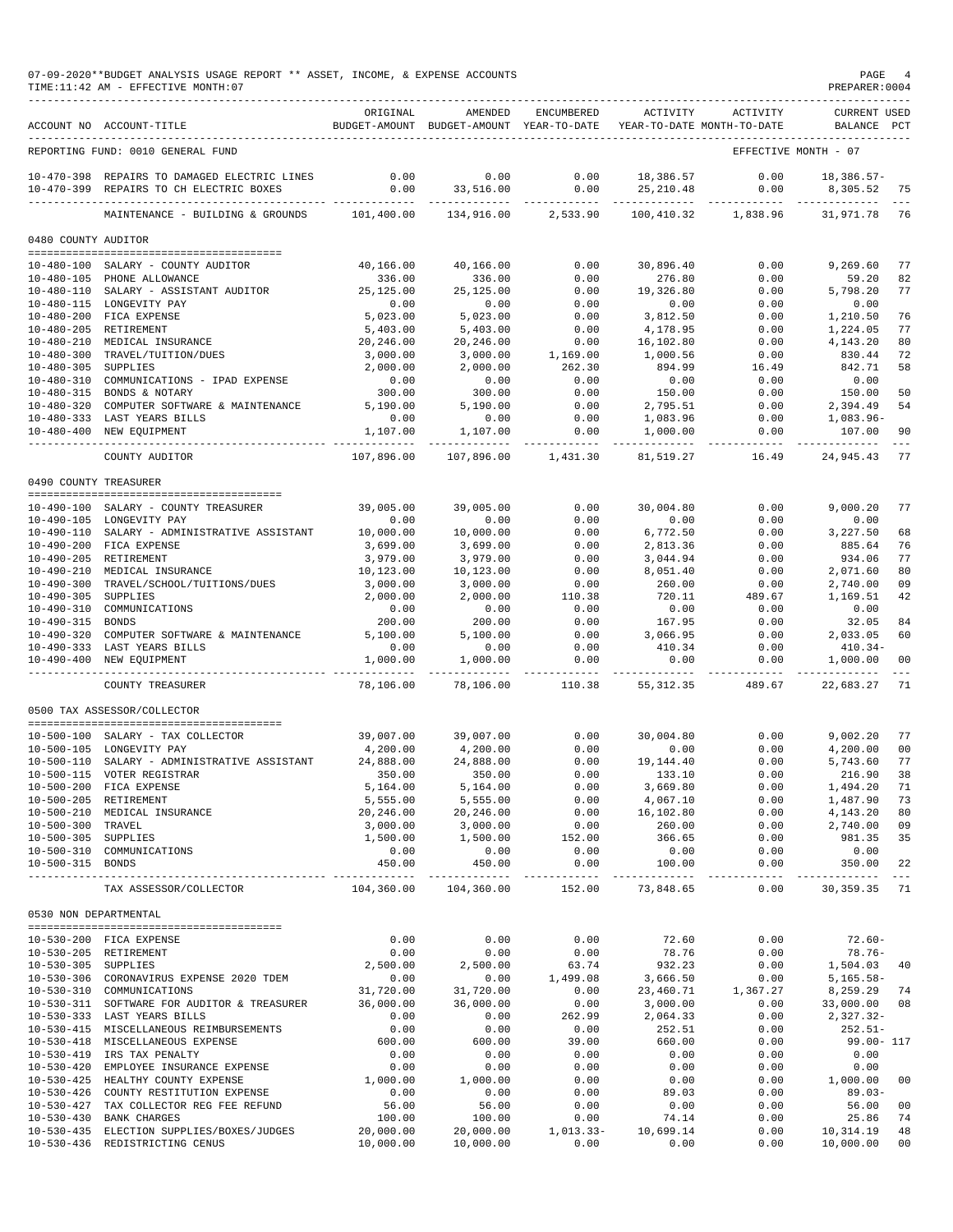07-09-2020**BUDGET ANALYSIS USAGE REPORT ** ASSET, INCOME, & EXPENSE ACCOUNTS
TIME:11:42 AM - EFFECTIVE MONTH:07

| ACCOUNT NO | ACCOUNT-TITLE | ORIGINAL BUDGET-AMOUNT | AMENDED BUDGET-AMOUNT | ENCUMBERED YEAR-TO-DATE | ACTIVITY YEAR-TO-DATE | ACTIVITY MONTH-TO-DATE | CURRENT BALANCE | USED PCT |
|---|---|---|---|---|---|---|---|---|
| REPORTING FUND: 0010 GENERAL FUND | | | | | | EFFECTIVE MONTH - 07 | | |
| 10-470-398 | REPAIRS TO DAMAGED ELECTRIC LINES | 0.00 | 0.00 | 0.00 | 18,386.57 | 0.00 | 18,386.57- | |
| 10-470-399 | REPAIRS TO CH ELECTRIC BOXES | 0.00 | 33,516.00 | 0.00 | 25,210.48 | 0.00 | 8,305.52 | 75 |
| | MAINTENANCE - BUILDING & GROUNDS | 101,400.00 | 134,916.00 | 2,533.90 | 100,410.32 | 1,838.96 | 31,971.78 | 76 |
| 0480 COUNTY AUDITOR | | | | | | | | |
| 10-480-100 | SALARY - COUNTY AUDITOR | 40,166.00 | 40,166.00 | 0.00 | 30,896.40 | 0.00 | 9,269.60 | 77 |
| 10-480-105 | PHONE ALLOWANCE | 336.00 | 336.00 | 0.00 | 276.80 | 0.00 | 59.20 | 82 |
| 10-480-110 | SALARY - ASSISTANT AUDITOR | 25,125.00 | 25,125.00 | 0.00 | 19,326.80 | 0.00 | 5,798.20 | 77 |
| 10-480-115 | LONGEVITY PAY | 0.00 | 0.00 | 0.00 | 0.00 | 0.00 | 0.00 | |
| 10-480-200 | FICA EXPENSE | 5,023.00 | 5,023.00 | 0.00 | 3,812.50 | 0.00 | 1,210.50 | 76 |
| 10-480-205 | RETIREMENT | 5,403.00 | 5,403.00 | 0.00 | 4,178.95 | 0.00 | 1,224.05 | 77 |
| 10-480-210 | MEDICAL INSURANCE | 20,246.00 | 20,246.00 | 0.00 | 16,102.80 | 0.00 | 4,143.20 | 80 |
| 10-480-300 | TRAVEL/TUITION/DUES | 3,000.00 | 3,000.00 | 1,169.00 | 1,000.56 | 0.00 | 830.44 | 72 |
| 10-480-305 | SUPPLIES | 2,000.00 | 2,000.00 | 262.30 | 894.99 | 16.49 | 842.71 | 58 |
| 10-480-310 | COMMUNICATIONS - IPAD EXPENSE | 0.00 | 0.00 | 0.00 | 0.00 | 0.00 | 0.00 | |
| 10-480-315 | BONDS & NOTARY | 300.00 | 300.00 | 0.00 | 150.00 | 0.00 | 150.00 | 50 |
| 10-480-320 | COMPUTER SOFTWARE & MAINTENANCE | 5,190.00 | 5,190.00 | 0.00 | 2,795.51 | 0.00 | 2,394.49 | 54 |
| 10-480-333 | LAST YEARS BILLS | 0.00 | 0.00 | 0.00 | 1,083.96 | 0.00 | 1,083.96- | |
| 10-480-400 | NEW EQUIPMENT | 1,107.00 | 1,107.00 | 0.00 | 1,000.00 | 0.00 | 107.00 | 90 |
| | COUNTY AUDITOR | 107,896.00 | 107,896.00 | 1,431.30 | 81,519.27 | 16.49 | 24,945.43 | 77 |
| 0490 COUNTY TREASURER | | | | | | | | |
| 10-490-100 | SALARY - COUNTY TREASURER | 39,005.00 | 39,005.00 | 0.00 | 30,004.80 | 0.00 | 9,000.20 | 77 |
| 10-490-105 | LONGEVITY PAY | 0.00 | 0.00 | 0.00 | 0.00 | 0.00 | 0.00 | |
| 10-490-110 | SALARY - ADMINISTRATIVE ASSISTANT | 10,000.00 | 10,000.00 | 0.00 | 6,772.50 | 0.00 | 3,227.50 | 68 |
| 10-490-200 | FICA EXPENSE | 3,699.00 | 3,699.00 | 0.00 | 2,813.36 | 0.00 | 885.64 | 76 |
| 10-490-205 | RETIREMENT | 3,979.00 | 3,979.00 | 0.00 | 3,044.94 | 0.00 | 934.06 | 77 |
| 10-490-210 | MEDICAL INSURANCE | 10,123.00 | 10,123.00 | 0.00 | 8,051.40 | 0.00 | 2,071.60 | 80 |
| 10-490-300 | TRAVEL/SCHOOL/TUITIONS/DUES | 3,000.00 | 3,000.00 | 0.00 | 260.00 | 0.00 | 2,740.00 | 09 |
| 10-490-305 | SUPPLIES | 2,000.00 | 2,000.00 | 110.38 | 720.11 | 489.67 | 1,169.51 | 42 |
| 10-490-310 | COMMUNICATIONS | 0.00 | 0.00 | 0.00 | 0.00 | 0.00 | 0.00 | |
| 10-490-315 | BONDS | 200.00 | 200.00 | 0.00 | 167.95 | 0.00 | 32.05 | 84 |
| 10-490-320 | COMPUTER SOFTWARE & MAINTENANCE | 5,100.00 | 5,100.00 | 0.00 | 3,066.95 | 0.00 | 2,033.05 | 60 |
| 10-490-333 | LAST YEARS BILLS | 0.00 | 0.00 | 0.00 | 410.34 | 0.00 | 410.34- | |
| 10-490-400 | NEW EQUIPMENT | 1,000.00 | 1,000.00 | 0.00 | 0.00 | 0.00 | 1,000.00 | 00 |
| | COUNTY TREASURER | 78,106.00 | 78,106.00 | 110.38 | 55,312.35 | 489.67 | 22,683.27 | 71 |
| 0500 TAX ASSESSOR/COLLECTOR | | | | | | | | |
| 10-500-100 | SALARY - TAX COLLECTOR | 39,007.00 | 39,007.00 | 0.00 | 30,004.80 | 0.00 | 9,002.20 | 77 |
| 10-500-105 | LONGEVITY PAY | 4,200.00 | 4,200.00 | 0.00 | 0.00 | 0.00 | 4,200.00 | 00 |
| 10-500-110 | SALARY - ADMINISTRATIVE ASSISTANT | 24,888.00 | 24,888.00 | 0.00 | 19,144.40 | 0.00 | 5,743.60 | 77 |
| 10-500-115 | VOTER REGISTRAR | 350.00 | 350.00 | 0.00 | 133.10 | 0.00 | 216.90 | 38 |
| 10-500-200 | FICA EXPENSE | 5,164.00 | 5,164.00 | 0.00 | 3,669.80 | 0.00 | 1,494.20 | 71 |
| 10-500-205 | RETIREMENT | 5,555.00 | 5,555.00 | 0.00 | 4,067.10 | 0.00 | 1,487.90 | 73 |
| 10-500-210 | MEDICAL INSURANCE | 20,246.00 | 20,246.00 | 0.00 | 16,102.80 | 0.00 | 4,143.20 | 80 |
| 10-500-300 | TRAVEL | 3,000.00 | 3,000.00 | 0.00 | 260.00 | 0.00 | 2,740.00 | 09 |
| 10-500-305 | SUPPLIES | 1,500.00 | 1,500.00 | 152.00 | 366.65 | 0.00 | 981.35 | 35 |
| 10-500-310 | COMMUNICATIONS | 0.00 | 0.00 | 0.00 | 0.00 | 0.00 | 0.00 | |
| 10-500-315 | BONDS | 450.00 | 450.00 | 0.00 | 100.00 | 0.00 | 350.00 | 22 |
| | TAX ASSESSOR/COLLECTOR | 104,360.00 | 104,360.00 | 152.00 | 73,848.65 | 0.00 | 30,359.35 | 71 |
| 0530 NON DEPARTMENTAL | | | | | | | | |
| 10-530-200 | FICA EXPENSE | 0.00 | 0.00 | 0.00 | 72.60 | 0.00 | 72.60- | |
| 10-530-205 | RETIREMENT | 0.00 | 0.00 | 0.00 | 78.76 | 0.00 | 78.76- | |
| 10-530-305 | SUPPLIES | 2,500.00 | 2,500.00 | 63.74 | 932.23 | 0.00 | 1,504.03 | 40 |
| 10-530-306 | CORONAVIRUS EXPENSE 2020 TDEM | 0.00 | 0.00 | 1,499.08 | 3,666.50 | 0.00 | 5,165.58- | |
| 10-530-310 | COMMUNICATIONS | 31,720.00 | 31,720.00 | 0.00 | 23,460.71 | 1,367.27 | 8,259.29 | 74 |
| 10-530-311 | SOFTWARE FOR AUDITOR & TREASURER | 36,000.00 | 36,000.00 | 0.00 | 3,000.00 | 0.00 | 33,000.00 | 08 |
| 10-530-333 | LAST YEARS BILLS | 0.00 | 0.00 | 262.99 | 2,064.33 | 0.00 | 2,327.32- | |
| 10-530-415 | MISCELLANEOUS REIMBURSEMENTS | 0.00 | 0.00 | 0.00 | 252.51 | 0.00 | 252.51- | |
| 10-530-418 | MISCELLANEOUS EXPENSE | 600.00 | 600.00 | 39.00 | 660.00 | 0.00 | 99.00- | 117 |
| 10-530-419 | IRS TAX PENALTY | 0.00 | 0.00 | 0.00 | 0.00 | 0.00 | 0.00 | |
| 10-530-420 | EMPLOYEE INSURANCE EXPENSE | 0.00 | 0.00 | 0.00 | 0.00 | 0.00 | 0.00 | |
| 10-530-425 | HEALTHY COUNTY EXPENSE | 1,000.00 | 1,000.00 | 0.00 | 0.00 | 0.00 | 1,000.00 | 00 |
| 10-530-426 | COUNTY RESTITUTION EXPENSE | 0.00 | 0.00 | 0.00 | 89.03 | 0.00 | 89.03- | |
| 10-530-427 | TAX COLLECTOR REG FEE REFUND | 56.00 | 56.00 | 0.00 | 0.00 | 0.00 | 56.00 | 00 |
| 10-530-430 | BANK CHARGES | 100.00 | 100.00 | 0.00 | 74.14 | 0.00 | 25.86 | 74 |
| 10-530-435 | ELECTION SUPPLIES/BOXES/JUDGES | 20,000.00 | 20,000.00 | 1,013.33- | 10,699.14 | 0.00 | 10,314.19 | 48 |
| 10-530-436 | REDISTRICTING CENUS | 10,000.00 | 10,000.00 | 0.00 | 0.00 | 0.00 | 10,000.00 | 00 |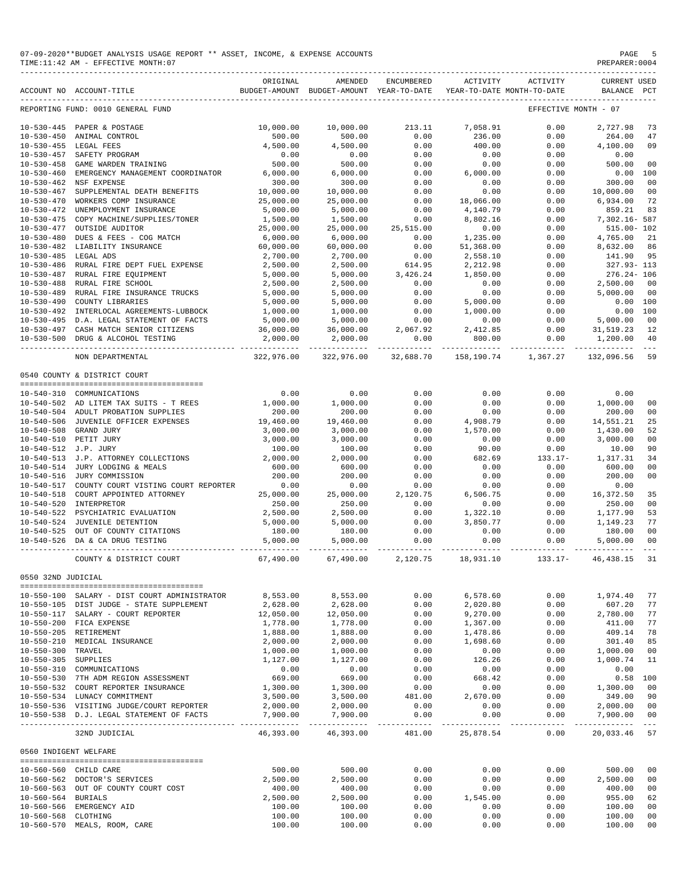07-09-2020**BUDGET ANALYSIS USAGE REPORT ** ASSET, INCOME, & EXPENSE ACCOUNTS
TIME:11:42 AM - EFFECTIVE MONTH:07
PREPARER:0004

| ACCOUNT NO | ACCOUNT-TITLE | ORIGINAL BUDGET-AMOUNT | AMENDED BUDGET-AMOUNT | ENCUMBERED YEAR-TO-DATE | ACTIVITY YEAR-TO-DATE | ACTIVITY MONTH-TO-DATE | CURRENT BALANCE | USED PCT |
|---|---|---|---|---|---|---|---|---|
| REPORTING FUND: 0010 GENERAL FUND | | | | | | EFFECTIVE MONTH - 07 | | |
| 10-530-445 | PAPER & POSTAGE | 10,000.00 | 10,000.00 | 213.11 | 7,058.91 | 0.00 | 2,727.98 | 73 |
| 10-530-450 | ANIMAL CONTROL | 500.00 | 500.00 | 0.00 | 236.00 | 0.00 | 264.00 | 47 |
| 10-530-455 | LEGAL FEES | 4,500.00 | 4,500.00 | 0.00 | 400.00 | 0.00 | 4,100.00 | 09 |
| 10-530-457 | SAFETY PROGRAM | 0.00 | 0.00 | 0.00 | 0.00 | 0.00 | 0.00 | |
| 10-530-458 | GAME WARDEN TRAINING | 500.00 | 500.00 | 0.00 | 0.00 | 0.00 | 500.00 | 00 |
| 10-530-460 | EMERGENCY MANAGEMENT COORDINATOR | 6,000.00 | 6,000.00 | 0.00 | 6,000.00 | 0.00 | 0.00 | 100 |
| 10-530-462 | NSF EXPENSE | 300.00 | 300.00 | 0.00 | 0.00 | 0.00 | 300.00 | 00 |
| 10-530-467 | SUPPLEMENTAL DEATH BENEFITS | 10,000.00 | 10,000.00 | 0.00 | 0.00 | 0.00 | 10,000.00 | 00 |
| 10-530-470 | WORKERS COMP INSURANCE | 25,000.00 | 25,000.00 | 0.00 | 18,066.00 | 0.00 | 6,934.00 | 72 |
| 10-530-472 | UNEMPLOYMENT INSURANCE | 5,000.00 | 5,000.00 | 0.00 | 4,140.79 | 0.00 | 859.21 | 83 |
| 10-530-475 | COPY MACHINE/SUPPLIES/TONER | 1,500.00 | 1,500.00 | 0.00 | 8,802.16 | 0.00 | 7,302.16- | 587 |
| 10-530-477 | OUTSIDE AUDITOR | 25,000.00 | 25,000.00 | 25,515.00 | 0.00 | 0.00 | 515.00- | 102 |
| 10-530-480 | DUES & FEES - COG MATCH | 6,000.00 | 6,000.00 | 0.00 | 1,235.00 | 0.00 | 4,765.00 | 21 |
| 10-530-482 | LIABILITY INSURANCE | 60,000.00 | 60,000.00 | 0.00 | 51,368.00 | 0.00 | 8,632.00 | 86 |
| 10-530-485 | LEGAL ADS | 2,700.00 | 2,700.00 | 0.00 | 2,558.10 | 0.00 | 141.90 | 95 |
| 10-530-486 | RURAL FIRE DEPT FUEL EXPENSE | 2,500.00 | 2,500.00 | 614.95 | 2,212.98 | 0.00 | 327.93- | 113 |
| 10-530-487 | RURAL FIRE EQUIPMENT | 5,000.00 | 5,000.00 | 3,426.24 | 1,850.00 | 0.00 | 276.24- | 106 |
| 10-530-488 | RURAL FIRE SCHOOL | 2,500.00 | 2,500.00 | 0.00 | 0.00 | 0.00 | 2,500.00 | 00 |
| 10-530-489 | RURAL FIRE INSURANCE TRUCKS | 5,000.00 | 5,000.00 | 0.00 | 0.00 | 0.00 | 5,000.00 | 00 |
| 10-530-490 | COUNTY LIBRARIES | 5,000.00 | 5,000.00 | 0.00 | 5,000.00 | 0.00 | 0.00 | 100 |
| 10-530-492 | INTERLOCAL AGREEMENTS-LUBBOCK | 1,000.00 | 1,000.00 | 0.00 | 1,000.00 | 0.00 | 0.00 | 100 |
| 10-530-495 | D.A. LEGAL STATEMENT OF FACTS | 5,000.00 | 5,000.00 | 0.00 | 0.00 | 0.00 | 5,000.00 | 00 |
| 10-530-497 | CASH MATCH SENIOR CITIZENS | 36,000.00 | 36,000.00 | 2,067.92 | 2,412.85 | 0.00 | 31,519.23 | 12 |
| 10-530-500 | DRUG & ALCOHOL TESTING | 2,000.00 | 2,000.00 | 0.00 | 800.00 | 0.00 | 1,200.00 | 40 |
| | NON DEPARTMENTAL | 322,976.00 | 322,976.00 | 32,688.70 | 158,190.74 | 1,367.27 | 132,096.56 | 59 |
| 0540 COUNTY & DISTRICT COURT | | | | | | | | |
| 10-540-310 | COMMUNICATIONS | 0.00 | 0.00 | 0.00 | 0.00 | 0.00 | 0.00 | |
| 10-540-502 | AD LITEM TAX SUITS - T REES | 1,000.00 | 1,000.00 | 0.00 | 0.00 | 0.00 | 1,000.00 | 00 |
| 10-540-504 | ADULT PROBATION SUPPLIES | 200.00 | 200.00 | 0.00 | 0.00 | 0.00 | 200.00 | 00 |
| 10-540-506 | JUVENILE OFFICER EXPENSES | 19,460.00 | 19,460.00 | 0.00 | 4,908.79 | 0.00 | 14,551.21 | 25 |
| 10-540-508 | GRAND JURY | 3,000.00 | 3,000.00 | 0.00 | 1,570.00 | 0.00 | 1,430.00 | 52 |
| 10-540-510 | PETIT JURY | 3,000.00 | 3,000.00 | 0.00 | 0.00 | 0.00 | 3,000.00 | 00 |
| 10-540-512 | J.P. JURY | 100.00 | 100.00 | 0.00 | 90.00 | 0.00 | 10.00 | 90 |
| 10-540-513 | J.P. ATTORNEY COLLECTIONS | 2,000.00 | 2,000.00 | 0.00 | 682.69 | 133.17- | 1,317.31 | 34 |
| 10-540-514 | JURY LODGING & MEALS | 600.00 | 600.00 | 0.00 | 0.00 | 0.00 | 600.00 | 00 |
| 10-540-516 | JURY COMMISSION | 200.00 | 200.00 | 0.00 | 0.00 | 0.00 | 200.00 | 00 |
| 10-540-517 | COUNTY COURT VISTING COURT REPORTER | 0.00 | 0.00 | 0.00 | 0.00 | 0.00 | 0.00 | |
| 10-540-518 | COURT APPOINTED ATTORNEY | 25,000.00 | 25,000.00 | 2,120.75 | 6,506.75 | 0.00 | 16,372.50 | 35 |
| 10-540-520 | INTERPRETOR | 250.00 | 250.00 | 0.00 | 0.00 | 0.00 | 250.00 | 00 |
| 10-540-522 | PSYCHIATRIC EVALUATION | 2,500.00 | 2,500.00 | 0.00 | 1,322.10 | 0.00 | 1,177.90 | 53 |
| 10-540-524 | JUVENILE DETENTION | 5,000.00 | 5,000.00 | 0.00 | 3,850.77 | 0.00 | 1,149.23 | 77 |
| 10-540-525 | OUT OF COUNTY CITATIONS | 180.00 | 180.00 | 0.00 | 0.00 | 0.00 | 180.00 | 00 |
| 10-540-526 | DA & CA DRUG TESTING | 5,000.00 | 5,000.00 | 0.00 | 0.00 | 0.00 | 5,000.00 | 00 |
| | COUNTY & DISTRICT COURT | 67,490.00 | 67,490.00 | 2,120.75 | 18,931.10 | 133.17- | 46,438.15 | 31 |
| 0550 32ND JUDICIAL | | | | | | | | |
| 10-550-100 | SALARY - DIST COURT ADMINISTRATOR | 8,553.00 | 8,553.00 | 0.00 | 6,578.60 | 0.00 | 1,974.40 | 77 |
| 10-550-105 | DIST JUDGE - STATE SUPPLEMENT | 2,628.00 | 2,628.00 | 0.00 | 2,020.80 | 0.00 | 607.20 | 77 |
| 10-550-117 | SALARY - COURT REPORTER | 12,050.00 | 12,050.00 | 0.00 | 9,270.00 | 0.00 | 2,780.00 | 77 |
| 10-550-200 | FICA EXPENSE | 1,778.00 | 1,778.00 | 0.00 | 1,367.00 | 0.00 | 411.00 | 77 |
| 10-550-205 | RETIREMENT | 1,888.00 | 1,888.00 | 0.00 | 1,478.86 | 0.00 | 409.14 | 78 |
| 10-550-210 | MEDICAL INSURANCE | 2,000.00 | 2,000.00 | 0.00 | 1,698.60 | 0.00 | 301.40 | 85 |
| 10-550-300 | TRAVEL | 1,000.00 | 1,000.00 | 0.00 | 0.00 | 0.00 | 1,000.00 | 00 |
| 10-550-305 | SUPPLIES | 1,127.00 | 1,127.00 | 0.00 | 126.26 | 0.00 | 1,000.74 | 11 |
| 10-550-310 | COMMUNICATIONS | 0.00 | 0.00 | 0.00 | 0.00 | 0.00 | 0.00 | |
| 10-550-530 | 7TH ADM REGION ASSESSMENT | 669.00 | 669.00 | 0.00 | 668.42 | 0.00 | 0.58 | 100 |
| 10-550-532 | COURT REPORTER INSURANCE | 1,300.00 | 1,300.00 | 0.00 | 0.00 | 0.00 | 1,300.00 | 00 |
| 10-550-534 | LUNACY COMMITMENT | 3,500.00 | 3,500.00 | 481.00 | 2,670.00 | 0.00 | 349.00 | 90 |
| 10-550-536 | VISITING JUDGE/COURT REPORTER | 2,000.00 | 2,000.00 | 0.00 | 0.00 | 0.00 | 2,000.00 | 00 |
| 10-550-538 | D.J. LEGAL STATEMENT OF FACTS | 7,900.00 | 7,900.00 | 0.00 | 0.00 | 0.00 | 7,900.00 | 00 |
| | 32ND JUDICIAL | 46,393.00 | 46,393.00 | 481.00 | 25,878.54 | 0.00 | 20,033.46 | 57 |
| 0560 INDIGENT WELFARE | | | | | | | | |
| 10-560-560 | CHILD CARE | 500.00 | 500.00 | 0.00 | 0.00 | 0.00 | 500.00 | 00 |
| 10-560-562 | DOCTOR'S SERVICES | 2,500.00 | 2,500.00 | 0.00 | 0.00 | 0.00 | 2,500.00 | 00 |
| 10-560-563 | OUT OF COUNTY COURT COST | 400.00 | 400.00 | 0.00 | 0.00 | 0.00 | 400.00 | 00 |
| 10-560-564 | BURIALS | 2,500.00 | 2,500.00 | 0.00 | 1,545.00 | 0.00 | 955.00 | 62 |
| 10-560-566 | EMERGENCY AID | 100.00 | 100.00 | 0.00 | 0.00 | 0.00 | 100.00 | 00 |
| 10-560-568 | CLOTHING | 100.00 | 100.00 | 0.00 | 0.00 | 0.00 | 100.00 | 00 |
| 10-560-570 | MEALS, ROOM, CARE | 100.00 | 100.00 | 0.00 | 0.00 | 0.00 | 100.00 | 00 |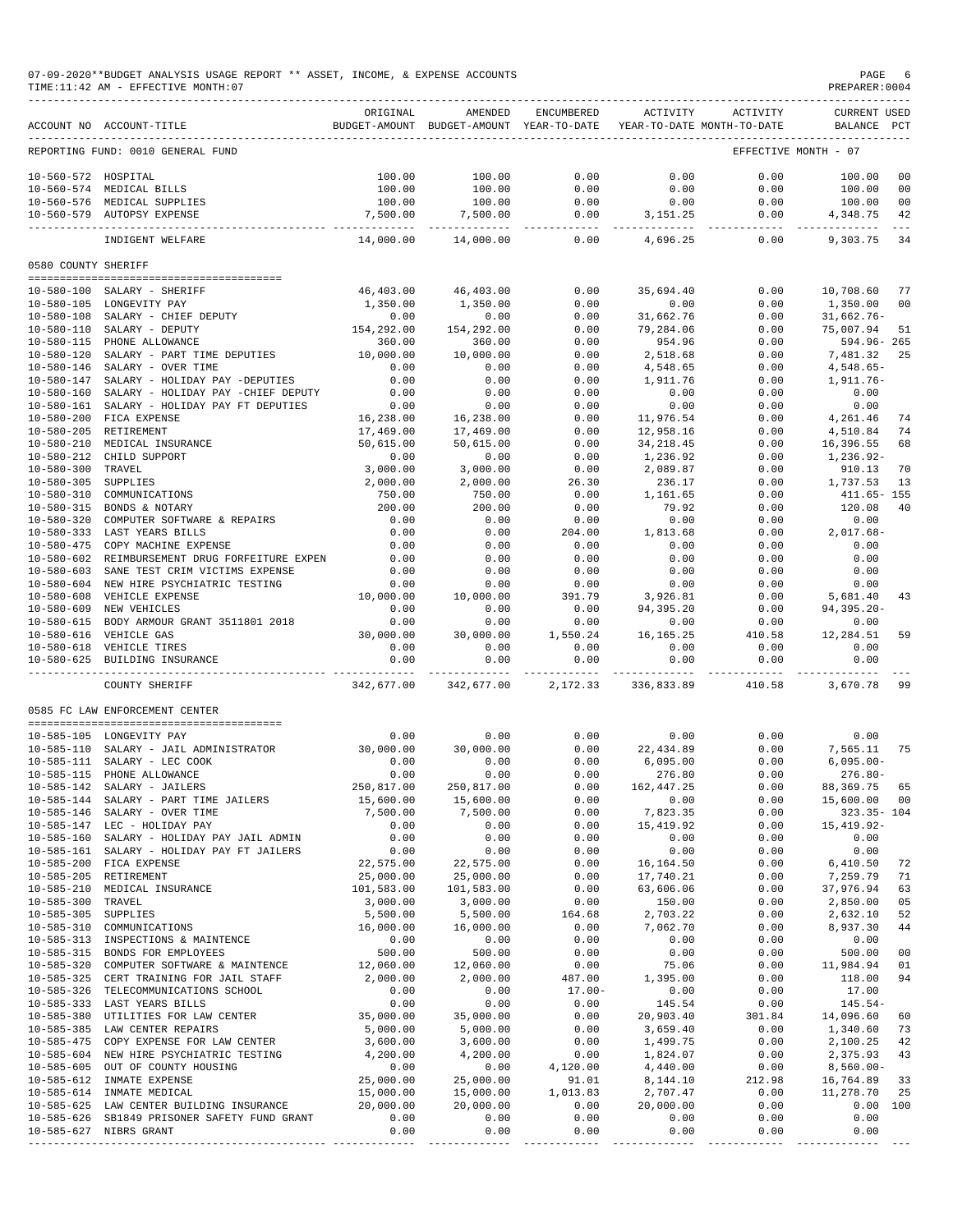07-09-2020**BUDGET ANALYSIS USAGE REPORT ** ASSET, INCOME, & EXPENSE ACCOUNTS
TIME:11:42 AM - EFFECTIVE MONTH:07

PREPARER:0004

| ACCOUNT NO | ACCOUNT-TITLE | ORIGINAL BUDGET-AMOUNT | AMENDED BUDGET-AMOUNT | ENCUMBERED YEAR-TO-DATE | ACTIVITY YEAR-TO-DATE | ACTIVITY MONTH-TO-DATE | CURRENT BALANCE | USED PCT |
|---|---|---|---|---|---|---|---|---|
| REPORTING FUND: 0010 GENERAL FUND | | | | | | EFFECTIVE MONTH - 07 | | |
| 10-560-572 | HOSPITAL | 100.00 | 100.00 | 0.00 | 0.00 | 0.00 | 100.00 | 00 |
| 10-560-574 | MEDICAL BILLS | 100.00 | 100.00 | 0.00 | 0.00 | 0.00 | 100.00 | 00 |
| 10-560-576 | MEDICAL SUPPLIES | 100.00 | 100.00 | 0.00 | 0.00 | 0.00 | 100.00 | 00 |
| 10-560-579 | AUTOPSY EXPENSE | 7,500.00 | 7,500.00 | 0.00 | 3,151.25 | 0.00 | 4,348.75 | 42 |
| | INDIGENT WELFARE | 14,000.00 | 14,000.00 | 0.00 | 4,696.25 | 0.00 | 9,303.75 | 34 |
| 0580 COUNTY SHERIFF | | | | | | | | |
| 10-580-100 | SALARY - SHERIFF | 46,403.00 | 46,403.00 | 0.00 | 35,694.40 | 0.00 | 10,708.60 | 77 |
| 10-580-105 | LONGEVITY PAY | 1,350.00 | 1,350.00 | 0.00 | 0.00 | 0.00 | 1,350.00 | 00 |
| 10-580-108 | SALARY - CHIEF DEPUTY | 0.00 | 0.00 | 0.00 | 31,662.76 | 0.00 | 31,662.76- | |
| 10-580-110 | SALARY - DEPUTY | 154,292.00 | 154,292.00 | 0.00 | 79,284.06 | 0.00 | 75,007.94 | 51 |
| 10-580-115 | PHONE ALLOWANCE | 360.00 | 360.00 | 0.00 | 954.96 | 0.00 | 594.96- | 265 |
| 10-580-120 | SALARY - PART TIME DEPUTIES | 10,000.00 | 10,000.00 | 0.00 | 2,518.68 | 0.00 | 7,481.32 | 25 |
| 10-580-146 | SALARY - OVER TIME | 0.00 | 0.00 | 0.00 | 4,548.65 | 0.00 | 4,548.65- | |
| 10-580-147 | SALARY - HOLIDAY PAY -DEPUTIES | 0.00 | 0.00 | 0.00 | 1,911.76 | 0.00 | 1,911.76- | |
| 10-580-160 | SALARY - HOLIDAY PAY -CHIEF DEPUTY | 0.00 | 0.00 | 0.00 | 0.00 | 0.00 | 0.00 | |
| 10-580-161 | SALARY - HOLIDAY PAY FT DEPUTIES | 0.00 | 0.00 | 0.00 | 0.00 | 0.00 | 0.00 | |
| 10-580-200 | FICA EXPENSE | 16,238.00 | 16,238.00 | 0.00 | 11,976.54 | 0.00 | 4,261.46 | 74 |
| 10-580-205 | RETIREMENT | 17,469.00 | 17,469.00 | 0.00 | 12,958.16 | 0.00 | 4,510.84 | 74 |
| 10-580-210 | MEDICAL INSURANCE | 50,615.00 | 50,615.00 | 0.00 | 34,218.45 | 0.00 | 16,396.55 | 68 |
| 10-580-212 | CHILD SUPPORT | 0.00 | 0.00 | 0.00 | 1,236.92 | 0.00 | 1,236.92- | |
| 10-580-300 | TRAVEL | 3,000.00 | 3,000.00 | 0.00 | 2,089.87 | 0.00 | 910.13 | 70 |
| 10-580-305 | SUPPLIES | 2,000.00 | 2,000.00 | 26.30 | 236.17 | 0.00 | 1,737.53 | 13 |
| 10-580-310 | COMMUNICATIONS | 750.00 | 750.00 | 0.00 | 1,161.65 | 0.00 | 411.65- | 155 |
| 10-580-315 | BONDS & NOTARY | 200.00 | 200.00 | 0.00 | 79.92 | 0.00 | 120.08 | 40 |
| 10-580-320 | COMPUTER SOFTWARE & REPAIRS | 0.00 | 0.00 | 0.00 | 0.00 | 0.00 | 0.00 | |
| 10-580-333 | LAST YEARS BILLS | 0.00 | 0.00 | 204.00 | 1,813.68 | 0.00 | 2,017.68- | |
| 10-580-475 | COPY MACHINE EXPENSE | 0.00 | 0.00 | 0.00 | 0.00 | 0.00 | 0.00 | |
| 10-580-602 | REIMBURSEMENT DRUG FORFEITURE EXPEN | 0.00 | 0.00 | 0.00 | 0.00 | 0.00 | 0.00 | |
| 10-580-603 | SANE TEST CRIM VICTIMS EXPENSE | 0.00 | 0.00 | 0.00 | 0.00 | 0.00 | 0.00 | |
| 10-580-604 | NEW HIRE PSYCHIATRIC TESTING | 0.00 | 0.00 | 0.00 | 0.00 | 0.00 | 0.00 | |
| 10-580-608 | VEHICLE EXPENSE | 10,000.00 | 10,000.00 | 391.79 | 3,926.81 | 0.00 | 5,681.40 | 43 |
| 10-580-609 | NEW VEHICLES | 0.00 | 0.00 | 0.00 | 94,395.20 | 0.00 | 94,395.20- | |
| 10-580-615 | BODY ARMOUR GRANT 3511801 2018 | 0.00 | 0.00 | 0.00 | 0.00 | 0.00 | 0.00 | |
| 10-580-616 | VEHICLE GAS | 30,000.00 | 30,000.00 | 1,550.24 | 16,165.25 | 410.58 | 12,284.51 | 59 |
| 10-580-618 | VEHICLE TIRES | 0.00 | 0.00 | 0.00 | 0.00 | 0.00 | 0.00 | |
| 10-580-625 | BUILDING INSURANCE | 0.00 | 0.00 | 0.00 | 0.00 | 0.00 | 0.00 | |
| | COUNTY SHERIFF | 342,677.00 | 342,677.00 | 2,172.33 | 336,833.89 | 410.58 | 3,670.78 | 99 |
| 0585 FC LAW ENFORCEMENT CENTER | | | | | | | | |
| 10-585-105 | LONGEVITY PAY | 0.00 | 0.00 | 0.00 | 0.00 | 0.00 | 0.00 | |
| 10-585-110 | SALARY - JAIL ADMINISTRATOR | 30,000.00 | 30,000.00 | 0.00 | 22,434.89 | 0.00 | 7,565.11 | 75 |
| 10-585-111 | SALARY - LEC COOK | 0.00 | 0.00 | 0.00 | 6,095.00 | 0.00 | 6,095.00- | |
| 10-585-115 | PHONE ALLOWANCE | 0.00 | 0.00 | 0.00 | 276.80 | 0.00 | 276.80- | |
| 10-585-142 | SALARY - JAILERS | 250,817.00 | 250,817.00 | 0.00 | 162,447.25 | 0.00 | 88,369.75 | 65 |
| 10-585-144 | SALARY - PART TIME JAILERS | 15,600.00 | 15,600.00 | 0.00 | 0.00 | 0.00 | 15,600.00 | 00 |
| 10-585-146 | SALARY - OVER TIME | 7,500.00 | 7,500.00 | 0.00 | 7,823.35 | 0.00 | 323.35- | 104 |
| 10-585-147 | LEC - HOLIDAY PAY | 0.00 | 0.00 | 0.00 | 15,419.92 | 0.00 | 15,419.92- | |
| 10-585-160 | SALARY - HOLIDAY PAY JAIL ADMIN | 0.00 | 0.00 | 0.00 | 0.00 | 0.00 | 0.00 | |
| 10-585-161 | SALARY - HOLIDAY PAY FT JAILERS | 0.00 | 0.00 | 0.00 | 0.00 | 0.00 | 0.00 | |
| 10-585-200 | FICA EXPENSE | 22,575.00 | 22,575.00 | 0.00 | 16,164.50 | 0.00 | 6,410.50 | 72 |
| 10-585-205 | RETIREMENT | 25,000.00 | 25,000.00 | 0.00 | 17,740.21 | 0.00 | 7,259.79 | 71 |
| 10-585-210 | MEDICAL INSURANCE | 101,583.00 | 101,583.00 | 0.00 | 63,606.06 | 0.00 | 37,976.94 | 63 |
| 10-585-300 | TRAVEL | 3,000.00 | 3,000.00 | 0.00 | 150.00 | 0.00 | 2,850.00 | 05 |
| 10-585-305 | SUPPLIES | 5,500.00 | 5,500.00 | 164.68 | 2,703.22 | 0.00 | 2,632.10 | 52 |
| 10-585-310 | COMMUNICATIONS | 16,000.00 | 16,000.00 | 0.00 | 7,062.70 | 0.00 | 8,937.30 | 44 |
| 10-585-313 | INSPECTIONS & MAINTENCE | 0.00 | 0.00 | 0.00 | 0.00 | 0.00 | 0.00 | |
| 10-585-315 | BONDS FOR EMPLOYEES | 500.00 | 500.00 | 0.00 | 0.00 | 0.00 | 500.00 | 00 |
| 10-585-320 | COMPUTER SOFTWARE & MAINTENCE | 12,060.00 | 12,060.00 | 0.00 | 75.06 | 0.00 | 11,984.94 | 01 |
| 10-585-325 | CERT TRAINING FOR JAIL STAFF | 2,000.00 | 2,000.00 | 487.00 | 1,395.00 | 0.00 | 118.00 | 94 |
| 10-585-326 | TELECOMMUNICATIONS SCHOOL | 0.00 | 0.00 | 17.00- | 0.00 | 0.00 | 17.00 | |
| 10-585-333 | LAST YEARS BILLS | 0.00 | 0.00 | 0.00 | 145.54 | 0.00 | 145.54- | |
| 10-585-380 | UTILITIES FOR LAW CENTER | 35,000.00 | 35,000.00 | 0.00 | 20,903.40 | 301.84 | 14,096.60 | 60 |
| 10-585-385 | LAW CENTER REPAIRS | 5,000.00 | 5,000.00 | 0.00 | 3,659.40 | 0.00 | 1,340.60 | 73 |
| 10-585-475 | COPY EXPENSE FOR LAW CENTER | 3,600.00 | 3,600.00 | 0.00 | 1,499.75 | 0.00 | 2,100.25 | 42 |
| 10-585-604 | NEW HIRE PSYCHIATRIC TESTING | 4,200.00 | 4,200.00 | 0.00 | 1,824.07 | 0.00 | 2,375.93 | 43 |
| 10-585-605 | OUT OF COUNTY HOUSING | 0.00 | 0.00 | 4,120.00 | 4,440.00 | 0.00 | 8,560.00- | |
| 10-585-612 | INMATE EXPENSE | 25,000.00 | 25,000.00 | 91.01 | 8,144.10 | 212.98 | 16,764.89 | 33 |
| 10-585-614 | INMATE MEDICAL | 15,000.00 | 15,000.00 | 1,013.83 | 2,707.47 | 0.00 | 11,278.70 | 25 |
| 10-585-625 | LAW CENTER BUILDING INSURANCE | 20,000.00 | 20,000.00 | 0.00 | 20,000.00 | 0.00 | 0.00 | 100 |
| 10-585-626 | SB1849 PRISONER SAFETY FUND GRANT | 0.00 | 0.00 | 0.00 | 0.00 | 0.00 | 0.00 | |
| 10-585-627 | NIBRS GRANT | 0.00 | 0.00 | 0.00 | 0.00 | 0.00 | 0.00 | |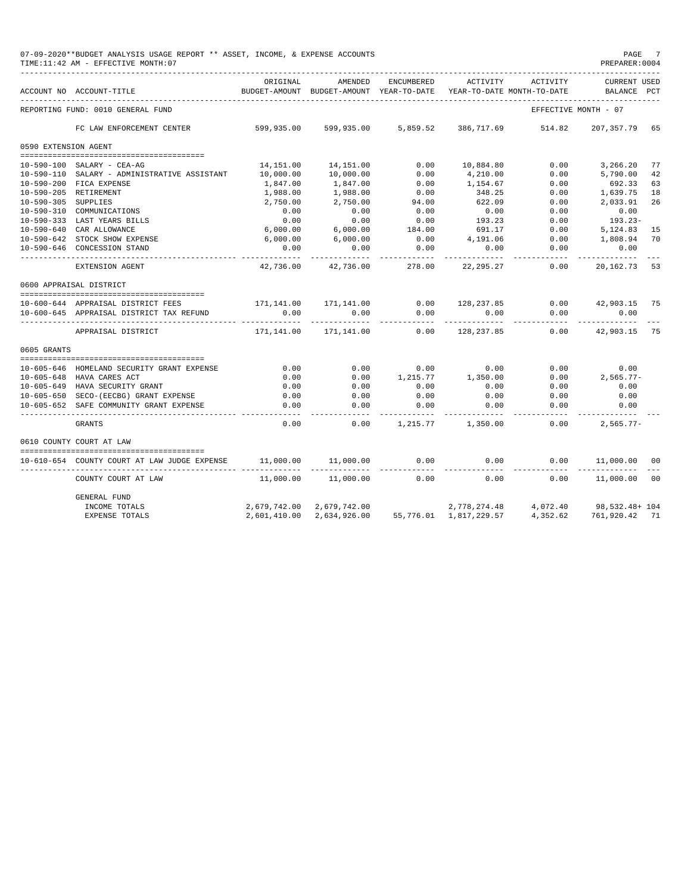07-09-2020**BUDGET ANALYSIS USAGE REPORT ** ASSET, INCOME, & EXPENSE ACCOUNTS
TIME:11:42 AM - EFFECTIVE MONTH:07

PREPARER:0004

| ACCOUNT NO | ACCOUNT-TITLE | ORIGINAL BUDGET-AMOUNT | AMENDED BUDGET-AMOUNT | ENCUMBERED YEAR-TO-DATE | ACTIVITY YEAR-TO-DATE | ACTIVITY MONTH-TO-DATE | CURRENT USED BALANCE | PCT |
|---|---|---|---|---|---|---|---|---|
| REPORTING FUND: 0010 GENERAL FUND | | | | | | | EFFECTIVE MONTH - 07 | |
| | FC LAW ENFORCEMENT CENTER | 599,935.00 | 599,935.00 | 5,859.52 | 386,717.69 | 514.82 | 207,357.79 | 65 |
| 0590 EXTENSION AGENT | | | | | | | | |
| 10-590-100 | SALARY - CEA-AG | 14,151.00 | 14,151.00 | 0.00 | 10,884.80 | 0.00 | 3,266.20 | 77 |
| 10-590-110 | SALARY - ADMINISTRATIVE ASSISTANT | 10,000.00 | 10,000.00 | 0.00 | 4,210.00 | 0.00 | 5,790.00 | 42 |
| 10-590-200 | FICA EXPENSE | 1,847.00 | 1,847.00 | 0.00 | 1,154.67 | 0.00 | 692.33 | 63 |
| 10-590-205 | RETIREMENT | 1,988.00 | 1,988.00 | 0.00 | 348.25 | 0.00 | 1,639.75 | 18 |
| 10-590-305 | SUPPLIES | 2,750.00 | 2,750.00 | 94.00 | 622.09 | 0.00 | 2,033.91 | 26 |
| 10-590-310 | COMMUNICATIONS | 0.00 | 0.00 | 0.00 | 0.00 | 0.00 | 0.00 | |
| 10-590-333 | LAST YEARS BILLS | 0.00 | 0.00 | 0.00 | 193.23 | 0.00 | 193.23- | |
| 10-590-640 | CAR ALLOWANCE | 6,000.00 | 6,000.00 | 184.00 | 691.17 | 0.00 | 5,124.83 | 15 |
| 10-590-642 | STOCK SHOW EXPENSE | 6,000.00 | 6,000.00 | 0.00 | 4,191.06 | 0.00 | 1,808.94 | 70 |
| 10-590-646 | CONCESSION STAND | 0.00 | 0.00 | 0.00 | 0.00 | 0.00 | 0.00 | |
| | EXTENSION AGENT | 42,736.00 | 42,736.00 | 278.00 | 22,295.27 | 0.00 | 20,162.73 | 53 |
| 0600 APPRAISAL DISTRICT | | | | | | | | |
| 10-600-644 | APPRAISAL DISTRICT FEES | 171,141.00 | 171,141.00 | 0.00 | 128,237.85 | 0.00 | 42,903.15 | 75 |
| 10-600-645 | APPRAISAL DISTRICT TAX REFUND | 0.00 | 0.00 | 0.00 | 0.00 | 0.00 | 0.00 | |
| | APPRAISAL DISTRICT | 171,141.00 | 171,141.00 | 0.00 | 128,237.85 | 0.00 | 42,903.15 | 75 |
| 0605 GRANTS | | | | | | | | |
| 10-605-646 | HOMELAND SECURITY GRANT EXPENSE | 0.00 | 0.00 | 0.00 | 0.00 | 0.00 | 0.00 | |
| 10-605-648 | HAVA CARES ACT | 0.00 | 0.00 | 1,215.77 | 1,350.00 | 0.00 | 2,565.77- | |
| 10-605-649 | HAVA SECURITY GRANT | 0.00 | 0.00 | 0.00 | 0.00 | 0.00 | 0.00 | |
| 10-605-650 | SECO-(EECBG) GRANT EXPENSE | 0.00 | 0.00 | 0.00 | 0.00 | 0.00 | 0.00 | |
| 10-605-652 | SAFE COMMUNITY GRANT EXPENSE | 0.00 | 0.00 | 0.00 | 0.00 | 0.00 | 0.00 | |
| | GRANTS | 0.00 | 0.00 | 1,215.77 | 1,350.00 | 0.00 | 2,565.77- | |
| 0610 COUNTY COURT AT LAW | | | | | | | | |
| 10-610-654 | COUNTY COURT AT LAW JUDGE EXPENSE | 11,000.00 | 11,000.00 | 0.00 | 0.00 | 0.00 | 11,000.00 | 00 |
| | COUNTY COURT AT LAW | 11,000.00 | 11,000.00 | 0.00 | 0.00 | 0.00 | 11,000.00 | 00 |
| | GENERAL FUND | | | | | | | |
| | INCOME TOTALS | 2,679,742.00 | 2,679,742.00 | | 2,778,274.48 | 4,072.40 | 98,532.48+ | 104 |
| | EXPENSE TOTALS | 2,601,410.00 | 2,634,926.00 | 55,776.01 | 1,817,229.57 | 4,352.62 | 761,920.42 | 71 |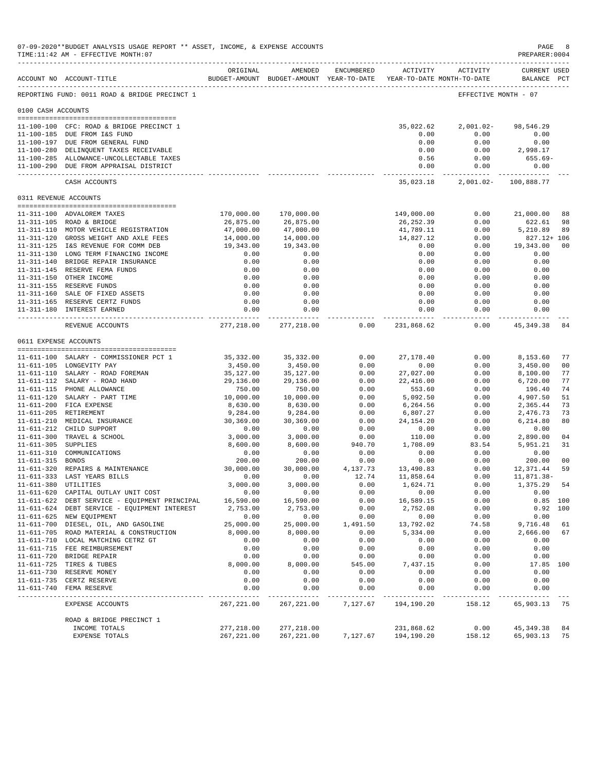07-09-2020**BUDGET ANALYSIS USAGE REPORT ** ASSET, INCOME, & EXPENSE ACCOUNTS
TIME:11:42 AM - EFFECTIVE MONTH:07
PREPARER:0004

REPORTING FUND: 0011 ROAD & BRIDGE PRECINCT 1 — EFFECTIVE MONTH - 07

| ACCOUNT NO | ACCOUNT-TITLE | ORIGINAL BUDGET-AMOUNT | AMENDED BUDGET-AMOUNT | ENCUMBERED YEAR-TO-DATE | ACTIVITY YEAR-TO-DATE | ACTIVITY MONTH-TO-DATE | CURRENT USED BALANCE | PCT |
|---|---|---|---|---|---|---|---|---|
| **0100 CASH ACCOUNTS** | | | | | | | | |
| 11-100-100 | CFC: ROAD & BRIDGE PRECINCT 1 | | | | 35,022.62 | 2,001.02- | 98,546.29 | |
| 11-100-185 | DUE FROM I&S FUND | | | | 0.00 | 0.00 | 0.00 | |
| 11-100-197 | DUE FROM GENERAL FUND | | | | 0.00 | 0.00 | 0.00 | |
| 11-100-280 | DELINQUENT TAXES RECEIVABLE | | | | 0.00 | 0.00 | 2,998.17 | |
| 11-100-285 | ALLOWANCE-UNCOLLECTABLE TAXES | | | | 0.56 | 0.00 | 655.69- | |
| 11-100-290 | DUE FROM APPRAISAL DISTRICT | | | | 0.00 | 0.00 | 0.00 | |
| | CASH ACCOUNTS | | | | 35,023.18 | 2,001.02- | 100,888.77 | |
| **0311 REVENUE ACCOUNTS** | | | | | | | | |
| 11-311-100 | ADVALOREM TAXES | 170,000.00 | 170,000.00 | | 149,000.00 | 0.00 | 21,000.00 | 88 |
| 11-311-105 | ROAD & BRIDGE | 26,875.00 | 26,875.00 | | 26,252.39 | 0.00 | 622.61 | 98 |
| 11-311-110 | MOTOR VEHICLE REGISTRATION | 47,000.00 | 47,000.00 | | 41,789.11 | 0.00 | 5,210.89 | 89 |
| 11-311-120 | GROSS WEIGHT AND AXLE FEES | 14,000.00 | 14,000.00 | | 14,827.12 | 0.00 | 827.12+ | 106 |
| 11-311-125 | I&S REVENUE FOR COMM DEB | 19,343.00 | 19,343.00 | | 0.00 | 0.00 | 19,343.00 | 00 |
| 11-311-130 | LONG TERM FINANCING INCOME | 0.00 | 0.00 | | 0.00 | 0.00 | 0.00 | |
| 11-311-140 | BRIDGE REPAIR INSURANCE | 0.00 | 0.00 | | 0.00 | 0.00 | 0.00 | |
| 11-311-145 | RESERVE FEMA FUNDS | 0.00 | 0.00 | | 0.00 | 0.00 | 0.00 | |
| 11-311-150 | OTHER INCOME | 0.00 | 0.00 | | 0.00 | 0.00 | 0.00 | |
| 11-311-155 | RESERVE FUNDS | 0.00 | 0.00 | | 0.00 | 0.00 | 0.00 | |
| 11-311-160 | SALE OF FIXED ASSETS | 0.00 | 0.00 | | 0.00 | 0.00 | 0.00 | |
| 11-311-165 | RESERVE CERTZ FUNDS | 0.00 | 0.00 | | 0.00 | 0.00 | 0.00 | |
| 11-311-180 | INTEREST EARNED | 0.00 | 0.00 | | 0.00 | 0.00 | 0.00 | |
| | REVENUE ACCOUNTS | 277,218.00 | 277,218.00 | 0.00 | 231,868.62 | 0.00 | 45,349.38 | 84 |
| **0611 EXPENSE ACCOUNTS** | | | | | | | | |
| 11-611-100 | SALARY - COMMISSIONER PCT 1 | 35,332.00 | 35,332.00 | 0.00 | 27,178.40 | 0.00 | 8,153.60 | 77 |
| 11-611-105 | LONGEVITY PAY | 3,450.00 | 3,450.00 | 0.00 | 0.00 | 0.00 | 3,450.00 | 00 |
| 11-611-110 | SALARY - ROAD FOREMAN | 35,127.00 | 35,127.00 | 0.00 | 27,027.00 | 0.00 | 8,100.00 | 77 |
| 11-611-112 | SALARY - ROAD HAND | 29,136.00 | 29,136.00 | 0.00 | 22,416.00 | 0.00 | 6,720.00 | 77 |
| 11-611-115 | PHONE ALLOWANCE | 750.00 | 750.00 | 0.00 | 553.60 | 0.00 | 196.40 | 74 |
| 11-611-120 | SALARY - PART TIME | 10,000.00 | 10,000.00 | 0.00 | 5,092.50 | 0.00 | 4,907.50 | 51 |
| 11-611-200 | FICA EXPENSE | 8,630.00 | 8,630.00 | 0.00 | 6,264.56 | 0.00 | 2,365.44 | 73 |
| 11-611-205 | RETIREMENT | 9,284.00 | 9,284.00 | 0.00 | 6,807.27 | 0.00 | 2,476.73 | 73 |
| 11-611-210 | MEDICAL INSURANCE | 30,369.00 | 30,369.00 | 0.00 | 24,154.20 | 0.00 | 6,214.80 | 80 |
| 11-611-212 | CHILD SUPPORT | 0.00 | 0.00 | 0.00 | 0.00 | 0.00 | 0.00 | |
| 11-611-300 | TRAVEL & SCHOOL | 3,000.00 | 3,000.00 | 0.00 | 110.00 | 0.00 | 2,890.00 | 04 |
| 11-611-305 | SUPPLIES | 8,600.00 | 8,600.00 | 940.70 | 1,708.09 | 83.54 | 5,951.21 | 31 |
| 11-611-310 | COMMUNICATIONS | 0.00 | 0.00 | 0.00 | 0.00 | 0.00 | 0.00 | |
| 11-611-315 | BONDS | 200.00 | 200.00 | 0.00 | 0.00 | 0.00 | 200.00 | 00 |
| 11-611-320 | REPAIRS & MAINTENANCE | 30,000.00 | 30,000.00 | 4,137.73 | 13,490.83 | 0.00 | 12,371.44 | 59 |
| 11-611-333 | LAST YEARS BILLS | 0.00 | 0.00 | 12.74 | 11,858.64 | 0.00 | 11,871.38- | |
| 11-611-380 | UTILITIES | 3,000.00 | 3,000.00 | 0.00 | 1,624.71 | 0.00 | 1,375.29 | 54 |
| 11-611-620 | CAPITAL OUTLAY UNIT COST | 0.00 | 0.00 | 0.00 | 0.00 | 0.00 | 0.00 | |
| 11-611-622 | DEBT SERVICE - EQUIPMENT PRINCIPAL | 16,590.00 | 16,590.00 | 0.00 | 16,589.15 | 0.00 | 0.85 | 100 |
| 11-611-624 | DEBT SERVICE - EQUIPMENT INTEREST | 2,753.00 | 2,753.00 | 0.00 | 2,752.08 | 0.00 | 0.92 | 100 |
| 11-611-625 | NEW EQUIPMENT | 0.00 | 0.00 | 0.00 | 0.00 | 0.00 | 0.00 | |
| 11-611-700 | DIESEL, OIL, AND GASOLINE | 25,000.00 | 25,000.00 | 1,491.50 | 13,792.02 | 74.58 | 9,716.48 | 61 |
| 11-611-705 | ROAD MATERIAL & CONSTRUCTION | 8,000.00 | 8,000.00 | 0.00 | 5,334.00 | 0.00 | 2,666.00 | 67 |
| 11-611-710 | LOCAL MATCHING CETRZ GT | 0.00 | 0.00 | 0.00 | 0.00 | 0.00 | 0.00 | |
| 11-611-715 | FEE REIMBURSEMENT | 0.00 | 0.00 | 0.00 | 0.00 | 0.00 | 0.00 | |
| 11-611-720 | BRIDGE REPAIR | 0.00 | 0.00 | 0.00 | 0.00 | 0.00 | 0.00 | |
| 11-611-725 | TIRES & TUBES | 8,000.00 | 8,000.00 | 545.00 | 7,437.15 | 0.00 | 17.85 | 100 |
| 11-611-730 | RESERVE MONEY | 0.00 | 0.00 | 0.00 | 0.00 | 0.00 | 0.00 | |
| 11-611-735 | CERTZ RESERVE | 0.00 | 0.00 | 0.00 | 0.00 | 0.00 | 0.00 | |
| 11-611-740 | FEMA RESERVE | 0.00 | 0.00 | 0.00 | 0.00 | 0.00 | 0.00 | |
| | EXPENSE ACCOUNTS | 267,221.00 | 267,221.00 | 7,127.67 | 194,190.20 | 158.12 | 65,903.13 | 75 |
| | ROAD & BRIDGE PRECINCT 1 | | | | | | | |
| | INCOME TOTALS | 277,218.00 | 277,218.00 | | 231,868.62 | 0.00 | 45,349.38 | 84 |
| | EXPENSE TOTALS | 267,221.00 | 267,221.00 | 7,127.67 | 194,190.20 | 158.12 | 65,903.13 | 75 |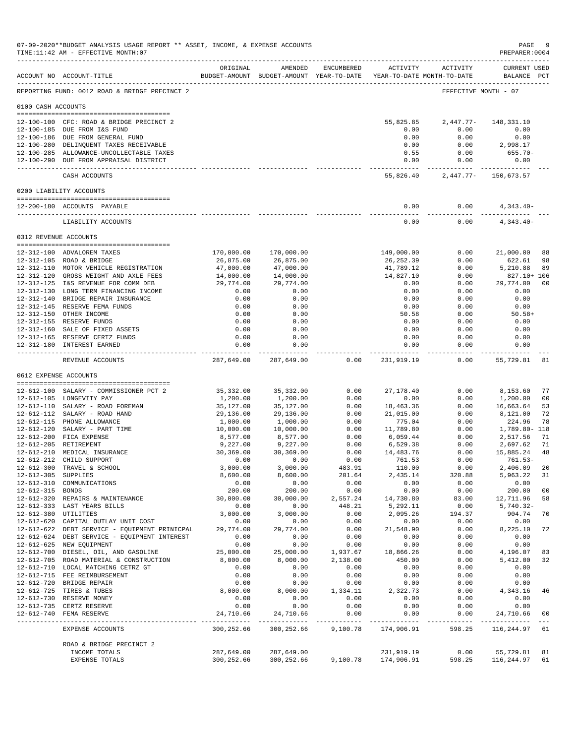07-09-2020**BUDGET ANALYSIS USAGE REPORT ** ASSET, INCOME, & EXPENSE ACCOUNTS
TIME:11:42 AM - EFFECTIVE MONTH:07

PREPARER:0004

REPORTING FUND: 0012 ROAD & BRIDGE PRECINCT 2 — EFFECTIVE MONTH - 07

| ACCOUNT NO | ACCOUNT-TITLE | ORIGINAL BUDGET-AMOUNT | AMENDED BUDGET-AMOUNT | ENCUMBERED YEAR-TO-DATE | ACTIVITY YEAR-TO-DATE | ACTIVITY MONTH-TO-DATE | CURRENT BALANCE | USED PCT |
|---|---|---|---|---|---|---|---|---|
| **0100 CASH ACCOUNTS** | | | | | | | | |
| 12-100-100 | CFC: ROAD & BRIDGE PRECINCT 2 | | | | 55,825.85 | 2,447.77- | 148,331.10 | |
| 12-100-185 | DUE FROM I&S FUND | | | | 0.00 | 0.00 | 0.00 | |
| 12-100-186 | DUE FROM GENERAL FUND | | | | 0.00 | 0.00 | 0.00 | |
| 12-100-280 | DELINQUENT TAXES RECEIVABLE | | | | 0.00 | 0.00 | 2,998.17 | |
| 12-100-285 | ALLOWANCE-UNCOLLECTABLE TAXES | | | | 0.55 | 0.00 | 655.70- | |
| 12-100-290 | DUE FROM APPRAISAL DISTRICT | | | | 0.00 | 0.00 | 0.00 | |
| | CASH ACCOUNTS | | | | 55,826.40 | 2,447.77- | 150,673.57 | |
| **0200 LIABILITY ACCOUNTS** | | | | | | | | |
| 12-200-180 | ACCOUNTS PAYABLE | | | | 0.00 | 0.00 | 4,343.40- | |
| | LIABILITY ACCOUNTS | | | | 0.00 | 0.00 | 4,343.40- | |
| **0312 REVENUE ACCOUNTS** | | | | | | | | |
| 12-312-100 | ADVALOREM TAXES | 170,000.00 | 170,000.00 | | 149,000.00 | 0.00 | 21,000.00 | 88 |
| 12-312-105 | ROAD & BRIDGE | 26,875.00 | 26,875.00 | | 26,252.39 | 0.00 | 622.61 | 98 |
| 12-312-110 | MOTOR VEHICLE REGISTRATION | 47,000.00 | 47,000.00 | | 41,789.12 | 0.00 | 5,210.88 | 89 |
| 12-312-120 | GROSS WEIGHT AND AXLE FEES | 14,000.00 | 14,000.00 | | 14,827.10 | 0.00 | 827.10+ | 106 |
| 12-312-125 | I&S REVENUE FOR COMM DEB | 29,774.00 | 29,774.00 | | 0.00 | 0.00 | 29,774.00 | 00 |
| 12-312-130 | LONG TERM FINANCING INCOME | 0.00 | 0.00 | | 0.00 | 0.00 | 0.00 | |
| 12-312-140 | BRIDGE REPAIR INSURANCE | 0.00 | 0.00 | | 0.00 | 0.00 | 0.00 | |
| 12-312-145 | RESERVE FEMA FUNDS | 0.00 | 0.00 | | 0.00 | 0.00 | 0.00 | |
| 12-312-150 | OTHER INCOME | 0.00 | 0.00 | | 50.58 | 0.00 | 50.58+ | |
| 12-312-155 | RESERVE FUNDS | 0.00 | 0.00 | | 0.00 | 0.00 | 0.00 | |
| 12-312-160 | SALE OF FIXED ASSETS | 0.00 | 0.00 | | 0.00 | 0.00 | 0.00 | |
| 12-312-165 | RESERVE CERTZ FUNDS | 0.00 | 0.00 | | 0.00 | 0.00 | 0.00 | |
| 12-312-180 | INTEREST EARNED | 0.00 | 0.00 | | 0.00 | 0.00 | 0.00 | |
| | REVENUE ACCOUNTS | 287,649.00 | 287,649.00 | 0.00 | 231,919.19 | 0.00 | 55,729.81 | 81 |
| **0612 EXPENSE ACCOUNTS** | | | | | | | | |
| 12-612-100 | SALARY - COMMISSIONER PCT 2 | 35,332.00 | 35,332.00 | 0.00 | 27,178.40 | 0.00 | 8,153.60 | 77 |
| 12-612-105 | LONGEVITY PAY | 1,200.00 | 1,200.00 | 0.00 | 0.00 | 0.00 | 1,200.00 | 00 |
| 12-612-110 | SALARY - ROAD FOREMAN | 35,127.00 | 35,127.00 | 0.00 | 18,463.36 | 0.00 | 16,663.64 | 53 |
| 12-612-112 | SALARY - ROAD HAND | 29,136.00 | 29,136.00 | 0.00 | 21,015.00 | 0.00 | 8,121.00 | 72 |
| 12-612-115 | PHONE ALLOWANCE | 1,000.00 | 1,000.00 | 0.00 | 775.04 | 0.00 | 224.96 | 78 |
| 12-612-120 | SALARY - PART TIME | 10,000.00 | 10,000.00 | 0.00 | 11,789.80 | 0.00 | 1,789.80- | 118 |
| 12-612-200 | FICA EXPENSE | 8,577.00 | 8,577.00 | 0.00 | 6,059.44 | 0.00 | 2,517.56 | 71 |
| 12-612-205 | RETIREMENT | 9,227.00 | 9,227.00 | 0.00 | 6,529.38 | 0.00 | 2,697.62 | 71 |
| 12-612-210 | MEDICAL INSURANCE | 30,369.00 | 30,369.00 | 0.00 | 14,483.76 | 0.00 | 15,885.24 | 48 |
| 12-612-212 | CHILD SUPPORT | 0.00 | 0.00 | 0.00 | 761.53 | 0.00 | 761.53- | |
| 12-612-300 | TRAVEL & SCHOOL | 3,000.00 | 3,000.00 | 483.91 | 110.00 | 0.00 | 2,406.09 | 20 |
| 12-612-305 | SUPPLIES | 8,600.00 | 8,600.00 | 201.64 | 2,435.14 | 320.88 | 5,963.22 | 31 |
| 12-612-310 | COMMUNICATIONS | 0.00 | 0.00 | 0.00 | 0.00 | 0.00 | 0.00 | |
| 12-612-315 | BONDS | 200.00 | 200.00 | 0.00 | 0.00 | 0.00 | 200.00 | 00 |
| 12-612-320 | REPAIRS & MAINTENANCE | 30,000.00 | 30,000.00 | 2,557.24 | 14,730.80 | 83.00 | 12,711.96 | 58 |
| 12-612-333 | LAST YEARS BILLS | 0.00 | 0.00 | 448.21 | 5,292.11 | 0.00 | 5,740.32- | |
| 12-612-380 | UTILITIES | 3,000.00 | 3,000.00 | 0.00 | 2,095.26 | 194.37 | 904.74 | 70 |
| 12-612-620 | CAPITAL OUTLAY UNIT COST | 0.00 | 0.00 | 0.00 | 0.00 | 0.00 | 0.00 | |
| 12-612-622 | DEBT SERVICE - EQUIPMENT PRINICPAL | 29,774.00 | 29,774.00 | 0.00 | 21,548.90 | 0.00 | 8,225.10 | 72 |
| 12-612-624 | DEBT SERVICE - EQUIPMENT INTEREST | 0.00 | 0.00 | 0.00 | 0.00 | 0.00 | 0.00 | |
| 12-612-625 | NEW EQUIPMENT | 0.00 | 0.00 | 0.00 | 0.00 | 0.00 | 0.00 | |
| 12-612-700 | DIESEL, OIL, AND GASOLINE | 25,000.00 | 25,000.00 | 1,937.67 | 18,866.26 | 0.00 | 4,196.07 | 83 |
| 12-612-705 | ROAD MATERIAL & CONSTRUCTION | 8,000.00 | 8,000.00 | 2,138.00 | 450.00 | 0.00 | 5,412.00 | 32 |
| 12-612-710 | LOCAL MATCHING CETRZ GT | 0.00 | 0.00 | 0.00 | 0.00 | 0.00 | 0.00 | |
| 12-612-715 | FEE REIMBURSEMENT | 0.00 | 0.00 | 0.00 | 0.00 | 0.00 | 0.00 | |
| 12-612-720 | BRIDGE REPAIR | 0.00 | 0.00 | 0.00 | 0.00 | 0.00 | 0.00 | |
| 12-612-725 | TIRES & TUBES | 8,000.00 | 8,000.00 | 1,334.11 | 2,322.73 | 0.00 | 4,343.16 | 46 |
| 12-612-730 | RESERVE MONEY | 0.00 | 0.00 | 0.00 | 0.00 | 0.00 | 0.00 | |
| 12-612-735 | CERTZ RESERVE | 0.00 | 0.00 | 0.00 | 0.00 | 0.00 | 0.00 | |
| 12-612-740 | FEMA RESERVE | 24,710.66 | 24,710.66 | 0.00 | 0.00 | 0.00 | 24,710.66 | 00 |
| | EXPENSE ACCOUNTS | 300,252.66 | 300,252.66 | 9,100.78 | 174,906.91 | 598.25 | 116,244.97 | 61 |
| | ROAD & BRIDGE PRECINCT 2 | | | | | | | |
| | INCOME TOTALS | 287,649.00 | 287,649.00 | | 231,919.19 | 0.00 | 55,729.81 | 81 |
| | EXPENSE TOTALS | 300,252.66 | 300,252.66 | 9,100.78 | 174,906.91 | 598.25 | 116,244.97 | 61 |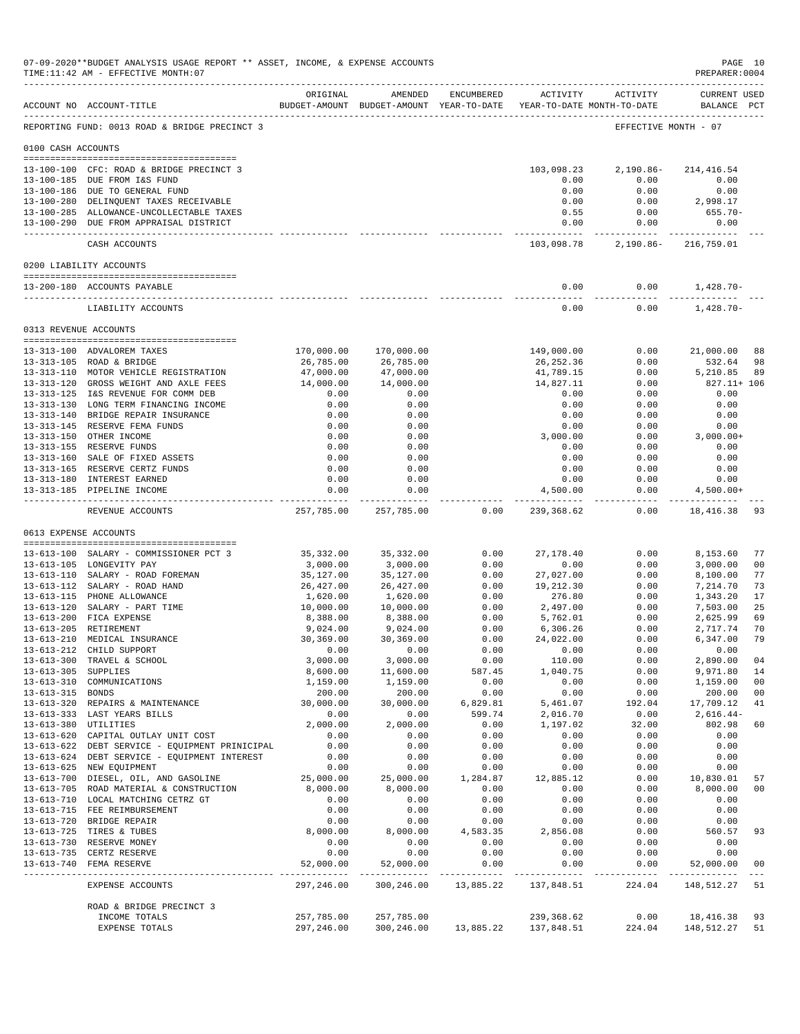07-09-2020**BUDGET ANALYSIS USAGE REPORT ** ASSET, INCOME, & EXPENSE ACCOUNTS
TIME:11:42 AM - EFFECTIVE MONTH:07

PREPARER:0004

| ACCOUNT NO | ACCOUNT-TITLE | ORIGINAL BUDGET-AMOUNT | AMENDED BUDGET-AMOUNT | ENCUMBERED YEAR-TO-DATE | ACTIVITY YEAR-TO-DATE | ACTIVITY MONTH-TO-DATE | CURRENT USED BALANCE | PCT |
|---|---|---|---|---|---|---|---|---|
| REPORTING FUND: 0013 ROAD & BRIDGE PRECINCT 3 | | | | | | EFFECTIVE MONTH - 07 | | |
| 0100 CASH ACCOUNTS | | | | | | | | |
| 13-100-100 | CFC: ROAD & BRIDGE PRECINCT 3 | | | | 103,098.23 | 2,190.86- | 214,416.54 | |
| 13-100-185 | DUE FROM I&S FUND | | | | 0.00 | 0.00 | 0.00 | |
| 13-100-186 | DUE TO GENERAL FUND | | | | 0.00 | 0.00 | 0.00 | |
| 13-100-280 | DELINQUENT TAXES RECEIVABLE | | | | 0.00 | 0.00 | 2,998.17 | |
| 13-100-285 | ALLOWANCE-UNCOLLECTABLE TAXES | | | | 0.55 | 0.00 | 655.70- | |
| 13-100-290 | DUE FROM APPRAISAL DISTRICT | | | | 0.00 | 0.00 | 0.00 | |
| | CASH ACCOUNTS | | | | 103,098.78 | 2,190.86- | 216,759.01 | |
| 0200 LIABILITY ACCOUNTS | | | | | | | | |
| 13-200-180 | ACCOUNTS PAYABLE | | | | 0.00 | 0.00 | 1,428.70- | |
| | LIABILITY ACCOUNTS | | | | 0.00 | 0.00 | 1,428.70- | |
| 0313 REVENUE ACCOUNTS | | | | | | | | |
| 13-313-100 | ADVALOREM TAXES | 170,000.00 | 170,000.00 | | 149,000.00 | 0.00 | 21,000.00 | 88 |
| 13-313-105 | ROAD & BRIDGE | 26,785.00 | 26,785.00 | | 26,252.36 | 0.00 | 532.64 | 98 |
| 13-313-110 | MOTOR VEHICLE REGISTRATION | 47,000.00 | 47,000.00 | | 41,789.15 | 0.00 | 5,210.85 | 89 |
| 13-313-120 | GROSS WEIGHT AND AXLE FEES | 14,000.00 | 14,000.00 | | 14,827.11 | 0.00 | 827.11+ | 106 |
| 13-313-125 | I&S REVENUE FOR COMM DEB | 0.00 | 0.00 | | 0.00 | 0.00 | 0.00 | |
| 13-313-130 | LONG TERM FINANCING INCOME | 0.00 | 0.00 | | 0.00 | 0.00 | 0.00 | |
| 13-313-140 | BRIDGE REPAIR INSURANCE | 0.00 | 0.00 | | 0.00 | 0.00 | 0.00 | |
| 13-313-145 | RESERVE FEMA FUNDS | 0.00 | 0.00 | | 0.00 | 0.00 | 0.00 | |
| 13-313-150 | OTHER INCOME | 0.00 | 0.00 | | 3,000.00 | 0.00 | 3,000.00+ | |
| 13-313-155 | RESERVE FUNDS | 0.00 | 0.00 | | 0.00 | 0.00 | 0.00 | |
| 13-313-160 | SALE OF FIXED ASSETS | 0.00 | 0.00 | | 0.00 | 0.00 | 0.00 | |
| 13-313-165 | RESERVE CERTZ FUNDS | 0.00 | 0.00 | | 0.00 | 0.00 | 0.00 | |
| 13-313-180 | INTEREST EARNED | 0.00 | 0.00 | | 0.00 | 0.00 | 0.00 | |
| 13-313-185 | PIPELINE INCOME | 0.00 | 0.00 | | 4,500.00 | 0.00 | 4,500.00+ | |
| | REVENUE ACCOUNTS | 257,785.00 | 257,785.00 | 0.00 | 239,368.62 | 0.00 | 18,416.38 | 93 |
| 0613 EXPENSE ACCOUNTS | | | | | | | | |
| 13-613-100 | SALARY - COMMISSIONER PCT 3 | 35,332.00 | 35,332.00 | 0.00 | 27,178.40 | 0.00 | 8,153.60 | 77 |
| 13-613-105 | LONGEVITY PAY | 3,000.00 | 3,000.00 | 0.00 | 0.00 | 0.00 | 3,000.00 | 00 |
| 13-613-110 | SALARY - ROAD FOREMAN | 35,127.00 | 35,127.00 | 0.00 | 27,027.00 | 0.00 | 8,100.00 | 77 |
| 13-613-112 | SALARY - ROAD HAND | 26,427.00 | 26,427.00 | 0.00 | 19,212.30 | 0.00 | 7,214.70 | 73 |
| 13-613-115 | PHONE ALLOWANCE | 1,620.00 | 1,620.00 | 0.00 | 276.80 | 0.00 | 1,343.20 | 17 |
| 13-613-120 | SALARY - PART TIME | 10,000.00 | 10,000.00 | 0.00 | 2,497.00 | 0.00 | 7,503.00 | 25 |
| 13-613-200 | FICA EXPENSE | 8,388.00 | 8,388.00 | 0.00 | 5,762.01 | 0.00 | 2,625.99 | 69 |
| 13-613-205 | RETIREMENT | 9,024.00 | 9,024.00 | 0.00 | 6,306.26 | 0.00 | 2,717.74 | 70 |
| 13-613-210 | MEDICAL INSURANCE | 30,369.00 | 30,369.00 | 0.00 | 24,022.00 | 0.00 | 6,347.00 | 79 |
| 13-613-212 | CHILD SUPPORT | 0.00 | 0.00 | 0.00 | 0.00 | 0.00 | 0.00 | |
| 13-613-300 | TRAVEL & SCHOOL | 3,000.00 | 3,000.00 | 0.00 | 110.00 | 0.00 | 2,890.00 | 04 |
| 13-613-305 | SUPPLIES | 8,600.00 | 11,600.00 | 587.45 | 1,040.75 | 0.00 | 9,971.80 | 14 |
| 13-613-310 | COMMUNICATIONS | 1,159.00 | 1,159.00 | 0.00 | 0.00 | 0.00 | 1,159.00 | 00 |
| 13-613-315 | BONDS | 200.00 | 200.00 | 0.00 | 0.00 | 0.00 | 200.00 | 00 |
| 13-613-320 | REPAIRS & MAINTENANCE | 30,000.00 | 30,000.00 | 6,829.81 | 5,461.07 | 192.04 | 17,709.12 | 41 |
| 13-613-333 | LAST YEARS BILLS | 0.00 | 0.00 | 599.74 | 2,016.70 | 0.00 | 2,616.44- | |
| 13-613-380 | UTILITIES | 2,000.00 | 2,000.00 | 0.00 | 1,197.02 | 32.00 | 802.98 | 60 |
| 13-613-620 | CAPITAL OUTLAY UNIT COST | 0.00 | 0.00 | 0.00 | 0.00 | 0.00 | 0.00 | |
| 13-613-622 | DEBT SERVICE - EQUIPMENT PRINICIPAL | 0.00 | 0.00 | 0.00 | 0.00 | 0.00 | 0.00 | |
| 13-613-624 | DEBT SERVICE - EQUIPMENT INTEREST | 0.00 | 0.00 | 0.00 | 0.00 | 0.00 | 0.00 | |
| 13-613-625 | NEW EQUIPMENT | 0.00 | 0.00 | 0.00 | 0.00 | 0.00 | 0.00 | |
| 13-613-700 | DIESEL, OIL, AND GASOLINE | 25,000.00 | 25,000.00 | 1,284.87 | 12,885.12 | 0.00 | 10,830.01 | 57 |
| 13-613-705 | ROAD MATERIAL & CONSTRUCTION | 8,000.00 | 8,000.00 | 0.00 | 0.00 | 0.00 | 8,000.00 | 00 |
| 13-613-710 | LOCAL MATCHING CETRZ GT | 0.00 | 0.00 | 0.00 | 0.00 | 0.00 | 0.00 | |
| 13-613-715 | FEE REIMBURSEMENT | 0.00 | 0.00 | 0.00 | 0.00 | 0.00 | 0.00 | |
| 13-613-720 | BRIDGE REPAIR | 0.00 | 0.00 | 0.00 | 0.00 | 0.00 | 0.00 | |
| 13-613-725 | TIRES & TUBES | 8,000.00 | 8,000.00 | 4,583.35 | 2,856.08 | 0.00 | 560.57 | 93 |
| 13-613-730 | RESERVE MONEY | 0.00 | 0.00 | 0.00 | 0.00 | 0.00 | 0.00 | |
| 13-613-735 | CERTZ RESERVE | 0.00 | 0.00 | 0.00 | 0.00 | 0.00 | 0.00 | |
| 13-613-740 | FEMA RESERVE | 52,000.00 | 52,000.00 | 0.00 | 0.00 | 0.00 | 52,000.00 | 00 |
| | EXPENSE ACCOUNTS | 297,246.00 | 300,246.00 | 13,885.22 | 137,848.51 | 224.04 | 148,512.27 | 51 |
| | ROAD & BRIDGE PRECINCT 3 | | | | | | | |
| | INCOME TOTALS | 257,785.00 | 257,785.00 | | 239,368.62 | 0.00 | 18,416.38 | 93 |
| | EXPENSE TOTALS | 297,246.00 | 300,246.00 | 13,885.22 | 137,848.51 | 224.04 | 148,512.27 | 51 |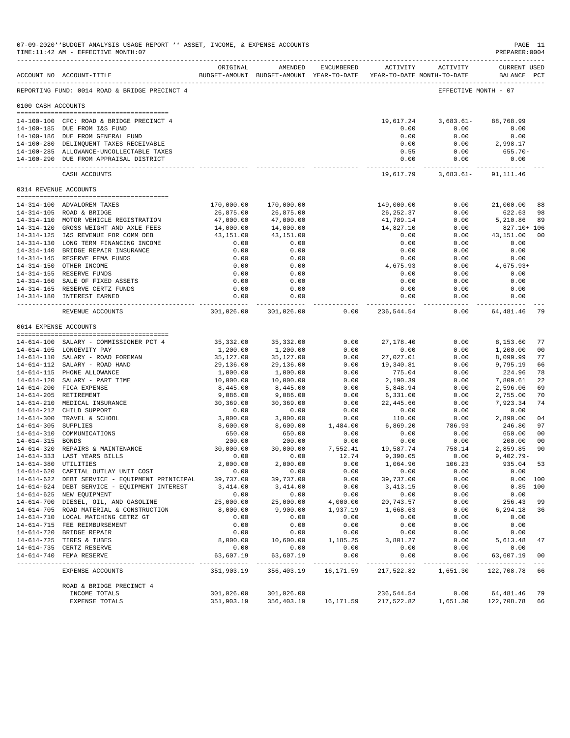07-09-2020**BUDGET ANALYSIS USAGE REPORT ** ASSET, INCOME, & EXPENSE ACCOUNTS

TIME:11:42 AM - EFFECTIVE MONTH:07

PREPARER:0004

| ACCOUNT NO | ACCOUNT-TITLE | ORIGINAL BUDGET-AMOUNT | AMENDED BUDGET-AMOUNT | ENCUMBERED YEAR-TO-DATE | ACTIVITY YEAR-TO-DATE | ACTIVITY MONTH-TO-DATE | CURRENT BALANCE | USED PCT |
|---|---|---|---|---|---|---|---|---|
| REPORTING FUND: 0014 ROAD & BRIDGE PRECINCT 4 | | | | | | | EFFECTIVE MONTH - 07 | |
| **0100 CASH ACCOUNTS** | | | | | | | | |
| 14-100-100 | CFC: ROAD & BRIDGE PRECINCT 4 | | | | 19,617.24 | 3,683.61- | 88,768.99 | |
| 14-100-185 | DUE FROM I&S FUND | | | | 0.00 | 0.00 | 0.00 | |
| 14-100-186 | DUE FROM GENERAL FUND | | | | 0.00 | 0.00 | 0.00 | |
| 14-100-280 | DELINQUENT TAXES RECEIVABLE | | | | 0.00 | 0.00 | 2,998.17 | |
| 14-100-285 | ALLOWANCE-UNCOLLECTABLE TAXES | | | | 0.55 | 0.00 | 655.70- | |
| 14-100-290 | DUE FROM APPRAISAL DISTRICT | | | | 0.00 | 0.00 | 0.00 | |
| | CASH ACCOUNTS | | | | 19,617.79 | 3,683.61- | 91,111.46 | |
| **0314 REVENUE ACCOUNTS** | | | | | | | | |
| 14-314-100 | ADVALOREM TAXES | 170,000.00 | 170,000.00 | | 149,000.00 | 0.00 | 21,000.00 | 88 |
| 14-314-105 | ROAD & BRIDGE | 26,875.00 | 26,875.00 | | 26,252.37 | 0.00 | 622.63 | 98 |
| 14-314-110 | MOTOR VEHICLE REGISTRATION | 47,000.00 | 47,000.00 | | 41,789.14 | 0.00 | 5,210.86 | 89 |
| 14-314-120 | GROSS WEIGHT AND AXLE FEES | 14,000.00 | 14,000.00 | | 14,827.10 | 0.00 | 827.10+ | 106 |
| 14-314-125 | I&S REVENUE FOR COMM DEB | 43,151.00 | 43,151.00 | | 0.00 | 0.00 | 43,151.00 | 00 |
| 14-314-130 | LONG TERM FINANCING INCOME | 0.00 | 0.00 | | 0.00 | 0.00 | 0.00 | |
| 14-314-140 | BRIDGE REPAIR INSURANCE | 0.00 | 0.00 | | 0.00 | 0.00 | 0.00 | |
| 14-314-145 | RESERVE FEMA FUNDS | 0.00 | 0.00 | | 0.00 | 0.00 | 0.00 | |
| 14-314-150 | OTHER INCOME | 0.00 | 0.00 | | 4,675.93 | 0.00 | 4,675.93+ | |
| 14-314-155 | RESERVE FUNDS | 0.00 | 0.00 | | 0.00 | 0.00 | 0.00 | |
| 14-314-160 | SALE OF FIXED ASSETS | 0.00 | 0.00 | | 0.00 | 0.00 | 0.00 | |
| 14-314-165 | RESERVE CERTZ FUNDS | 0.00 | 0.00 | | 0.00 | 0.00 | 0.00 | |
| 14-314-180 | INTEREST EARNED | 0.00 | 0.00 | | 0.00 | 0.00 | 0.00 | |
| | REVENUE ACCOUNTS | 301,026.00 | 301,026.00 | 0.00 | 236,544.54 | 0.00 | 64,481.46 | 79 |
| **0614 EXPENSE ACCOUNTS** | | | | | | | | |
| 14-614-100 | SALARY - COMMISSIONER PCT 4 | 35,332.00 | 35,332.00 | 0.00 | 27,178.40 | 0.00 | 8,153.60 | 77 |
| 14-614-105 | LONGEVITY PAY | 1,200.00 | 1,200.00 | 0.00 | 0.00 | 0.00 | 1,200.00 | 00 |
| 14-614-110 | SALARY - ROAD FOREMAN | 35,127.00 | 35,127.00 | 0.00 | 27,027.01 | 0.00 | 8,099.99 | 77 |
| 14-614-112 | SALARY - ROAD HAND | 29,136.00 | 29,136.00 | 0.00 | 19,340.81 | 0.00 | 9,795.19 | 66 |
| 14-614-115 | PHONE ALLOWANCE | 1,000.00 | 1,000.00 | 0.00 | 775.04 | 0.00 | 224.96 | 78 |
| 14-614-120 | SALARY - PART TIME | 10,000.00 | 10,000.00 | 0.00 | 2,190.39 | 0.00 | 7,809.61 | 22 |
| 14-614-200 | FICA EXPENSE | 8,445.00 | 8,445.00 | 0.00 | 5,848.94 | 0.00 | 2,596.06 | 69 |
| 14-614-205 | RETIREMENT | 9,086.00 | 9,086.00 | 0.00 | 6,331.00 | 0.00 | 2,755.00 | 70 |
| 14-614-210 | MEDICAL INSURANCE | 30,369.00 | 30,369.00 | 0.00 | 22,445.66 | 0.00 | 7,923.34 | 74 |
| 14-614-212 | CHILD SUPPORT | 0.00 | 0.00 | 0.00 | 0.00 | 0.00 | 0.00 | |
| 14-614-300 | TRAVEL & SCHOOL | 3,000.00 | 3,000.00 | 0.00 | 110.00 | 0.00 | 2,890.00 | 04 |
| 14-614-305 | SUPPLIES | 8,600.00 | 8,600.00 | 1,484.00 | 6,869.20 | 786.93 | 246.80 | 97 |
| 14-614-310 | COMMUNICATIONS | 650.00 | 650.00 | 0.00 | 0.00 | 0.00 | 650.00 | 00 |
| 14-614-315 | BONDS | 200.00 | 200.00 | 0.00 | 0.00 | 0.00 | 200.00 | 00 |
| 14-614-320 | REPAIRS & MAINTENANCE | 30,000.00 | 30,000.00 | 7,552.41 | 19,587.74 | 758.14 | 2,859.85 | 90 |
| 14-614-333 | LAST YEARS BILLS | 0.00 | 0.00 | 12.74 | 9,390.05 | 0.00 | 9,402.79- | |
| 14-614-380 | UTILITIES | 2,000.00 | 2,000.00 | 0.00 | 1,064.96 | 106.23 | 935.04 | 53 |
| 14-614-620 | CAPITAL OUTLAY UNIT COST | 0.00 | 0.00 | 0.00 | 0.00 | 0.00 | 0.00 | |
| 14-614-622 | DEBT SERVICE - EQUIPMENT PRINICIPAL | 39,737.00 | 39,737.00 | 0.00 | 39,737.00 | 0.00 | 0.00 | 100 |
| 14-614-624 | DEBT SERVICE - EQUIPMENT INTEREST | 3,414.00 | 3,414.00 | 0.00 | 3,413.15 | 0.00 | 0.85 | 100 |
| 14-614-625 | NEW EQUIPMENT | 0.00 | 0.00 | 0.00 | 0.00 | 0.00 | 0.00 | |
| 14-614-700 | DIESEL, OIL, AND GASOLINE | 25,000.00 | 25,000.00 | 4,000.00 | 20,743.57 | 0.00 | 256.43 | 99 |
| 14-614-705 | ROAD MATERIAL & CONSTRUCTION | 8,000.00 | 9,900.00 | 1,937.19 | 1,668.63 | 0.00 | 6,294.18 | 36 |
| 14-614-710 | LOCAL MATCHING CETRZ GT | 0.00 | 0.00 | 0.00 | 0.00 | 0.00 | 0.00 | |
| 14-614-715 | FEE REIMBURSEMENT | 0.00 | 0.00 | 0.00 | 0.00 | 0.00 | 0.00 | |
| 14-614-720 | BRIDGE REPAIR | 0.00 | 0.00 | 0.00 | 0.00 | 0.00 | 0.00 | |
| 14-614-725 | TIRES & TUBES | 8,000.00 | 10,600.00 | 1,185.25 | 3,801.27 | 0.00 | 5,613.48 | 47 |
| 14-614-735 | CERTZ RESERVE | 0.00 | 0.00 | 0.00 | 0.00 | 0.00 | 0.00 | |
| 14-614-740 | FEMA RESERVE | 63,607.19 | 63,607.19 | 0.00 | 0.00 | 0.00 | 63,607.19 | 00 |
| | EXPENSE ACCOUNTS | 351,903.19 | 356,403.19 | 16,171.59 | 217,522.82 | 1,651.30 | 122,708.78 | 66 |
| | ROAD & BRIDGE PRECINCT 4 | | | | | | | |
| | INCOME TOTALS | 301,026.00 | 301,026.00 | | 236,544.54 | 0.00 | 64,481.46 | 79 |
| | EXPENSE TOTALS | 351,903.19 | 356,403.19 | 16,171.59 | 217,522.82 | 1,651.30 | 122,708.78 | 66 |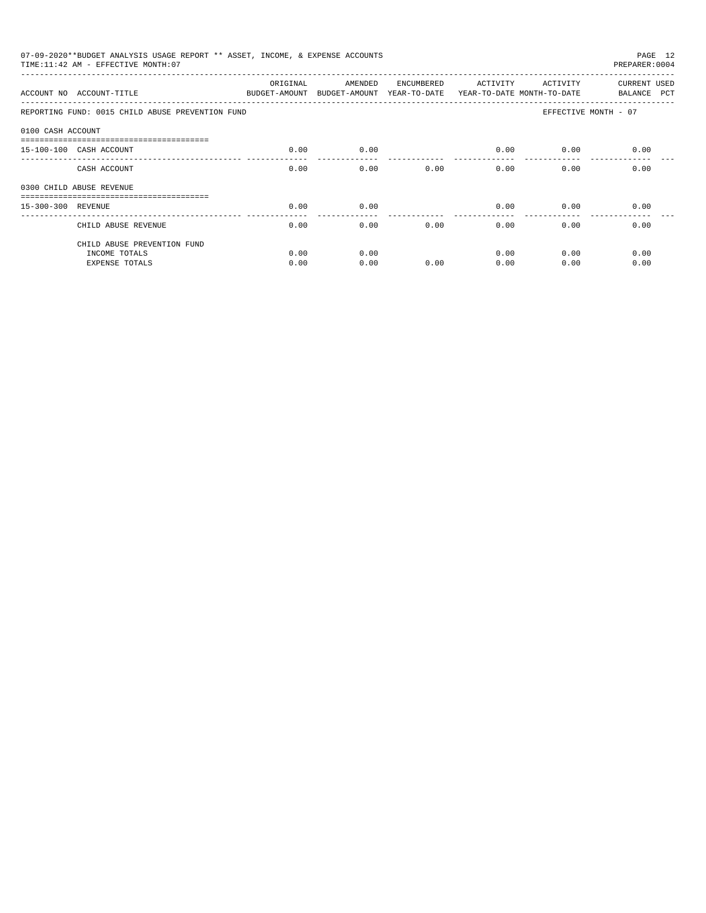07-09-2020**BUDGET ANALYSIS USAGE REPORT ** ASSET, INCOME, & EXPENSE ACCOUNTS

TIME:11:42 AM - EFFECTIVE MONTH:07

PREPARER:0004

| ACCOUNT NO | ACCOUNT-TITLE | ORIGINAL BUDGET-AMOUNT | AMENDED BUDGET-AMOUNT | ENCUMBERED YEAR-TO-DATE | ACTIVITY YEAR-TO-DATE | ACTIVITY MONTH-TO-DATE | CURRENT BALANCE | USED PCT |
|---|---|---|---|---|---|---|---|---|
| REPORTING FUND: 0015 CHILD ABUSE PREVENTION FUND | | | | | | EFFECTIVE MONTH - 07 | | |
| 0100 CASH ACCOUNT | | | | | | | | |
| 15-100-100 | CASH ACCOUNT | 0.00 | 0.00 | | 0.00 | 0.00 | 0.00 | |
| | CASH ACCOUNT | 0.00 | 0.00 | 0.00 | 0.00 | 0.00 | 0.00 | |
| 0300 CHILD ABUSE REVENUE | | | | | | | | |
| 15-300-300 | REVENUE | 0.00 | 0.00 | | 0.00 | 0.00 | 0.00 | |
| | CHILD ABUSE REVENUE | 0.00 | 0.00 | 0.00 | 0.00 | 0.00 | 0.00 | |
| | CHILD ABUSE PREVENTION FUND | | | | | | | |
| | INCOME TOTALS | 0.00 | 0.00 | | 0.00 | 0.00 | 0.00 | |
| | EXPENSE TOTALS | 0.00 | 0.00 | 0.00 | 0.00 | 0.00 | 0.00 | |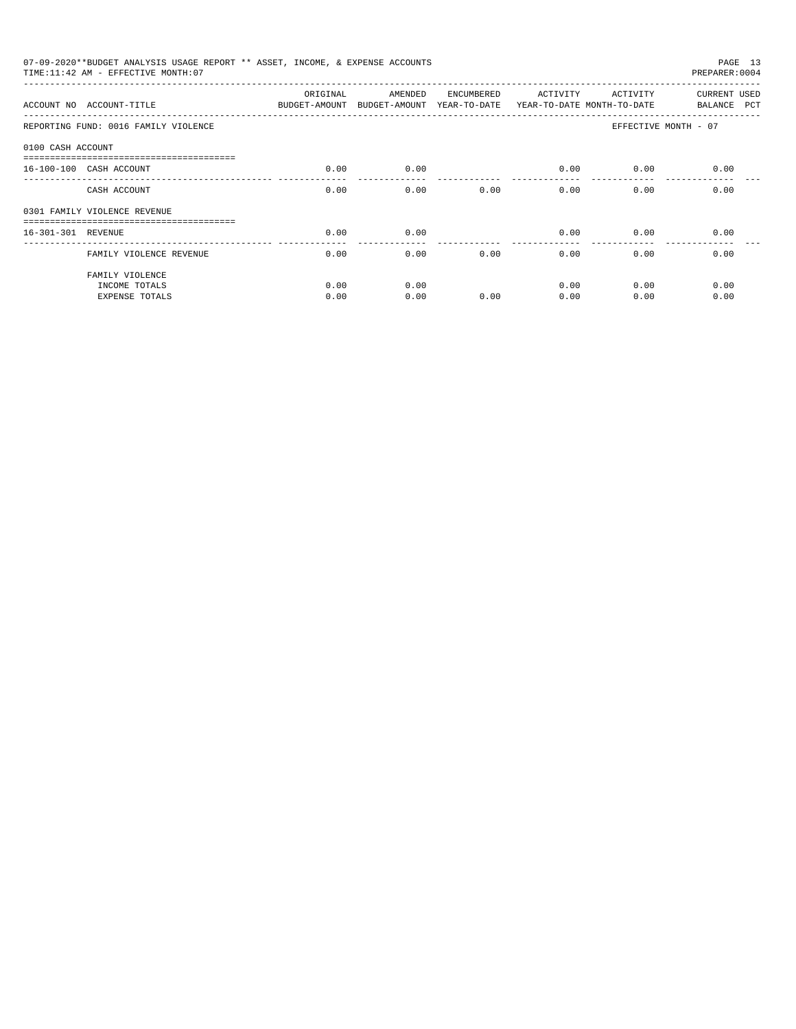07-09-2020**BUDGET ANALYSIS USAGE REPORT ** ASSET, INCOME, & EXPENSE ACCOUNTS
TIME:11:42 AM - EFFECTIVE MONTH:07
PREPARER:0004

| ACCOUNT NO | ACCOUNT-TITLE | ORIGINAL BUDGET-AMOUNT | AMENDED BUDGET-AMOUNT | ENCUMBERED YEAR-TO-DATE | ACTIVITY YEAR-TO-DATE | ACTIVITY MONTH-TO-DATE | CURRENT BALANCE | USED PCT |
|---|---|---|---|---|---|---|---|---|
| REPORTING FUND: 0016 FAMILY VIOLENCE | | | | | | EFFECTIVE MONTH - 07 | | |
| 0100 CASH ACCOUNT | | | | | | | | |
| 16-100-100 | CASH ACCOUNT | 0.00 | 0.00 | | 0.00 | 0.00 | 0.00 | |
| | CASH ACCOUNT | 0.00 | 0.00 | 0.00 | 0.00 | 0.00 | 0.00 | |
| 0301 FAMILY VIOLENCE REVENUE | | | | | | | | |
| 16-301-301 | REVENUE | 0.00 | 0.00 | | 0.00 | 0.00 | 0.00 | |
| | FAMILY VIOLENCE REVENUE | 0.00 | 0.00 | 0.00 | 0.00 | 0.00 | 0.00 | |
| | FAMILY VIOLENCE | | | | | | | |
| | INCOME TOTALS | 0.00 | 0.00 | | 0.00 | 0.00 | 0.00 | |
| | EXPENSE TOTALS | 0.00 | 0.00 | 0.00 | 0.00 | 0.00 | 0.00 | |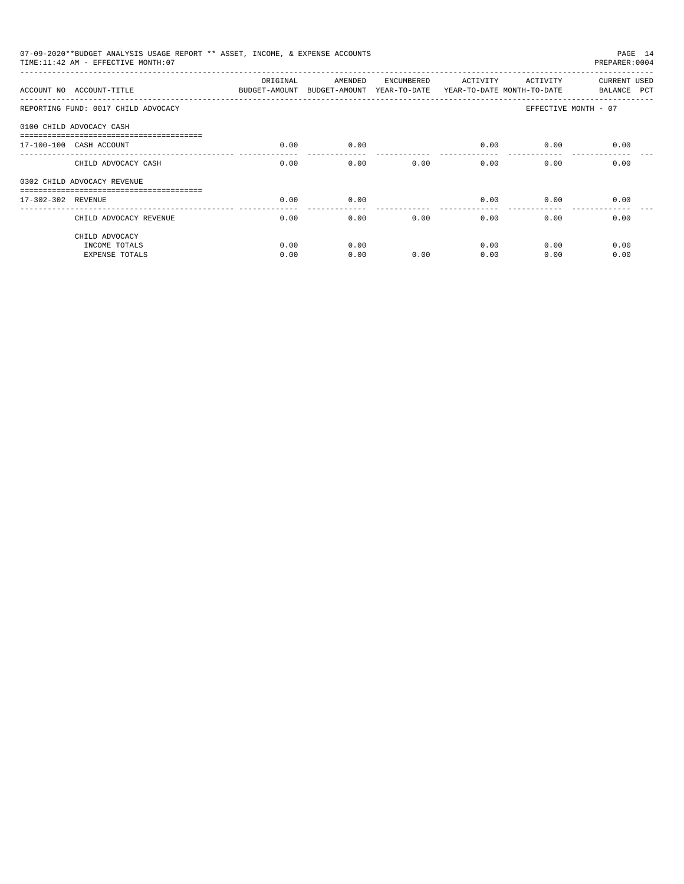07-09-2020**BUDGET ANALYSIS USAGE REPORT ** ASSET, INCOME, & EXPENSE ACCOUNTS
TIME:11:42 AM - EFFECTIVE MONTH:07

PREPARER:0004

| ACCOUNT NO | ACCOUNT-TITLE | ORIGINAL BUDGET-AMOUNT | AMENDED BUDGET-AMOUNT | ENCUMBERED YEAR-TO-DATE | ACTIVITY YEAR-TO-DATE | ACTIVITY MONTH-TO-DATE | CURRENT BALANCE | USED PCT |
|---|---|---|---|---|---|---|---|---|
| REPORTING FUND: 0017 CHILD ADVOCACY | | | | | | EFFECTIVE MONTH - 07 | | |
| 0100 CHILD ADVOCACY CASH | | | | | | | | |
| 17-100-100 | CASH ACCOUNT | 0.00 | 0.00 | | 0.00 | 0.00 | 0.00 | |
| | CHILD ADVOCACY CASH | 0.00 | 0.00 | 0.00 | 0.00 | 0.00 | 0.00 | |
| 0302 CHILD ADVOCACY REVENUE | | | | | | | | |
| 17-302-302 | REVENUE | 0.00 | 0.00 | | 0.00 | 0.00 | 0.00 | |
| | CHILD ADVOCACY REVENUE | 0.00 | 0.00 | 0.00 | 0.00 | 0.00 | 0.00 | |
| | CHILD ADVOCACY | | | | | | | |
| | INCOME TOTALS | 0.00 | 0.00 | | 0.00 | 0.00 | 0.00 | |
| | EXPENSE TOTALS | 0.00 | 0.00 | 0.00 | 0.00 | 0.00 | 0.00 | |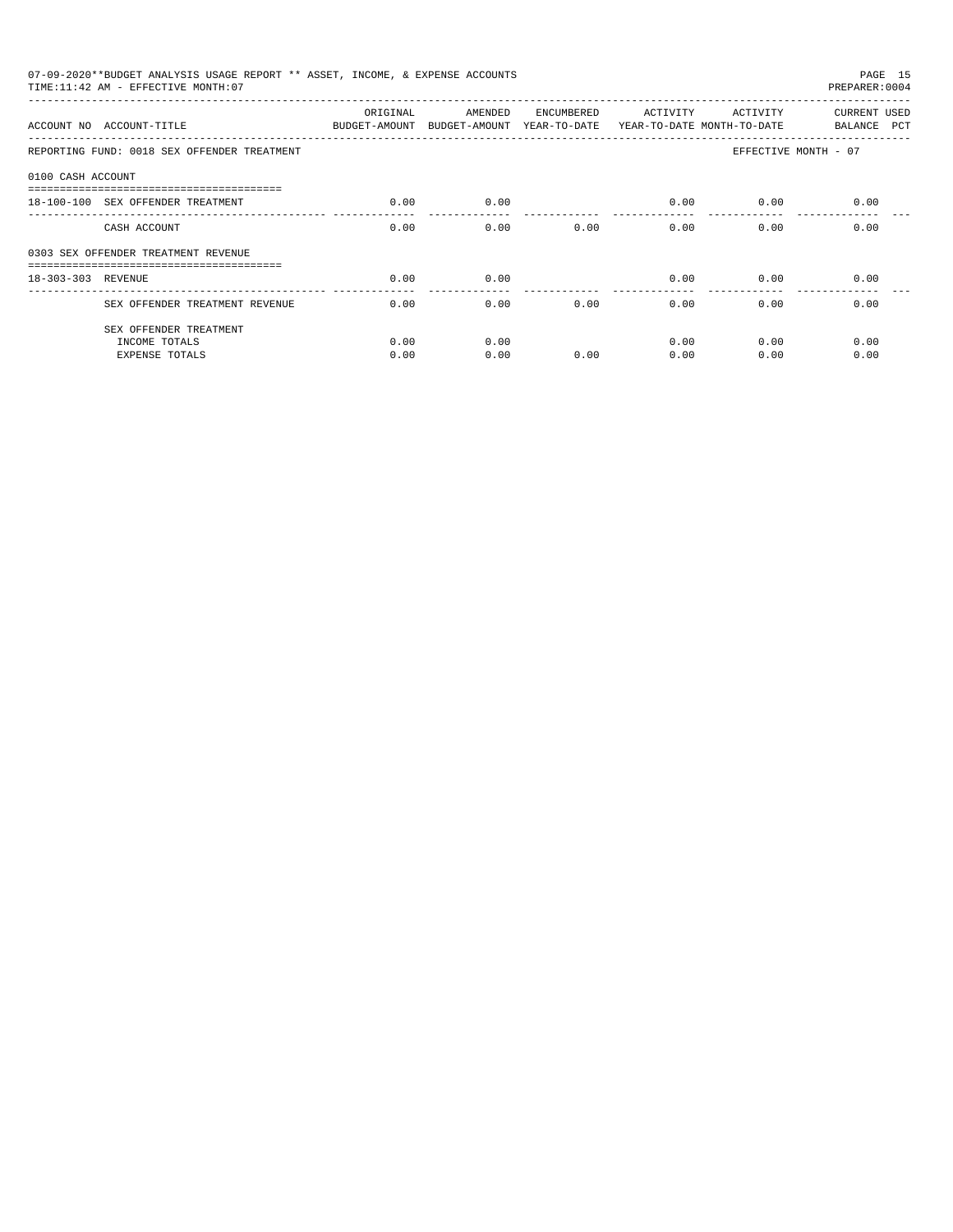07-09-2020**BUDGET ANALYSIS USAGE REPORT ** ASSET, INCOME, & EXPENSE ACCOUNTS

TIME:11:42 AM - EFFECTIVE MONTH:07

PREPARER:0004

| ACCOUNT NO | ACCOUNT-TITLE | ORIGINAL BUDGET-AMOUNT | AMENDED BUDGET-AMOUNT | ENCUMBERED YEAR-TO-DATE | ACTIVITY YEAR-TO-DATE | ACTIVITY MONTH-TO-DATE | CURRENT BALANCE | USED PCT |
|---|---|---|---|---|---|---|---|---|
| REPORTING FUND: 0018 SEX OFFENDER TREATMENT | | | | | | EFFECTIVE MONTH - 07 | | |
| 0100 CASH ACCOUNT | | | | | | | | |
| 18-100-100 | SEX OFFENDER TREATMENT | 0.00 | 0.00 | | 0.00 | 0.00 | 0.00 | |
| | CASH ACCOUNT | 0.00 | 0.00 | 0.00 | 0.00 | 0.00 | 0.00 | |
| 0303 SEX OFFENDER TREATMENT REVENUE | | | | | | | | |
| 18-303-303 | REVENUE | 0.00 | 0.00 | | 0.00 | 0.00 | 0.00 | |
| | SEX OFFENDER TREATMENT REVENUE | 0.00 | 0.00 | 0.00 | 0.00 | 0.00 | 0.00 | |
| | SEX OFFENDER TREATMENT | | | | | | | |
| | INCOME TOTALS | 0.00 | 0.00 | | 0.00 | 0.00 | 0.00 | |
| | EXPENSE TOTALS | 0.00 | 0.00 | 0.00 | 0.00 | 0.00 | 0.00 | |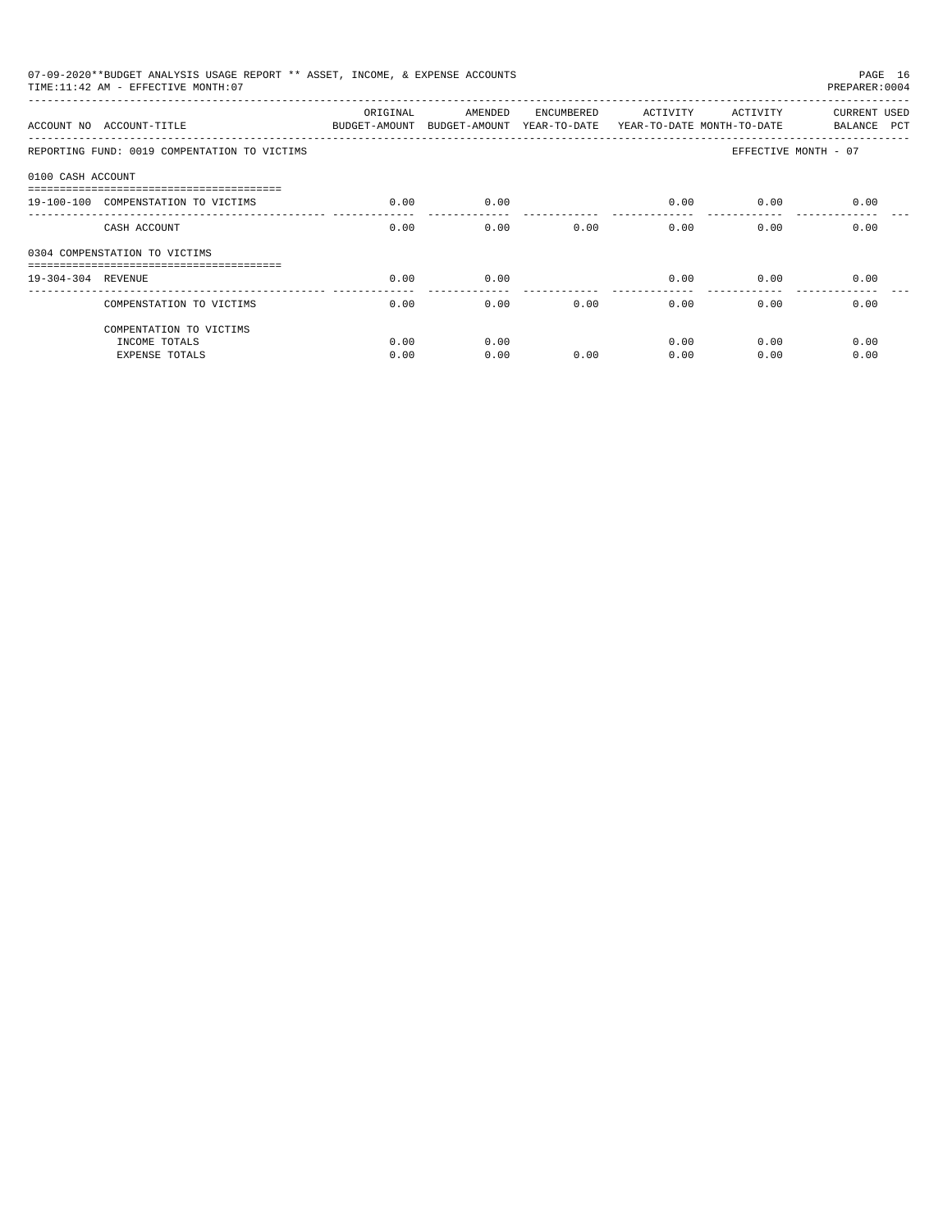07-09-2020**BUDGET ANALYSIS USAGE REPORT ** ASSET, INCOME, & EXPENSE ACCOUNTS

TIME:11:42 AM - EFFECTIVE MONTH:07

PREPARER:0004

| ACCOUNT NO | ACCOUNT-TITLE | ORIGINAL BUDGET-AMOUNT | AMENDED BUDGET-AMOUNT | ENCUMBERED YEAR-TO-DATE | ACTIVITY YEAR-TO-DATE | ACTIVITY MONTH-TO-DATE | CURRENT BALANCE | USED PCT |
|---|---|---|---|---|---|---|---|---|
| REPORTING FUND: 0019 COMPENSATION TO VICTIMS | | | | | | EFFECTIVE MONTH - 07 | | |
| 0100 CASH ACCOUNT | | | | | | | | |
| 19-100-100 | COMPENSATION TO VICTIMS | 0.00 | 0.00 | | 0.00 | 0.00 | 0.00 | |
| | CASH ACCOUNT | 0.00 | 0.00 | 0.00 | 0.00 | 0.00 | 0.00 | |
| 0304 COMPENSTATION TO VICTIMS | | | | | | | | |
| 19-304-304 | REVENUE | 0.00 | 0.00 | | 0.00 | 0.00 | 0.00 | |
| | COMPENSATION TO VICTIMS | 0.00 | 0.00 | 0.00 | 0.00 | 0.00 | 0.00 | |
| | COMPENTATION TO VICTIMS | | | | | | | |
| | INCOME TOTALS | 0.00 | 0.00 | | 0.00 | 0.00 | 0.00 | |
| | EXPENSE TOTALS | 0.00 | 0.00 | 0.00 | 0.00 | 0.00 | 0.00 | |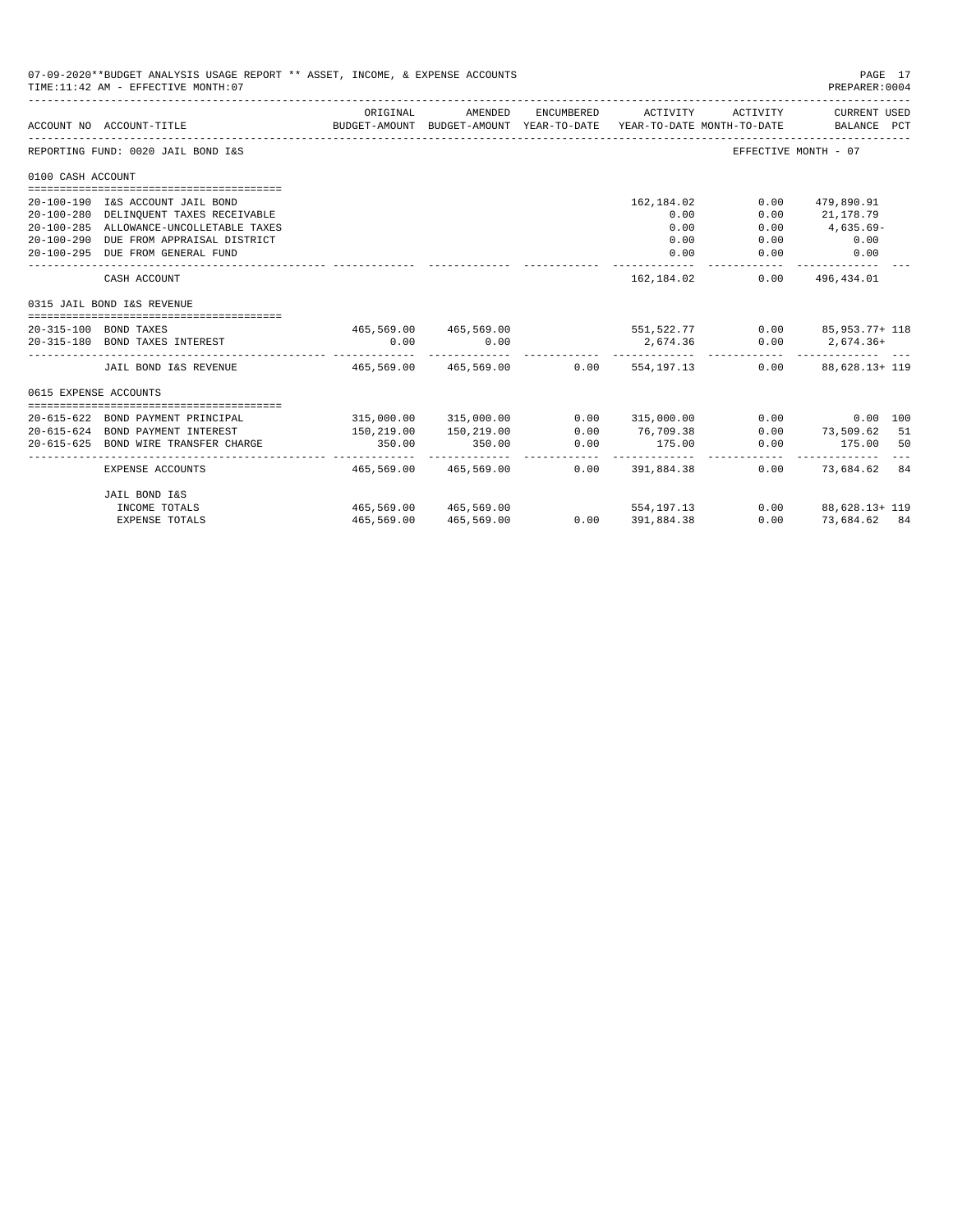07-09-2020**BUDGET ANALYSIS USAGE REPORT ** ASSET, INCOME, & EXPENSE ACCOUNTS

TIME:11:42 AM - EFFECTIVE MONTH:07

PREPARER:0004

| ACCOUNT NO | ACCOUNT-TITLE | ORIGINAL BUDGET-AMOUNT | AMENDED BUDGET-AMOUNT | ENCUMBERED YEAR-TO-DATE | ACTIVITY YEAR-TO-DATE | ACTIVITY MONTH-TO-DATE | CURRENT USED BALANCE | PCT |
|---|---|---|---|---|---|---|---|---|
| REPORTING FUND: 0020 JAIL BOND I&S | | | | | | | EFFECTIVE MONTH - 07 | |
| 0100 CASH ACCOUNT | | | | | | | | |
| 20-100-190 | I&S ACCOUNT JAIL BOND | | | | 162,184.02 | 0.00 | 479,890.91 | |
| 20-100-280 | DELINQUENT TAXES RECEIVABLE | | | | 0.00 | 0.00 | 21,178.79 | |
| 20-100-285 | ALLOWANCE-UNCOLLETABLE TAXES | | | | 0.00 | 0.00 | 4,635.69- | |
| 20-100-290 | DUE FROM APPRAISAL DISTRICT | | | | 0.00 | 0.00 | 0.00 | |
| 20-100-295 | DUE FROM GENERAL FUND | | | | 0.00 | 0.00 | 0.00 | |
| | CASH ACCOUNT | | | | 162,184.02 | 0.00 | 496,434.01 | |
| 0315 JAIL BOND I&S REVENUE | | | | | | | | |
| 20-315-100 | BOND TAXES | 465,569.00 | 465,569.00 | | 551,522.77 | 0.00 | 85,953.77+ | 118 |
| 20-315-180 | BOND TAXES INTEREST | 0.00 | 0.00 | | 2,674.36 | 0.00 | 2,674.36+ | |
| | JAIL BOND I&S REVENUE | 465,569.00 | 465,569.00 | 0.00 | 554,197.13 | 0.00 | 88,628.13+ | 119 |
| 0615 EXPENSE ACCOUNTS | | | | | | | | |
| 20-615-622 | BOND PAYMENT PRINCIPAL | 315,000.00 | 315,000.00 | 0.00 | 315,000.00 | 0.00 | 0.00 | 100 |
| 20-615-624 | BOND PAYMENT INTEREST | 150,219.00 | 150,219.00 | 0.00 | 76,709.38 | 0.00 | 73,509.62 | 51 |
| 20-615-625 | BOND WIRE TRANSFER CHARGE | 350.00 | 350.00 | 0.00 | 175.00 | 0.00 | 175.00 | 50 |
| | EXPENSE ACCOUNTS | 465,569.00 | 465,569.00 | 0.00 | 391,884.38 | 0.00 | 73,684.62 | 84 |
| | JAIL BOND I&S | | | | | | | |
| | INCOME TOTALS | 465,569.00 | 465,569.00 | | 554,197.13 | 0.00 | 88,628.13+ | 119 |
| | EXPENSE TOTALS | 465,569.00 | 465,569.00 | 0.00 | 391,884.38 | 0.00 | 73,684.62 | 84 |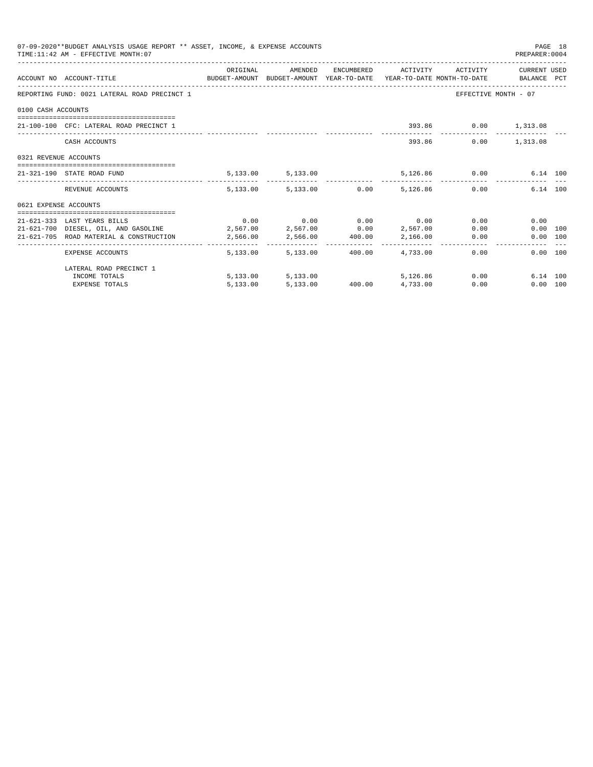07-09-2020**BUDGET ANALYSIS USAGE REPORT ** ASSET, INCOME, & EXPENSE ACCOUNTS
TIME:11:42 AM - EFFECTIVE MONTH:07

PREPARER:0004

| ACCOUNT NO | ACCOUNT-TITLE | ORIGINAL BUDGET-AMOUNT | AMENDED BUDGET-AMOUNT | ENCUMBERED YEAR-TO-DATE | ACTIVITY YEAR-TO-DATE | ACTIVITY MONTH-TO-DATE | CURRENT USED BALANCE | PCT |
|---|---|---|---|---|---|---|---|---|
| REPORTING FUND: 0021 LATERAL ROAD PRECINCT 1 | | | | | | EFFECTIVE MONTH - 07 | | |
| 0100 CASH ACCOUNTS | | | | | | | | |
| 21-100-100 | CFC: LATERAL ROAD PRECINCT 1 | | | | 393.86 | 0.00 | 1,313.08 | |
| | CASH ACCOUNTS | | | | 393.86 | 0.00 | 1,313.08 | |
| 0321 REVENUE ACCOUNTS | | | | | | | | |
| 21-321-190 | STATE ROAD FUND | 5,133.00 | 5,133.00 | | 5,126.86 | 0.00 | 6.14 | 100 |
| | REVENUE ACCOUNTS | 5,133.00 | 5,133.00 | 0.00 | 5,126.86 | 0.00 | 6.14 | 100 |
| 0621 EXPENSE ACCOUNTS | | | | | | | | |
| 21-621-333 | LAST YEARS BILLS | 0.00 | 0.00 | 0.00 | 0.00 | 0.00 | 0.00 | |
| 21-621-700 | DIESEL, OIL, AND GASOLINE | 2,567.00 | 2,567.00 | 0.00 | 2,567.00 | 0.00 | 0.00 | 100 |
| 21-621-705 | ROAD MATERIAL & CONSTRUCTION | 2,566.00 | 2,566.00 | 400.00 | 2,166.00 | 0.00 | 0.00 | 100 |
| | EXPENSE ACCOUNTS | 5,133.00 | 5,133.00 | 400.00 | 4,733.00 | 0.00 | 0.00 | 100 |
| | LATERAL ROAD PRECINCT 1 | | | | | | | |
| | INCOME TOTALS | 5,133.00 | 5,133.00 | | 5,126.86 | 0.00 | 6.14 | 100 |
| | EXPENSE TOTALS | 5,133.00 | 5,133.00 | 400.00 | 4,733.00 | 0.00 | 0.00 | 100 |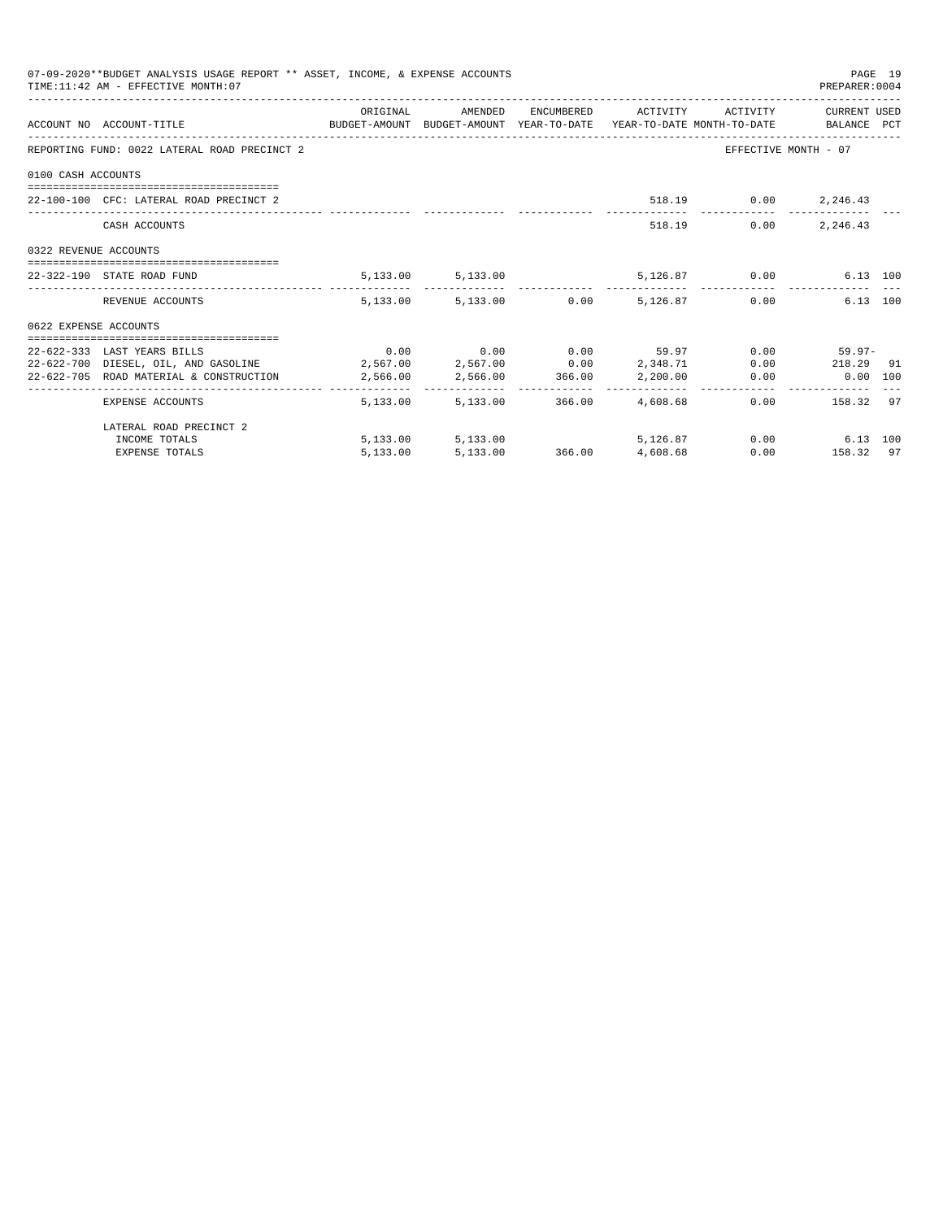07-09-2020**BUDGET ANALYSIS USAGE REPORT ** ASSET, INCOME, & EXPENSE ACCOUNTS
TIME:11:42 AM - EFFECTIVE MONTH:07
PREPARER:0004

REPORTING FUND: 0022 LATERAL ROAD PRECINCT 2 — EFFECTIVE MONTH - 07

| ACCOUNT NO | ACCOUNT-TITLE | ORIGINAL BUDGET-AMOUNT | AMENDED BUDGET-AMOUNT | ENCUMBERED YEAR-TO-DATE | ACTIVITY YEAR-TO-DATE | ACTIVITY MONTH-TO-DATE | CURRENT USED BALANCE | PCT |
|---|---|---|---|---|---|---|---|---|
| **0100 CASH ACCOUNTS** | | | | | | | | |
| 22-100-100 | CFC: LATERAL ROAD PRECINCT 2 | | | | 518.19 | 0.00 | 2,246.43 | |
| | CASH ACCOUNTS | | | | 518.19 | 0.00 | 2,246.43 | |
| **0322 REVENUE ACCOUNTS** | | | | | | | | |
| 22-322-190 | STATE ROAD FUND | 5,133.00 | 5,133.00 | | 5,126.87 | 0.00 | 6.13 | 100 |
| | REVENUE ACCOUNTS | 5,133.00 | 5,133.00 | 0.00 | 5,126.87 | 0.00 | 6.13 | 100 |
| **0622 EXPENSE ACCOUNTS** | | | | | | | | |
| 22-622-333 | LAST YEARS BILLS | 0.00 | 0.00 | 0.00 | 59.97 | 0.00 | 59.97- | |
| 22-622-700 | DIESEL, OIL, AND GASOLINE | 2,567.00 | 2,567.00 | 0.00 | 2,348.71 | 0.00 | 218.29 | 91 |
| 22-622-705 | ROAD MATERIAL & CONSTRUCTION | 2,566.00 | 2,566.00 | 366.00 | 2,200.00 | 0.00 | 0.00 | 100 |
| | EXPENSE ACCOUNTS | 5,133.00 | 5,133.00 | 366.00 | 4,608.68 | 0.00 | 158.32 | 97 |
| | LATERAL ROAD PRECINCT 2 | | | | | | | |
| | INCOME TOTALS | 5,133.00 | 5,133.00 | | 5,126.87 | 0.00 | 6.13 | 100 |
| | EXPENSE TOTALS | 5,133.00 | 5,133.00 | 366.00 | 4,608.68 | 0.00 | 158.32 | 97 |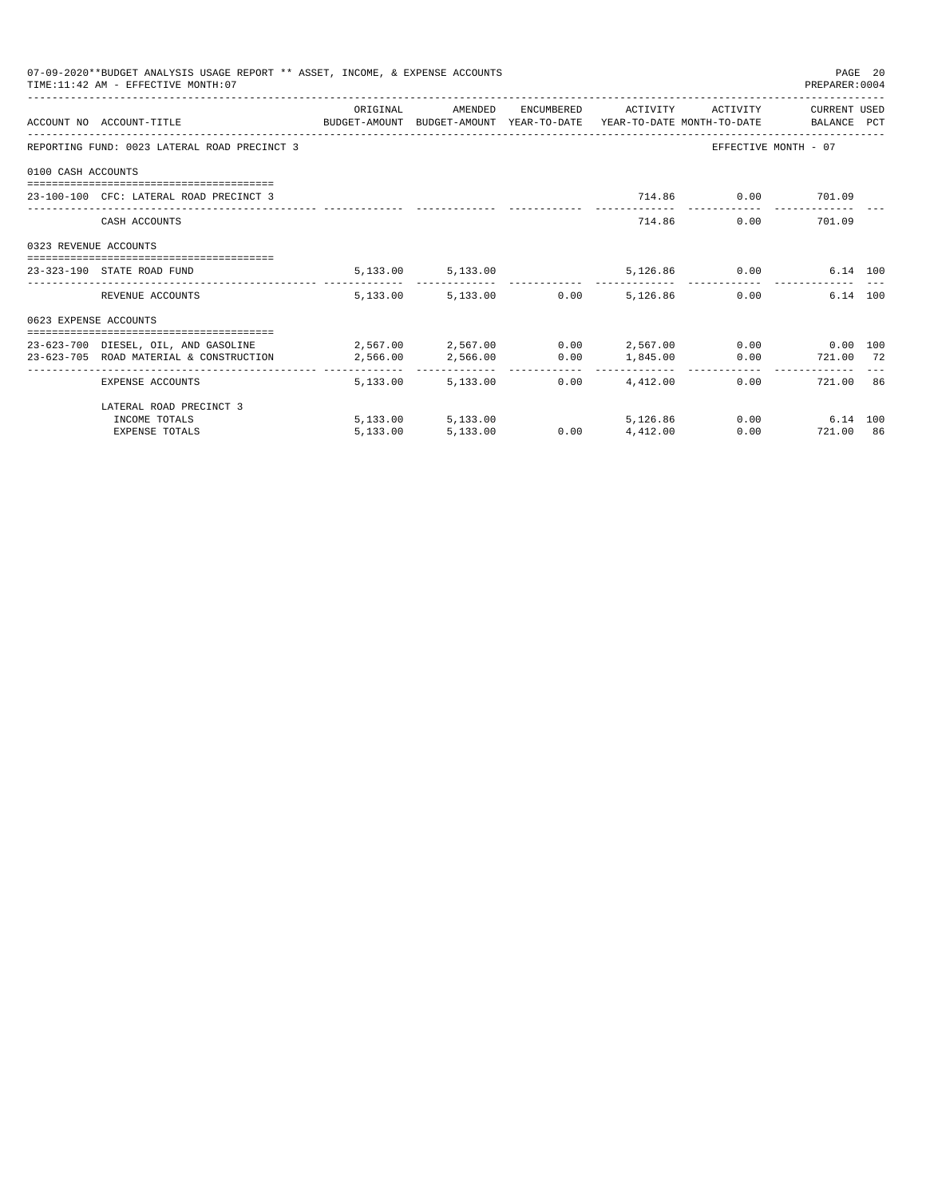07-09-2020**BUDGET ANALYSIS USAGE REPORT ** ASSET, INCOME, & EXPENSE ACCOUNTS

TIME:11:42 AM - EFFECTIVE MONTH:07

PREPARER:0004

| ACCOUNT NO | ACCOUNT-TITLE | ORIGINAL BUDGET-AMOUNT | AMENDED BUDGET-AMOUNT | ENCUMBERED YEAR-TO-DATE | ACTIVITY YEAR-TO-DATE | ACTIVITY MONTH-TO-DATE | CURRENT BALANCE | USED PCT |
|---|---|---|---|---|---|---|---|---|
| REPORTING FUND: 0023 LATERAL ROAD PRECINCT 3 | | | | | | EFFECTIVE MONTH - 07 | | |
| 0100 CASH ACCOUNTS | | | | | | | | |
| 23-100-100 | CFC: LATERAL ROAD PRECINCT 3 | | | | 714.86 | 0.00 | 701.09 | |
| | CASH ACCOUNTS | | | | 714.86 | 0.00 | 701.09 | |
| 0323 REVENUE ACCOUNTS | | | | | | | | |
| 23-323-190 | STATE ROAD FUND | 5,133.00 | 5,133.00 | | 5,126.86 | 0.00 | 6.14 | 100 |
| | REVENUE ACCOUNTS | 5,133.00 | 5,133.00 | 0.00 | 5,126.86 | 0.00 | 6.14 | 100 |
| 0623 EXPENSE ACCOUNTS | | | | | | | | |
| 23-623-700 | DIESEL, OIL, AND GASOLINE | 2,567.00 | 2,567.00 | 0.00 | 2,567.00 | 0.00 | 0.00 | 100 |
| 23-623-705 | ROAD MATERIAL & CONSTRUCTION | 2,566.00 | 2,566.00 | 0.00 | 1,845.00 | 0.00 | 721.00 | 72 |
| | EXPENSE ACCOUNTS | 5,133.00 | 5,133.00 | 0.00 | 4,412.00 | 0.00 | 721.00 | 86 |
| | LATERAL ROAD PRECINCT 3 | | | | | | | |
| | INCOME TOTALS | 5,133.00 | 5,133.00 | | 5,126.86 | 0.00 | 6.14 | 100 |
| | EXPENSE TOTALS | 5,133.00 | 5,133.00 | 0.00 | 4,412.00 | 0.00 | 721.00 | 86 |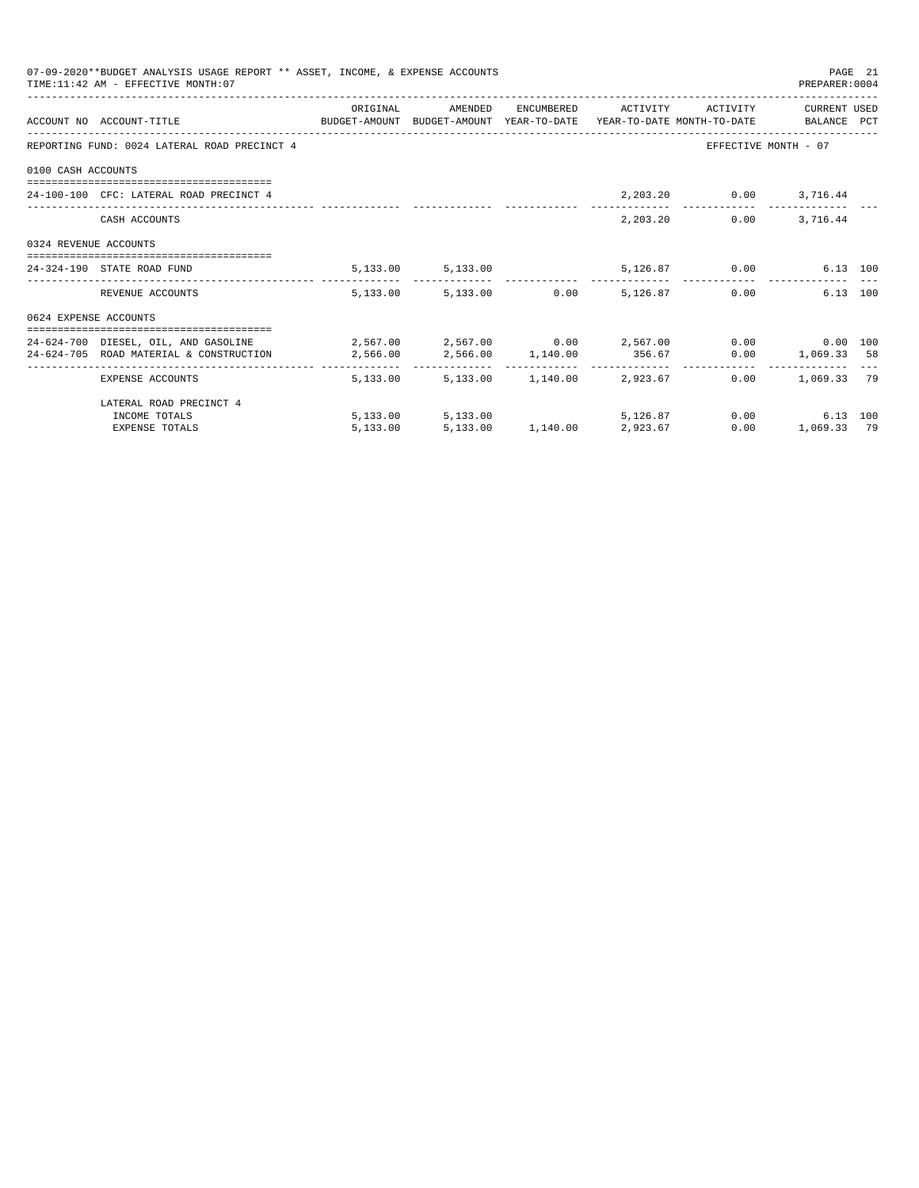07-09-2020**BUDGET ANALYSIS USAGE REPORT ** ASSET, INCOME, & EXPENSE ACCOUNTS
TIME:11:42 AM - EFFECTIVE MONTH:07

PREPARER:0004

| ACCOUNT NO | ACCOUNT-TITLE | ORIGINAL BUDGET-AMOUNT | AMENDED BUDGET-AMOUNT | ENCUMBERED YEAR-TO-DATE | ACTIVITY YEAR-TO-DATE | ACTIVITY MONTH-TO-DATE | CURRENT BALANCE | USED PCT |
|---|---|---|---|---|---|---|---|---|
| REPORTING FUND: 0024 LATERAL ROAD PRECINCT 4 | | | | | | EFFECTIVE MONTH - 07 | | |
| 0100 CASH ACCOUNTS | | | | | | | | |
| 24-100-100 | CFC: LATERAL ROAD PRECINCT 4 | | | | 2,203.20 | 0.00 | 3,716.44 | |
| | CASH ACCOUNTS | | | | 2,203.20 | 0.00 | 3,716.44 | |
| 0324 REVENUE ACCOUNTS | | | | | | | | |
| 24-324-190 | STATE ROAD FUND | 5,133.00 | 5,133.00 | | 5,126.87 | 0.00 | 6.13 | 100 |
| | REVENUE ACCOUNTS | 5,133.00 | 5,133.00 | 0.00 | 5,126.87 | 0.00 | 6.13 | 100 |
| 0624 EXPENSE ACCOUNTS | | | | | | | | |
| 24-624-700 | DIESEL, OIL, AND GASOLINE | 2,567.00 | 2,567.00 | 0.00 | 2,567.00 | 0.00 | 0.00 | 100 |
| 24-624-705 | ROAD MATERIAL & CONSTRUCTION | 2,566.00 | 2,566.00 | 1,140.00 | 356.67 | 0.00 | 1,069.33 | 58 |
| | EXPENSE ACCOUNTS | 5,133.00 | 5,133.00 | 1,140.00 | 2,923.67 | 0.00 | 1,069.33 | 79 |
| | LATERAL ROAD PRECINCT 4 | | | | | | | |
| | INCOME TOTALS | 5,133.00 | 5,133.00 | | 5,126.87 | 0.00 | 6.13 | 100 |
| | EXPENSE TOTALS | 5,133.00 | 5,133.00 | 1,140.00 | 2,923.67 | 0.00 | 1,069.33 | 79 |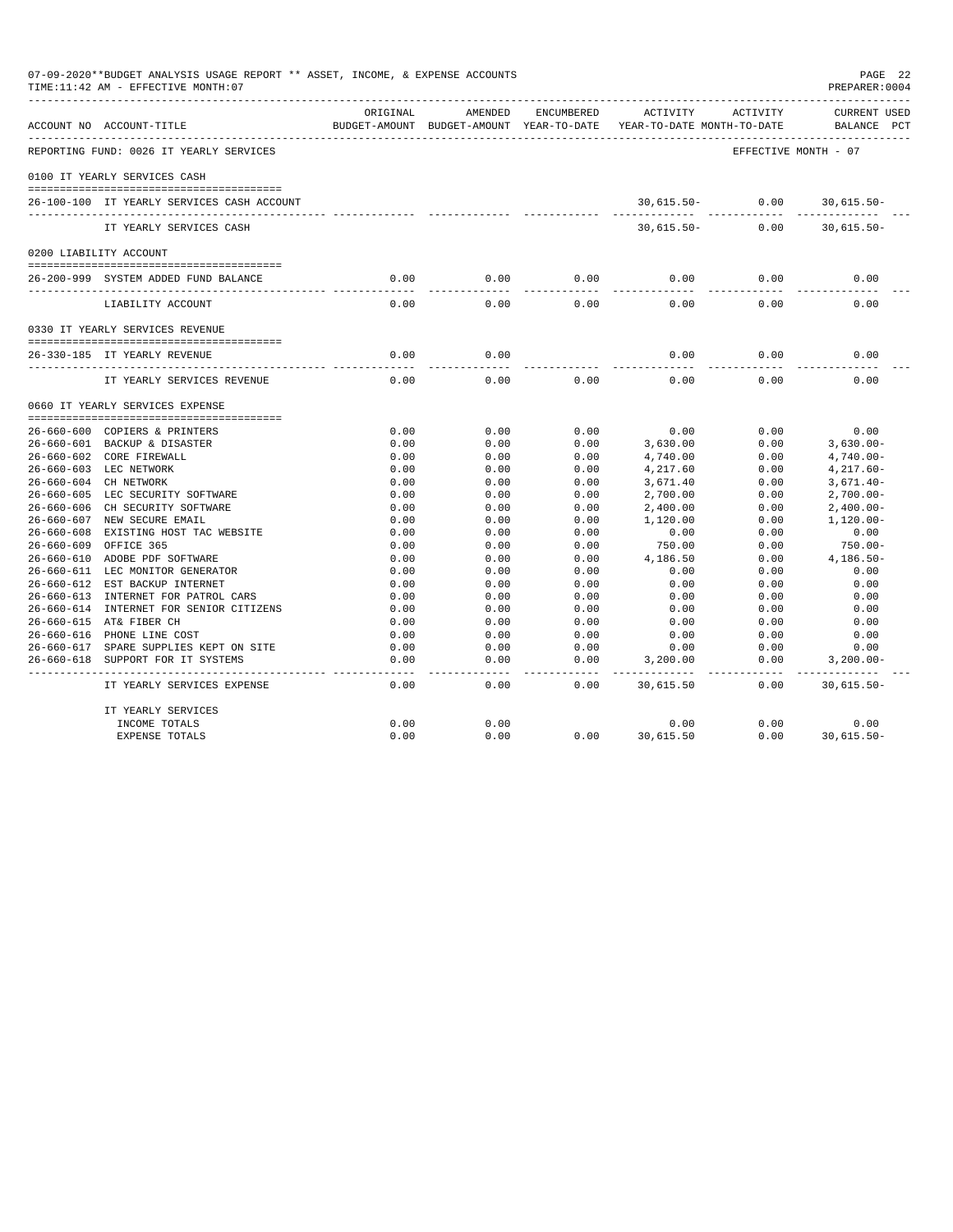07-09-2020**BUDGET ANALYSIS USAGE REPORT ** ASSET, INCOME, & EXPENSE ACCOUNTS
TIME:11:42 AM - EFFECTIVE MONTH:07

PREPARER:0004

| ACCOUNT NO | ACCOUNT-TITLE | ORIGINAL BUDGET-AMOUNT | AMENDED BUDGET-AMOUNT | ENCUMBERED YEAR-TO-DATE | ACTIVITY YEAR-TO-DATE | ACTIVITY MONTH-TO-DATE | CURRENT USED BALANCE PCT |
|---|---|---|---|---|---|---|---|
| REPORTING FUND: 0026 IT YEARLY SERVICES | | | | | | | EFFECTIVE MONTH - 07 |
| 0100 IT YEARLY SERVICES CASH | | | | | | | |
| 26-100-100 | IT YEARLY SERVICES CASH ACCOUNT | | | | 30,615.50- | 0.00 | 30,615.50- |
| | IT YEARLY SERVICES CASH | | | | 30,615.50- | 0.00 | 30,615.50- |
| 0200 LIABILITY ACCOUNT | | | | | | | |
| 26-200-999 | SYSTEM ADDED FUND BALANCE | 0.00 | 0.00 | 0.00 | 0.00 | 0.00 | 0.00 |
| | LIABILITY ACCOUNT | 0.00 | 0.00 | 0.00 | 0.00 | 0.00 | 0.00 |
| 0330 IT YEARLY SERVICES REVENUE | | | | | | | |
| 26-330-185 | IT YEARLY REVENUE | 0.00 | 0.00 | | 0.00 | 0.00 | 0.00 |
| | IT YEARLY SERVICES REVENUE | 0.00 | 0.00 | 0.00 | 0.00 | 0.00 | 0.00 |
| 0660 IT YEARLY SERVICES EXPENSE | | | | | | | |
| 26-660-600 | COPIERS & PRINTERS | 0.00 | 0.00 | 0.00 | 0.00 | 0.00 | 0.00 |
| 26-660-601 | BACKUP & DISASTER | 0.00 | 0.00 | 0.00 | 3,630.00 | 0.00 | 3,630.00- |
| 26-660-602 | CORE FIREWALL | 0.00 | 0.00 | 0.00 | 4,740.00 | 0.00 | 4,740.00- |
| 26-660-603 | LEC NETWORK | 0.00 | 0.00 | 0.00 | 4,217.60 | 0.00 | 4,217.60- |
| 26-660-604 | CH NETWORK | 0.00 | 0.00 | 0.00 | 3,671.40 | 0.00 | 3,671.40- |
| 26-660-605 | LEC SECURITY SOFTWARE | 0.00 | 0.00 | 0.00 | 2,700.00 | 0.00 | 2,700.00- |
| 26-660-606 | CH SECURITY SOFTWARE | 0.00 | 0.00 | 0.00 | 2,400.00 | 0.00 | 2,400.00- |
| 26-660-607 | NEW SECURE EMAIL | 0.00 | 0.00 | 0.00 | 1,120.00 | 0.00 | 1,120.00- |
| 26-660-608 | EXISTING HOST TAC WEBSITE | 0.00 | 0.00 | 0.00 | 0.00 | 0.00 | 0.00 |
| 26-660-609 | OFFICE 365 | 0.00 | 0.00 | 0.00 | 750.00 | 0.00 | 750.00- |
| 26-660-610 | ADOBE PDF SOFTWARE | 0.00 | 0.00 | 0.00 | 4,186.50 | 0.00 | 4,186.50- |
| 26-660-611 | LEC MONITOR GENERATOR | 0.00 | 0.00 | 0.00 | 0.00 | 0.00 | 0.00 |
| 26-660-612 | EST BACKUP INTERNET | 0.00 | 0.00 | 0.00 | 0.00 | 0.00 | 0.00 |
| 26-660-613 | INTERNET FOR PATROL CARS | 0.00 | 0.00 | 0.00 | 0.00 | 0.00 | 0.00 |
| 26-660-614 | INTERNET FOR SENIOR CITIZENS | 0.00 | 0.00 | 0.00 | 0.00 | 0.00 | 0.00 |
| 26-660-615 | AT& FIBER CH | 0.00 | 0.00 | 0.00 | 0.00 | 0.00 | 0.00 |
| 26-660-616 | PHONE LINE COST | 0.00 | 0.00 | 0.00 | 0.00 | 0.00 | 0.00 |
| 26-660-617 | SPARE SUPPLIES KEPT ON SITE | 0.00 | 0.00 | 0.00 | 0.00 | 0.00 | 0.00 |
| 26-660-618 | SUPPORT FOR IT SYSTEMS | 0.00 | 0.00 | 0.00 | 3,200.00 | 0.00 | 3,200.00- |
| | IT YEARLY SERVICES EXPENSE | 0.00 | 0.00 | 0.00 | 30,615.50 | 0.00 | 30,615.50- |
| | IT YEARLY SERVICES | | | | | | |
| | INCOME TOTALS | 0.00 | 0.00 | | 0.00 | 0.00 | 0.00 |
| | EXPENSE TOTALS | 0.00 | 0.00 | 0.00 | 30,615.50 | 0.00 | 30,615.50- |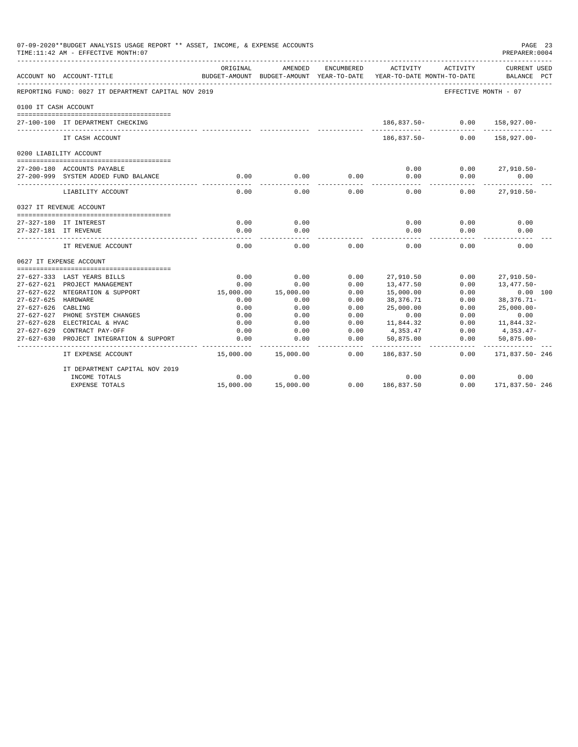07-09-2020**BUDGET ANALYSIS USAGE REPORT ** ASSET, INCOME, & EXPENSE ACCOUNTS
TIME:11:42 AM - EFFECTIVE MONTH:07
PREPARER:0004

| ACCOUNT NO | ACCOUNT-TITLE | ORIGINAL BUDGET-AMOUNT | AMENDED BUDGET-AMOUNT | ENCUMBERED YEAR-TO-DATE | ACTIVITY YEAR-TO-DATE | ACTIVITY MONTH-TO-DATE | CURRENT USED BALANCE | PCT |
|---|---|---|---|---|---|---|---|---|
| REPORTING FUND: 0027 IT DEPARTMENT CAPITAL NOV 2019 | | | | | | EFFECTIVE MONTH - 07 | | |
| 0100 IT CASH ACCOUNT | | | | | | | | |
| 27-100-100 | IT DEPARTMENT CHECKING | | | | 186,837.50- | 0.00 | 158,927.00- | |
| | IT CASH ACCOUNT | | | | 186,837.50- | 0.00 | 158,927.00- | |
| 0200 LIABILITY ACCOUNT | | | | | | | | |
| 27-200-180 | ACCOUNTS PAYABLE | | | | 0.00 | 0.00 | 27,910.50- | |
| 27-200-999 | SYSTEM ADDED FUND BALANCE | 0.00 | 0.00 | 0.00 | 0.00 | 0.00 | 0.00 | |
| | LIABILITY ACCOUNT | 0.00 | 0.00 | 0.00 | 0.00 | 0.00 | 27,910.50- | |
| 0327 IT REVENUE ACCOUNT | | | | | | | | |
| 27-327-180 | IT INTEREST | 0.00 | 0.00 | | 0.00 | 0.00 | 0.00 | |
| 27-327-181 | IT REVENUE | 0.00 | 0.00 | | 0.00 | 0.00 | 0.00 | |
| | IT REVENUE ACCOUNT | 0.00 | 0.00 | 0.00 | 0.00 | 0.00 | 0.00 | |
| 0627 IT EXPENSE ACCOUNT | | | | | | | | |
| 27-627-333 | LAST YEARS BILLS | 0.00 | 0.00 | 0.00 | 27,910.50 | 0.00 | 27,910.50- | |
| 27-627-621 | PROJECT MANAGEMENT | 0.00 | 0.00 | 0.00 | 13,477.50 | 0.00 | 13,477.50- | |
| 27-627-622 | NTEGRATION & SUPPORT | 15,000.00 | 15,000.00 | 0.00 | 15,000.00 | 0.00 | 0.00 | 100 |
| 27-627-625 | HARDWARE | 0.00 | 0.00 | 0.00 | 38,376.71 | 0.00 | 38,376.71- | |
| 27-627-626 | CABLING | 0.00 | 0.00 | 0.00 | 25,000.00 | 0.00 | 25,000.00- | |
| 27-627-627 | PHONE SYSTEM CHANGES | 0.00 | 0.00 | 0.00 | 0.00 | 0.00 | 0.00 | |
| 27-627-628 | ELECTRICAL & HVAC | 0.00 | 0.00 | 0.00 | 11,844.32 | 0.00 | 11,844.32- | |
| 27-627-629 | CONTRACT PAY-OFF | 0.00 | 0.00 | 0.00 | 4,353.47 | 0.00 | 4,353.47- | |
| 27-627-630 | PROJECT INTEGRATION & SUPPORT | 0.00 | 0.00 | 0.00 | 50,875.00 | 0.00 | 50,875.00- | |
| | IT EXPENSE ACCOUNT | 15,000.00 | 15,000.00 | 0.00 | 186,837.50 | 0.00 | 171,837.50- | 246 |
| | IT DEPARTMENT CAPITAL NOV 2019 | | | | | | | |
| | INCOME TOTALS | 0.00 | 0.00 | | 0.00 | 0.00 | 0.00 | |
| | EXPENSE TOTALS | 15,000.00 | 15,000.00 | 0.00 | 186,837.50 | 0.00 | 171,837.50- | 246 |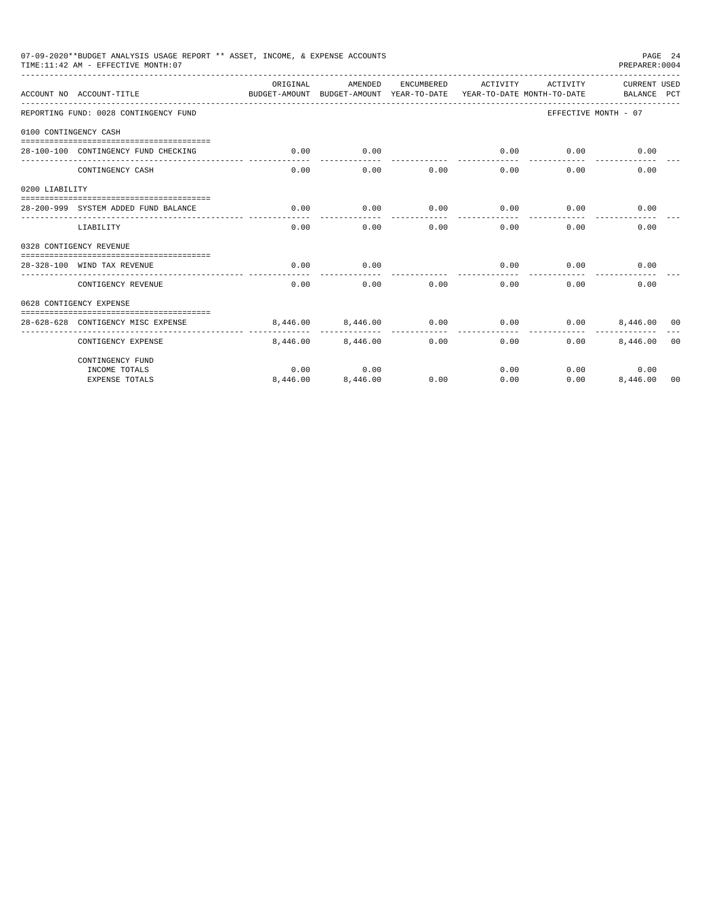07-09-2020**BUDGET ANALYSIS USAGE REPORT ** ASSET, INCOME, & EXPENSE ACCOUNTS

TIME:11:42 AM - EFFECTIVE MONTH:07

PREPARER:0004

| ACCOUNT NO | ACCOUNT-TITLE | ORIGINAL BUDGET-AMOUNT | AMENDED BUDGET-AMOUNT | ENCUMBERED YEAR-TO-DATE | ACTIVITY YEAR-TO-DATE | ACTIVITY MONTH-TO-DATE | CURRENT BALANCE | USED PCT |
|---|---|---|---|---|---|---|---|---|
| REPORTING FUND: 0028 CONTINGENCY FUND | | | | | | EFFECTIVE MONTH - 07 | | |
| 0100 CONTINGENCY CASH | | | | | | | | |
| 28-100-100 | CONTINGENCY FUND CHECKING | 0.00 | 0.00 | | 0.00 | 0.00 | 0.00 | |
| | CONTINGENCY CASH | 0.00 | 0.00 | 0.00 | 0.00 | 0.00 | 0.00 | |
| 0200 LIABILITY | | | | | | | | |
| 28-200-999 | SYSTEM ADDED FUND BALANCE | 0.00 | 0.00 | 0.00 | 0.00 | 0.00 | 0.00 | |
| | LIABILITY | 0.00 | 0.00 | 0.00 | 0.00 | 0.00 | 0.00 | |
| 0328 CONTIGENCY REVENUE | | | | | | | | |
| 28-328-100 | WIND TAX REVENUE | 0.00 | 0.00 | | 0.00 | 0.00 | 0.00 | |
| | CONTIGENCY REVENUE | 0.00 | 0.00 | 0.00 | 0.00 | 0.00 | 0.00 | |
| 0628 CONTIGENCY EXPENSE | | | | | | | | |
| 28-628-628 | CONTIGENCY MISC EXPENSE | 8,446.00 | 8,446.00 | 0.00 | 0.00 | 0.00 | 8,446.00 | 00 |
| | CONTIGENCY EXPENSE | 8,446.00 | 8,446.00 | 0.00 | 0.00 | 0.00 | 8,446.00 | 00 |
| | CONTINGENCY FUND | | | | | | | |
| | INCOME TOTALS | 0.00 | 0.00 | | 0.00 | 0.00 | 0.00 | |
| | EXPENSE TOTALS | 8,446.00 | 8,446.00 | 0.00 | 0.00 | 0.00 | 8,446.00 | 00 |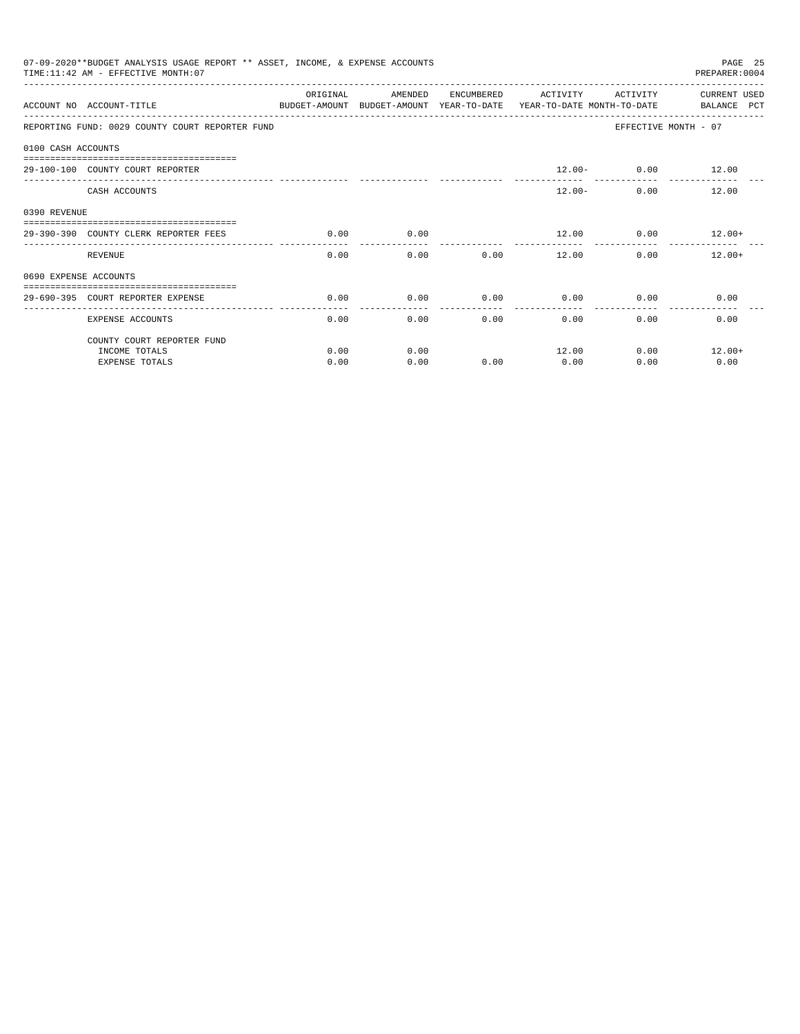07-09-2020**BUDGET ANALYSIS USAGE REPORT ** ASSET, INCOME, & EXPENSE ACCOUNTS

TIME:11:42 AM - EFFECTIVE MONTH:07

PREPARER:0004

| ACCOUNT NO | ACCOUNT-TITLE | ORIGINAL BUDGET-AMOUNT | AMENDED BUDGET-AMOUNT | ENCUMBERED YEAR-TO-DATE | ACTIVITY YEAR-TO-DATE | ACTIVITY MONTH-TO-DATE | CURRENT USED BALANCE PCT |
|---|---|---|---|---|---|---|---|
| REPORTING FUND: 0029 COUNTY COURT REPORTER FUND | | | | | | | EFFECTIVE MONTH - 07 |
| 0100 CASH ACCOUNTS | | | | | | | |
| 29-100-100 | COUNTY COURT REPORTER | | | | 12.00- | 0.00 | 12.00 |
| | CASH ACCOUNTS | | | | 12.00- | 0.00 | 12.00 |
| 0390 REVENUE | | | | | | | |
| 29-390-390 | COUNTY CLERK REPORTER FEES | 0.00 | 0.00 | | 12.00 | 0.00 | 12.00+ |
| | REVENUE | 0.00 | 0.00 | 0.00 | 12.00 | 0.00 | 12.00+ |
| 0690 EXPENSE ACCOUNTS | | | | | | | |
| 29-690-395 | COURT REPORTER EXPENSE | 0.00 | 0.00 | 0.00 | 0.00 | 0.00 | 0.00 |
| | EXPENSE ACCOUNTS | 0.00 | 0.00 | 0.00 | 0.00 | 0.00 | 0.00 |
| | COUNTY COURT REPORTER FUND | | | | | | |
| | INCOME TOTALS | 0.00 | 0.00 | | 12.00 | 0.00 | 12.00+ |
| | EXPENSE TOTALS | 0.00 | 0.00 | 0.00 | 0.00 | 0.00 | 0.00 |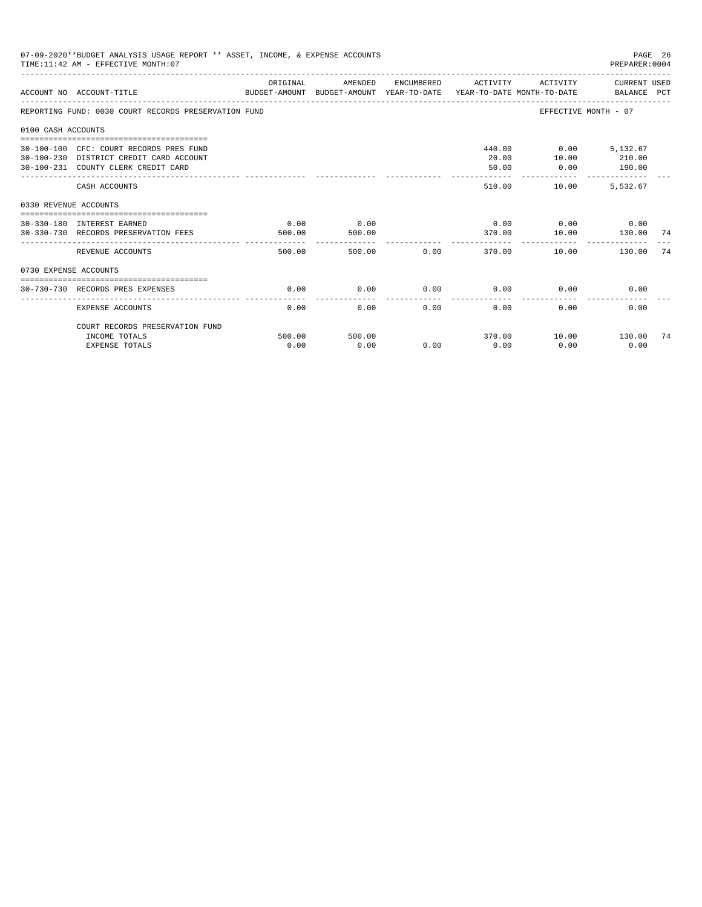07-09-2020**BUDGET ANALYSIS USAGE REPORT ** ASSET, INCOME, & EXPENSE ACCOUNTS
TIME:11:42 AM - EFFECTIVE MONTH:07
PREPARER:0004

| ACCOUNT NO | ACCOUNT-TITLE | ORIGINAL BUDGET-AMOUNT | AMENDED BUDGET-AMOUNT | ENCUMBERED YEAR-TO-DATE | ACTIVITY YEAR-TO-DATE | ACTIVITY MONTH-TO-DATE | CURRENT USED BALANCE | PCT |
|---|---|---|---|---|---|---|---|---|
| REPORTING FUND: 0030 COURT RECORDS PRESERVATION FUND | | | | | | EFFECTIVE MONTH - 07 | | |
| 0100 CASH ACCOUNTS | | | | | | | | |
| 30-100-100 | CFC: COURT RECORDS PRES FUND | | | | 440.00 | 0.00 | 5,132.67 | |
| 30-100-230 | DISTRICT CREDIT CARD ACCOUNT | | | | 20.00 | 10.00 | 210.00 | |
| 30-100-231 | COUNTY CLERK CREDIT CARD | | | | 50.00 | 0.00 | 190.00 | |
| | CASH ACCOUNTS | | | | 510.00 | 10.00 | 5,532.67 | |
| 0330 REVENUE ACCOUNTS | | | | | | | | |
| 30-330-180 | INTEREST EARNED | 0.00 | 0.00 | | 0.00 | 0.00 | 0.00 | |
| 30-330-730 | RECORDS PRESERVATION FEES | 500.00 | 500.00 | | 370.00 | 10.00 | 130.00 | 74 |
| | REVENUE ACCOUNTS | 500.00 | 500.00 | 0.00 | 370.00 | 10.00 | 130.00 | 74 |
| 0730 EXPENSE ACCOUNTS | | | | | | | | |
| 30-730-730 | RECORDS PRES EXPENSES | 0.00 | 0.00 | 0.00 | 0.00 | 0.00 | 0.00 | |
| | EXPENSE ACCOUNTS | 0.00 | 0.00 | 0.00 | 0.00 | 0.00 | 0.00 | |
| | COURT RECORDS PRESERVATION FUND | | | | | | | |
| | INCOME TOTALS | 500.00 | 500.00 | | 370.00 | 10.00 | 130.00 | 74 |
| | EXPENSE TOTALS | 0.00 | 0.00 | 0.00 | 0.00 | 0.00 | 0.00 | |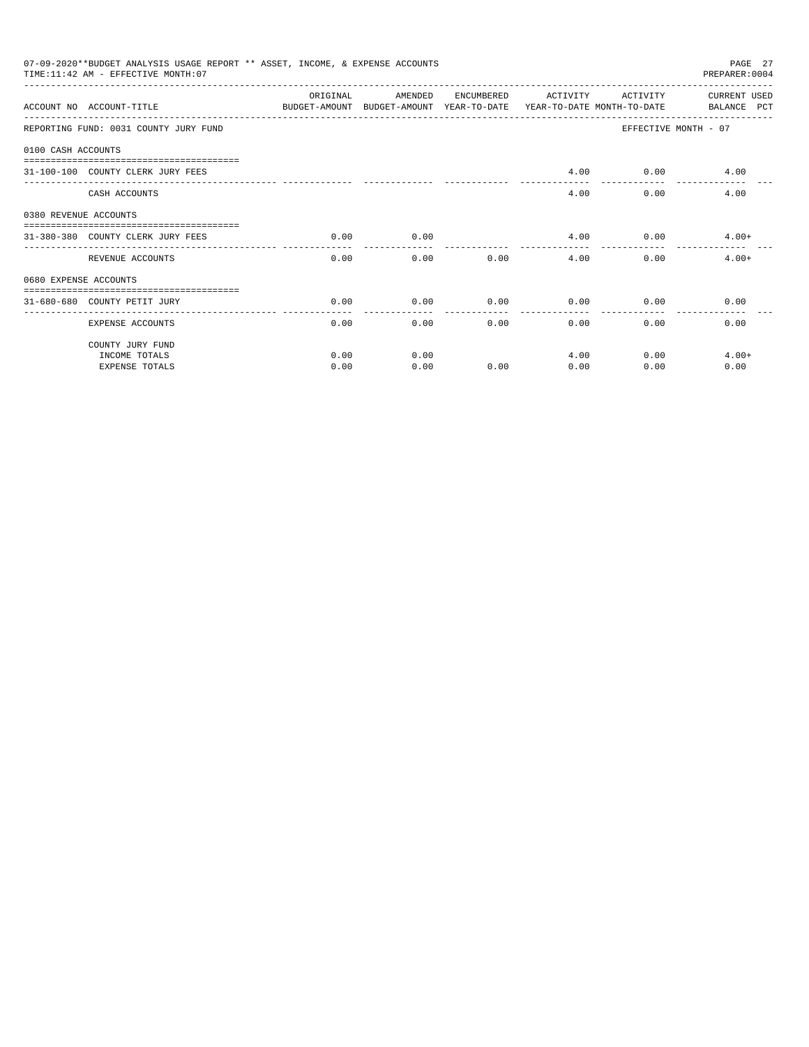07-09-2020**BUDGET ANALYSIS USAGE REPORT ** ASSET, INCOME, & EXPENSE ACCOUNTS

TIME:11:42 AM - EFFECTIVE MONTH:07

PREPARER:0004

| ACCOUNT NO ACCOUNT-TITLE | ORIGINAL BUDGET-AMOUNT | AMENDED BUDGET-AMOUNT | ENCUMBERED YEAR-TO-DATE | ACTIVITY YEAR-TO-DATE | ACTIVITY MONTH-TO-DATE | CURRENT USED BALANCE PCT |
|---|---|---|---|---|---|---|
| REPORTING FUND: 0031 COUNTY JURY FUND | | | | | | EFFECTIVE MONTH - 07 |
| 0100 CASH ACCOUNTS | | | | | | |
| 31-100-100 COUNTY CLERK JURY FEES | | | | 4.00 | 0.00 | 4.00 |
| CASH ACCOUNTS | | | | 4.00 | 0.00 | 4.00 |
| 0380 REVENUE ACCOUNTS | | | | | | |
| 31-380-380 COUNTY CLERK JURY FEES | 0.00 | 0.00 | | 4.00 | 0.00 | 4.00+ |
| REVENUE ACCOUNTS | 0.00 | 0.00 | 0.00 | 4.00 | 0.00 | 4.00+ |
| 0680 EXPENSE ACCOUNTS | | | | | | |
| 31-680-680 COUNTY PETIT JURY | 0.00 | 0.00 | 0.00 | 0.00 | 0.00 | 0.00 |
| EXPENSE ACCOUNTS | 0.00 | 0.00 | 0.00 | 0.00 | 0.00 | 0.00 |
| COUNTY JURY FUND | | | | | | |
| INCOME TOTALS | 0.00 | 0.00 | | 4.00 | 0.00 | 4.00+ |
| EXPENSE TOTALS | 0.00 | 0.00 | 0.00 | 0.00 | 0.00 | 0.00 |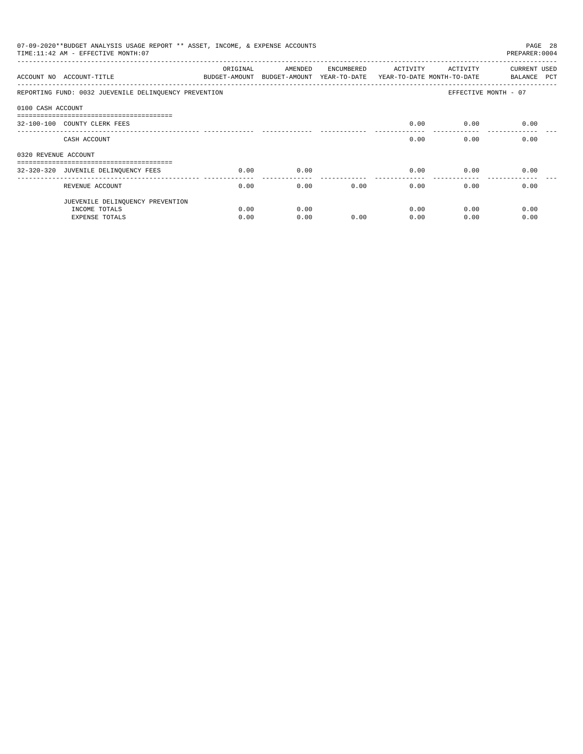07-09-2020**BUDGET ANALYSIS USAGE REPORT ** ASSET, INCOME, & EXPENSE ACCOUNTS
TIME:11:42 AM - EFFECTIVE MONTH:07
PREPARER:0004

| ACCOUNT NO | ACCOUNT-TITLE | ORIGINAL BUDGET-AMOUNT | AMENDED BUDGET-AMOUNT | ENCUMBERED YEAR-TO-DATE | ACTIVITY YEAR-TO-DATE | ACTIVITY MONTH-TO-DATE | CURRENT BALANCE | USED PCT |
|---|---|---|---|---|---|---|---|---|
| REPORTING FUND: 0032 JUEVENILE DELINQUENCY PREVENTION | | | | | | EFFECTIVE MONTH - 07 | | |
| 0100 CASH ACCOUNT | | | | | | | | |
| 32-100-100 | COUNTY CLERK FEES | | | | 0.00 | 0.00 | 0.00 | |
| | CASH ACCOUNT | | | | 0.00 | 0.00 | 0.00 | |
| 0320 REVENUE ACCOUNT | | | | | | | | |
| 32-320-320 | JUVENILE DELINQUENCY FEES | 0.00 | 0.00 | | 0.00 | 0.00 | 0.00 | |
| | REVENUE ACCOUNT | 0.00 | 0.00 | 0.00 | 0.00 | 0.00 | 0.00 | |
| | JUEVENILE DELINQUENCY PREVENTION | | | | | | | |
| | INCOME TOTALS | 0.00 | 0.00 | | 0.00 | 0.00 | 0.00 | |
| | EXPENSE TOTALS | 0.00 | 0.00 | 0.00 | 0.00 | 0.00 | 0.00 | |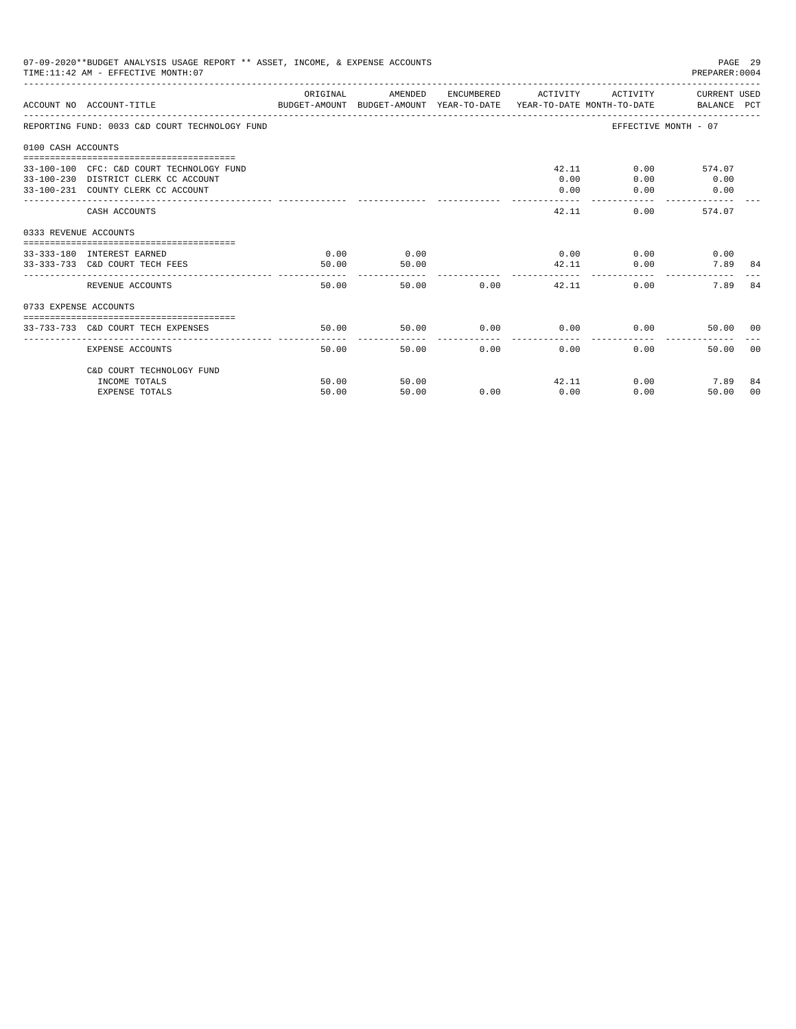07-09-2020**BUDGET ANALYSIS USAGE REPORT ** ASSET, INCOME, & EXPENSE ACCOUNTS
TIME:11:42 AM - EFFECTIVE MONTH:07

PREPARER:0004

REPORTING FUND: 0033 C&D COURT TECHNOLOGY FUND — EFFECTIVE MONTH - 07

| ACCOUNT NO | ACCOUNT-TITLE | ORIGINAL BUDGET-AMOUNT | AMENDED BUDGET-AMOUNT | ENCUMBERED YEAR-TO-DATE | ACTIVITY YEAR-TO-DATE | ACTIVITY MONTH-TO-DATE | CURRENT BALANCE | USED PCT |
|---|---|---|---|---|---|---|---|---|
| **0100 CASH ACCOUNTS** | | | | | | | | |
| 33-100-100 | CFC: C&D COURT TECHNOLOGY FUND | | | | 42.11 | 0.00 | 574.07 | |
| 33-100-230 | DISTRICT CLERK CC ACCOUNT | | | | 0.00 | 0.00 | 0.00 | |
| 33-100-231 | COUNTY CLERK CC ACCOUNT | | | | 0.00 | 0.00 | 0.00 | |
| | CASH ACCOUNTS | | | | 42.11 | 0.00 | 574.07 | |
| **0333 REVENUE ACCOUNTS** | | | | | | | | |
| 33-333-180 | INTEREST EARNED | 0.00 | 0.00 | | 0.00 | 0.00 | 0.00 | |
| 33-333-733 | C&D COURT TECH FEES | 50.00 | 50.00 | | 42.11 | 0.00 | 7.89 | 84 |
| | REVENUE ACCOUNTS | 50.00 | 50.00 | 0.00 | 42.11 | 0.00 | 7.89 | 84 |
| **0733 EXPENSE ACCOUNTS** | | | | | | | | |
| 33-733-733 | C&D COURT TECH EXPENSES | 50.00 | 50.00 | 0.00 | 0.00 | 0.00 | 50.00 | 00 |
| | EXPENSE ACCOUNTS | 50.00 | 50.00 | 0.00 | 0.00 | 0.00 | 50.00 | 00 |
| | C&D COURT TECHNOLOGY FUND | | | | | | | |
| | INCOME TOTALS | 50.00 | 50.00 | | 42.11 | 0.00 | 7.89 | 84 |
| | EXPENSE TOTALS | 50.00 | 50.00 | 0.00 | 0.00 | 0.00 | 50.00 | 00 |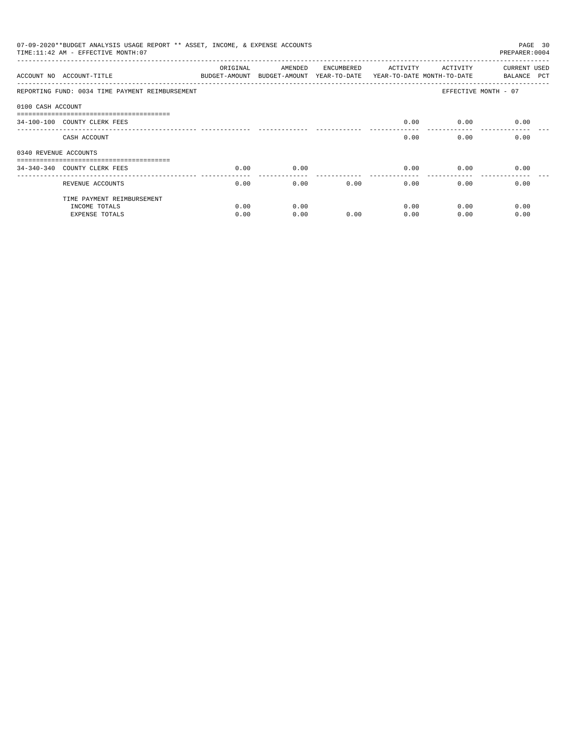07-09-2020**BUDGET ANALYSIS USAGE REPORT ** ASSET, INCOME, & EXPENSE ACCOUNTS

TIME:11:42 AM - EFFECTIVE MONTH:07

PREPARER:0004

| ACCOUNT NO | ACCOUNT-TITLE | ORIGINAL BUDGET-AMOUNT | AMENDED BUDGET-AMOUNT | ENCUMBERED YEAR-TO-DATE | ACTIVITY YEAR-TO-DATE | ACTIVITY MONTH-TO-DATE | CURRENT USED BALANCE | PCT |
|---|---|---|---|---|---|---|---|---|
| REPORTING FUND: 0034 TIME PAYMENT REIMBURSEMENT | | | | | | EFFECTIVE MONTH - 07 | | |
| 0100 CASH ACCOUNT | | | | | | | | |
| 34-100-100 | COUNTY CLERK FEES | | | | 0.00 | 0.00 | 0.00 | |
| | CASH ACCOUNT | | | | 0.00 | 0.00 | 0.00 | |
| 0340 REVENUE ACCOUNTS | | | | | | | | |
| 34-340-340 | COUNTY CLERK FEES | 0.00 | 0.00 | | 0.00 | 0.00 | 0.00 | |
| | REVENUE ACCOUNTS | 0.00 | 0.00 | 0.00 | 0.00 | 0.00 | 0.00 | |
| | TIME PAYMENT REIMBURSEMENT | | | | | | | |
| | INCOME TOTALS | 0.00 | 0.00 | | 0.00 | 0.00 | 0.00 | |
| | EXPENSE TOTALS | 0.00 | 0.00 | 0.00 | 0.00 | 0.00 | 0.00 | |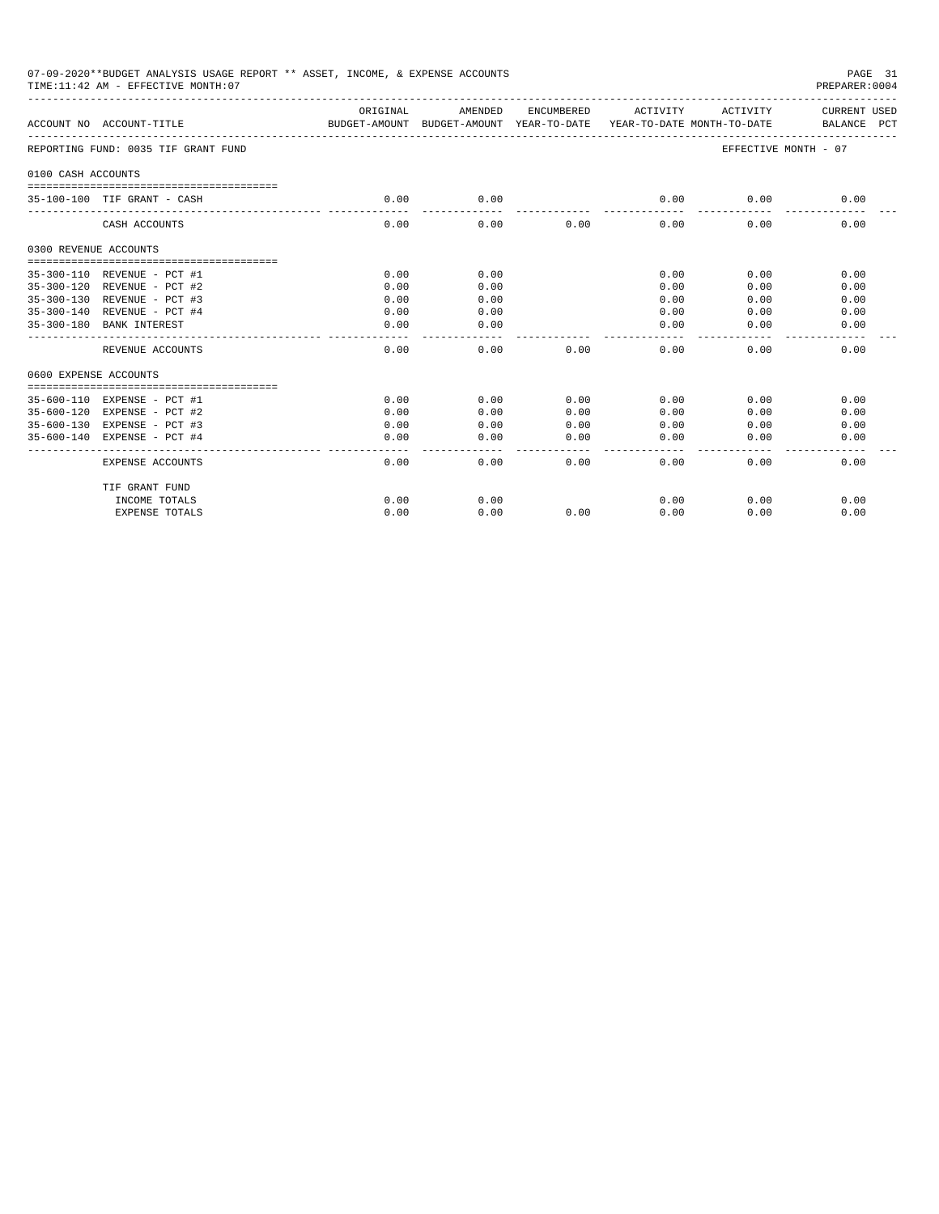07-09-2020**BUDGET ANALYSIS USAGE REPORT ** ASSET, INCOME, & EXPENSE ACCOUNTS

TIME:11:42 AM - EFFECTIVE MONTH:07

PREPARER:0004

| ACCOUNT NO | ACCOUNT-TITLE | ORIGINAL BUDGET-AMOUNT | AMENDED BUDGET-AMOUNT | ENCUMBERED YEAR-TO-DATE | ACTIVITY YEAR-TO-DATE | ACTIVITY MONTH-TO-DATE | CURRENT BALANCE | USED PCT |
|---|---|---|---|---|---|---|---|---|
| REPORTING FUND: 0035 TIF GRANT FUND | | | | | | EFFECTIVE MONTH - 07 | | |
| 0100 CASH ACCOUNTS | | | | | | | | |
| 35-100-100 | TIF GRANT - CASH | 0.00 | 0.00 | | 0.00 | 0.00 | 0.00 | |
| | CASH ACCOUNTS | 0.00 | 0.00 | 0.00 | 0.00 | 0.00 | 0.00 | |
| 0300 REVENUE ACCOUNTS | | | | | | | | |
| 35-300-110 | REVENUE - PCT #1 | 0.00 | 0.00 | | 0.00 | 0.00 | 0.00 | |
| 35-300-120 | REVENUE - PCT #2 | 0.00 | 0.00 | | 0.00 | 0.00 | 0.00 | |
| 35-300-130 | REVENUE - PCT #3 | 0.00 | 0.00 | | 0.00 | 0.00 | 0.00 | |
| 35-300-140 | REVENUE - PCT #4 | 0.00 | 0.00 | | 0.00 | 0.00 | 0.00 | |
| 35-300-180 | BANK INTEREST | 0.00 | 0.00 | | 0.00 | 0.00 | 0.00 | |
| | REVENUE ACCOUNTS | 0.00 | 0.00 | 0.00 | 0.00 | 0.00 | 0.00 | |
| 0600 EXPENSE ACCOUNTS | | | | | | | | |
| 35-600-110 | EXPENSE - PCT #1 | 0.00 | 0.00 | 0.00 | 0.00 | 0.00 | 0.00 | |
| 35-600-120 | EXPENSE - PCT #2 | 0.00 | 0.00 | 0.00 | 0.00 | 0.00 | 0.00 | |
| 35-600-130 | EXPENSE - PCT #3 | 0.00 | 0.00 | 0.00 | 0.00 | 0.00 | 0.00 | |
| 35-600-140 | EXPENSE - PCT #4 | 0.00 | 0.00 | 0.00 | 0.00 | 0.00 | 0.00 | |
| | EXPENSE ACCOUNTS | 0.00 | 0.00 | 0.00 | 0.00 | 0.00 | 0.00 | |
| | TIF GRANT FUND | | | | | | | |
| | INCOME TOTALS | 0.00 | 0.00 | | 0.00 | 0.00 | 0.00 | |
| | EXPENSE TOTALS | 0.00 | 0.00 | 0.00 | 0.00 | 0.00 | 0.00 | |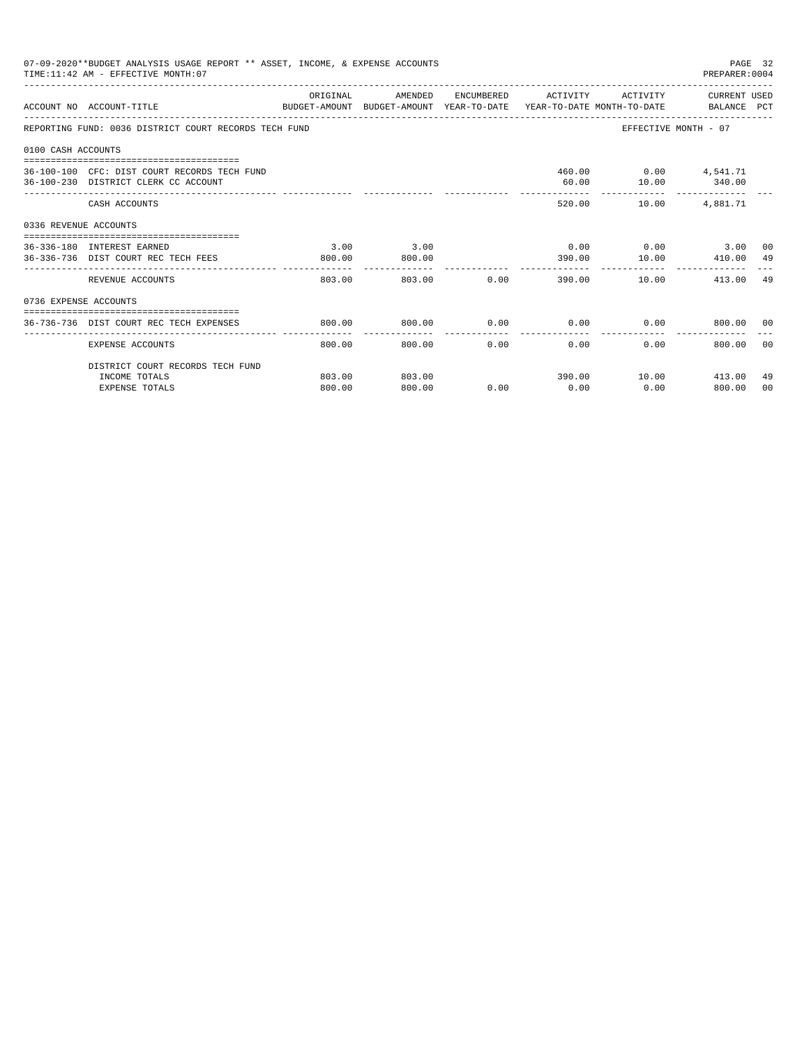07-09-2020**BUDGET ANALYSIS USAGE REPORT ** ASSET, INCOME, & EXPENSE ACCOUNTS
TIME:11:42 AM - EFFECTIVE MONTH:07

PREPARER:0004

| ACCOUNT NO | ACCOUNT-TITLE | ORIGINAL BUDGET-AMOUNT | AMENDED BUDGET-AMOUNT | ENCUMBERED YEAR-TO-DATE | ACTIVITY YEAR-TO-DATE | ACTIVITY MONTH-TO-DATE | CURRENT USED BALANCE | PCT |
|---|---|---|---|---|---|---|---|---|
| REPORTING FUND: 0036 DISTRICT COURT RECORDS TECH FUND | | | | | | EFFECTIVE MONTH - 07 | | |
| 0100 CASH ACCOUNTS | | | | | | | | |
| 36-100-100 | CFC: DIST COURT RECORDS TECH FUND | | | | 460.00 | 0.00 | 4,541.71 | |
| 36-100-230 | DISTRICT CLERK CC ACCOUNT | | | | 60.00 | 10.00 | 340.00 | |
| | CASH ACCOUNTS | | | | 520.00 | 10.00 | 4,881.71 | |
| 0336 REVENUE ACCOUNTS | | | | | | | | |
| 36-336-180 | INTEREST EARNED | 3.00 | 3.00 | | 0.00 | 0.00 | 3.00 | 00 |
| 36-336-736 | DIST COURT REC TECH FEES | 800.00 | 800.00 | | 390.00 | 10.00 | 410.00 | 49 |
| | REVENUE ACCOUNTS | 803.00 | 803.00 | 0.00 | 390.00 | 10.00 | 413.00 | 49 |
| 0736 EXPENSE ACCOUNTS | | | | | | | | |
| 36-736-736 | DIST COURT REC TECH EXPENSES | 800.00 | 800.00 | 0.00 | 0.00 | 0.00 | 800.00 | 00 |
| | EXPENSE ACCOUNTS | 800.00 | 800.00 | 0.00 | 0.00 | 0.00 | 800.00 | 00 |
| | DISTRICT COURT RECORDS TECH FUND | | | | | | | |
| | INCOME TOTALS | 803.00 | 803.00 | | 390.00 | 10.00 | 413.00 | 49 |
| | EXPENSE TOTALS | 800.00 | 800.00 | 0.00 | 0.00 | 0.00 | 800.00 | 00 |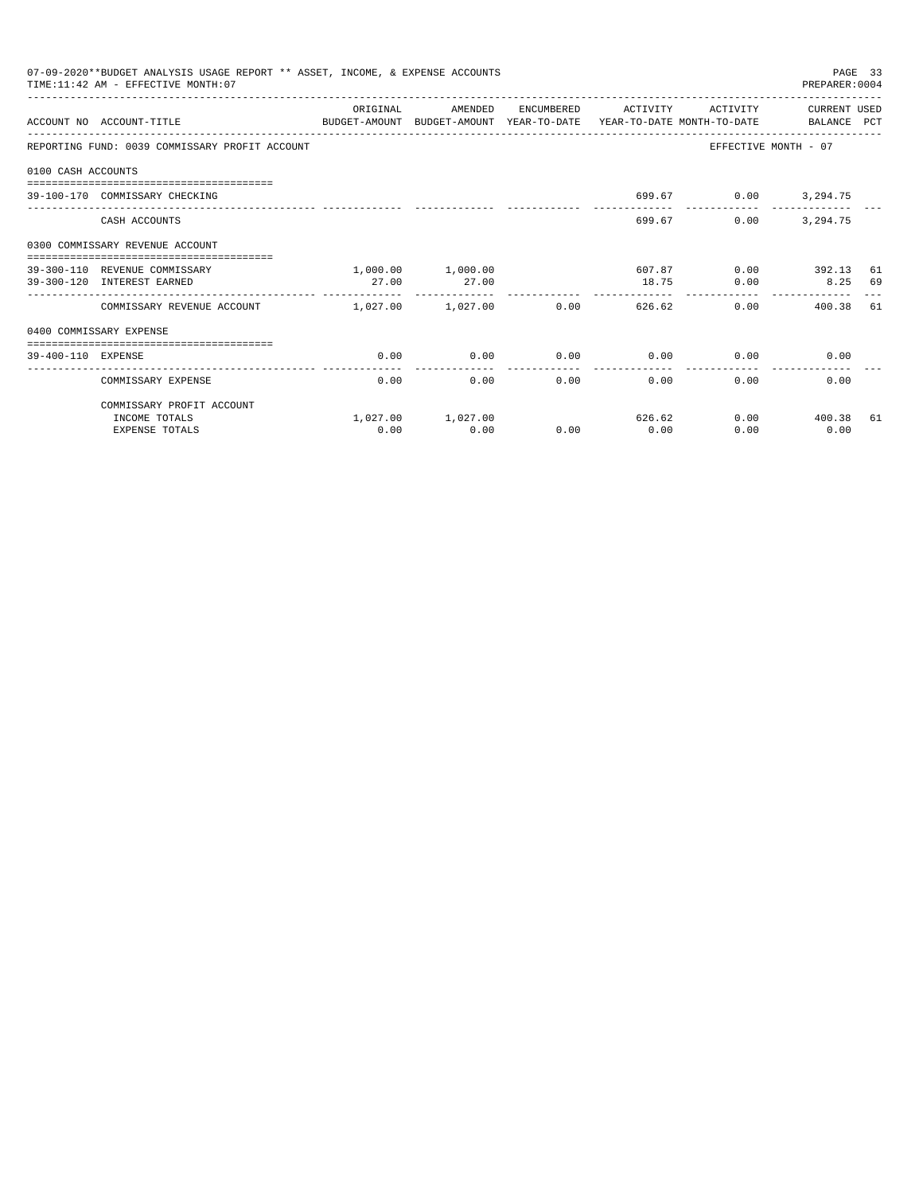07-09-2020**BUDGET ANALYSIS USAGE REPORT ** ASSET, INCOME, & EXPENSE ACCOUNTS

TIME:11:42 AM - EFFECTIVE MONTH:07

PREPARER:0004

| ACCOUNT NO | ACCOUNT-TITLE | ORIGINAL BUDGET-AMOUNT | AMENDED BUDGET-AMOUNT | ENCUMBERED YEAR-TO-DATE | ACTIVITY YEAR-TO-DATE | ACTIVITY MONTH-TO-DATE | CURRENT BALANCE | USED PCT |
|---|---|---|---|---|---|---|---|---|
| REPORTING FUND: 0039 COMMISSARY PROFIT ACCOUNT | | | | | | EFFECTIVE MONTH - 07 | | |
| 0100 CASH ACCOUNTS | | | | | | | | |
| 39-100-170 | COMMISSARY CHECKING | | | | 699.67 | 0.00 | 3,294.75 | |
| | CASH ACCOUNTS | | | | 699.67 | 0.00 | 3,294.75 | |
| 0300 COMMISSARY REVENUE ACCOUNT | | | | | | | | |
| 39-300-110 | REVENUE COMMISSARY | 1,000.00 | 1,000.00 | | 607.87 | 0.00 | 392.13 | 61 |
| 39-300-120 | INTEREST EARNED | 27.00 | 27.00 | | 18.75 | 0.00 | 8.25 | 69 |
| | COMMISSARY REVENUE ACCOUNT | 1,027.00 | 1,027.00 | 0.00 | 626.62 | 0.00 | 400.38 | 61 |
| 0400 COMMISSARY EXPENSE | | | | | | | | |
| 39-400-110 | EXPENSE | 0.00 | 0.00 | 0.00 | 0.00 | 0.00 | 0.00 | |
| | COMMISSARY EXPENSE | 0.00 | 0.00 | 0.00 | 0.00 | 0.00 | 0.00 | |
| | COMMISSARY PROFIT ACCOUNT | | | | | | | |
| | INCOME TOTALS | 1,027.00 | 1,027.00 | | 626.62 | 0.00 | 400.38 | 61 |
| | EXPENSE TOTALS | 0.00 | 0.00 | 0.00 | 0.00 | 0.00 | 0.00 | |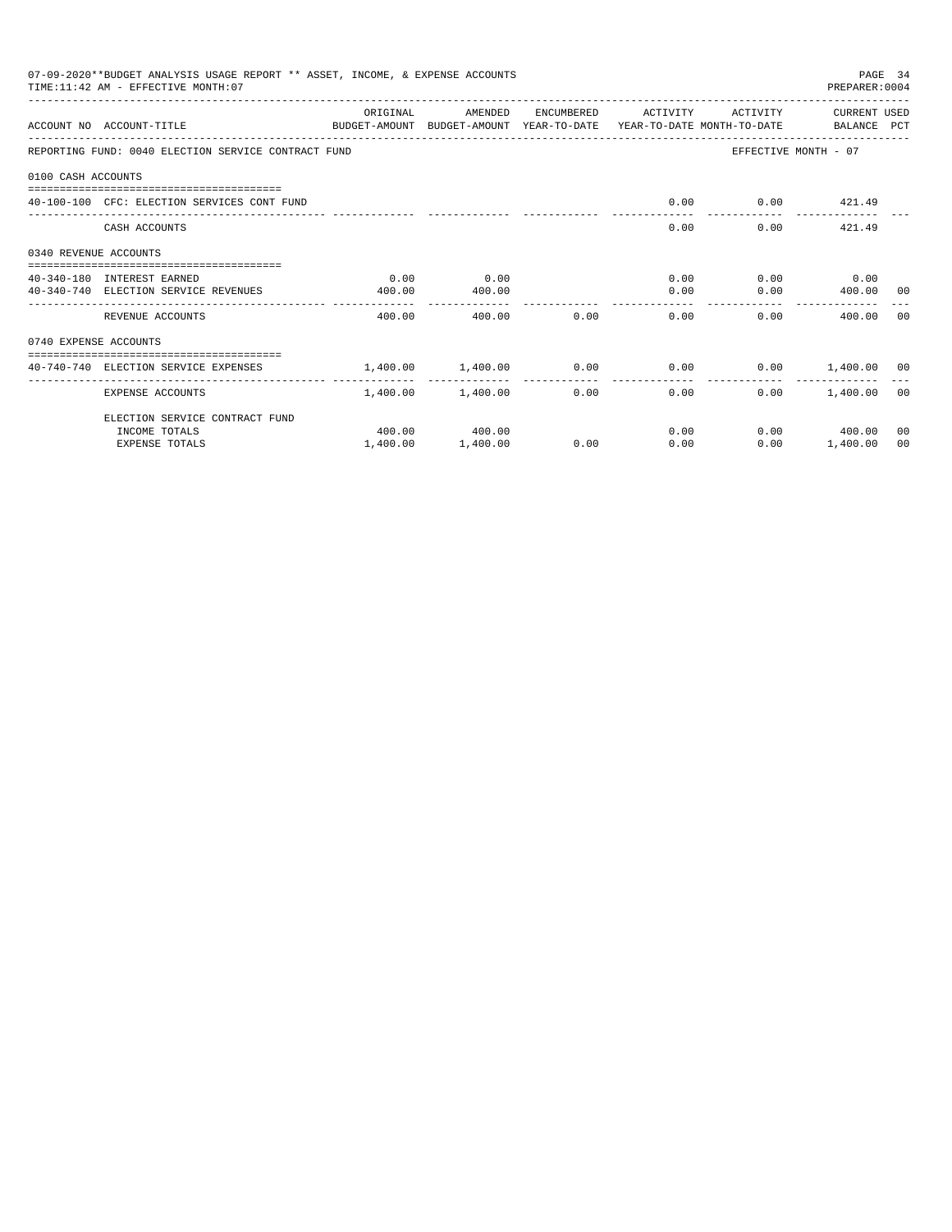07-09-2020**BUDGET ANALYSIS USAGE REPORT ** ASSET, INCOME, & EXPENSE ACCOUNTS

TIME:11:42 AM - EFFECTIVE MONTH:07

PREPARER:0004

| ACCOUNT NO | ACCOUNT-TITLE | ORIGINAL BUDGET-AMOUNT | AMENDED BUDGET-AMOUNT | ENCUMBERED YEAR-TO-DATE | ACTIVITY YEAR-TO-DATE | ACTIVITY MONTH-TO-DATE | CURRENT BALANCE | USED PCT |
|---|---|---|---|---|---|---|---|---|
| REPORTING FUND: 0040 ELECTION SERVICE CONTRACT FUND | | | | | | | EFFECTIVE MONTH - 07 | |
| 0100 CASH ACCOUNTS | | | | | | | | |
| 40-100-100 | CFC: ELECTION SERVICES CONT FUND | | | | 0.00 | 0.00 | 421.49 | |
| | CASH ACCOUNTS | | | | 0.00 | 0.00 | 421.49 | |
| 0340 REVENUE ACCOUNTS | | | | | | | | |
| 40-340-180 | INTEREST EARNED | 0.00 | 0.00 | | 0.00 | 0.00 | 0.00 | |
| 40-340-740 | ELECTION SERVICE REVENUES | 400.00 | 400.00 | | 0.00 | 0.00 | 400.00 | 00 |
| | REVENUE ACCOUNTS | 400.00 | 400.00 | 0.00 | 0.00 | 0.00 | 400.00 | 00 |
| 0740 EXPENSE ACCOUNTS | | | | | | | | |
| 40-740-740 | ELECTION SERVICE EXPENSES | 1,400.00 | 1,400.00 | 0.00 | 0.00 | 0.00 | 1,400.00 | 00 |
| | EXPENSE ACCOUNTS | 1,400.00 | 1,400.00 | 0.00 | 0.00 | 0.00 | 1,400.00 | 00 |
| | ELECTION SERVICE CONTRACT FUND | | | | | | | |
| | INCOME TOTALS | 400.00 | 400.00 | | 0.00 | 0.00 | 400.00 | 00 |
| | EXPENSE TOTALS | 1,400.00 | 1,400.00 | 0.00 | 0.00 | 0.00 | 1,400.00 | 00 |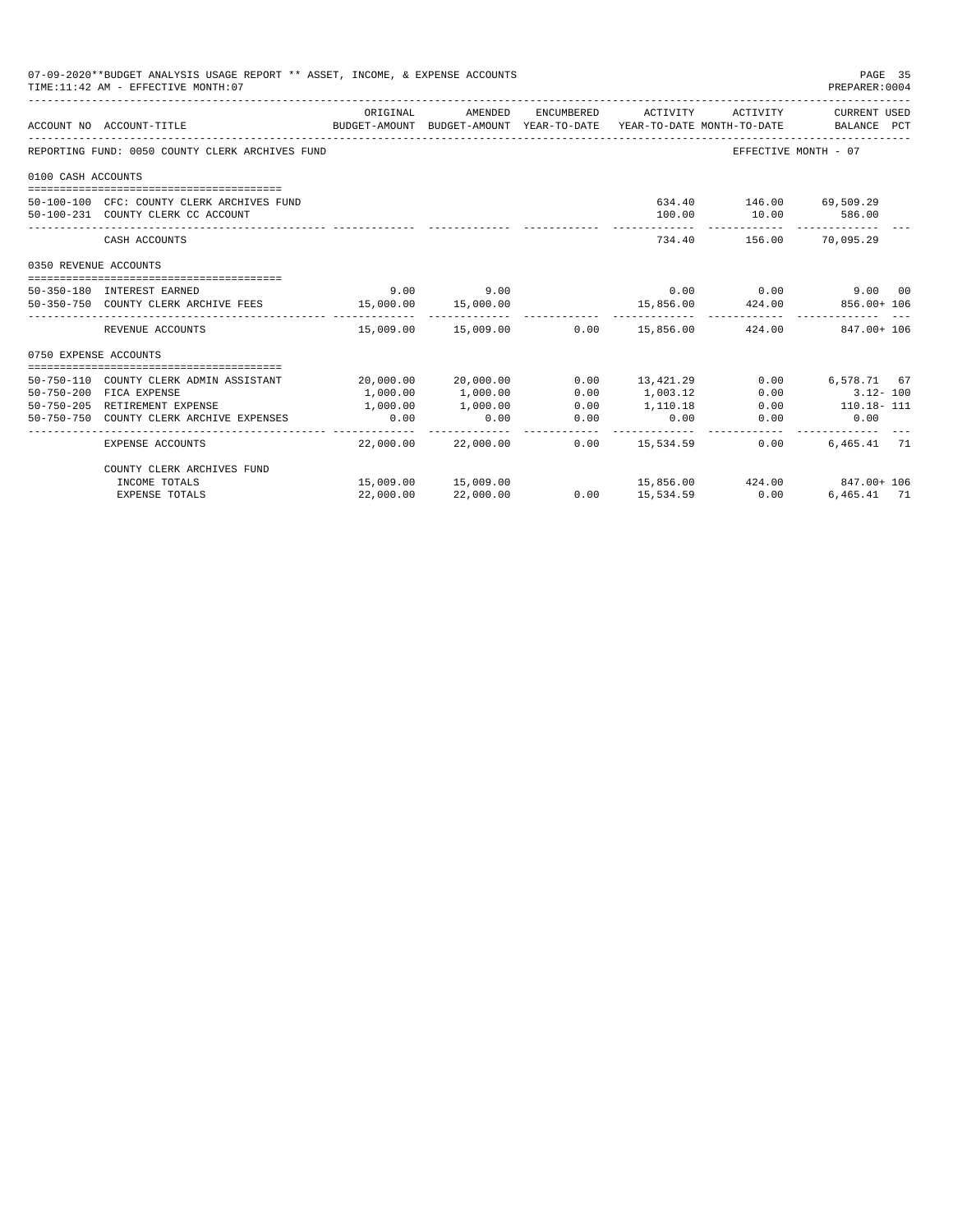07-09-2020**BUDGET ANALYSIS USAGE REPORT ** ASSET, INCOME, & EXPENSE ACCOUNTS
TIME:11:42 AM - EFFECTIVE MONTH:07

PREPARER:0004

| ACCOUNT NO | ACCOUNT-TITLE | ORIGINAL BUDGET-AMOUNT | AMENDED BUDGET-AMOUNT | ENCUMBERED YEAR-TO-DATE | ACTIVITY YEAR-TO-DATE | ACTIVITY MONTH-TO-DATE | CURRENT USED BALANCE | PCT |
|---|---|---|---|---|---|---|---|---|
| REPORTING FUND: 0050 COUNTY CLERK ARCHIVES FUND | | | | | | | EFFECTIVE MONTH - 07 | |
| 0100 CASH ACCOUNTS | | | | | | | | |
| 50-100-100 | CFC: COUNTY CLERK ARCHIVES FUND | | | | 634.40 | 146.00 | 69,509.29 | |
| 50-100-231 | COUNTY CLERK CC ACCOUNT | | | | 100.00 | 10.00 | 586.00 | |
| | CASH ACCOUNTS | | | | 734.40 | 156.00 | 70,095.29 | |
| 0350 REVENUE ACCOUNTS | | | | | | | | |
| 50-350-180 | INTEREST EARNED | 9.00 | 9.00 | | 0.00 | 0.00 | 9.00 | 00 |
| 50-350-750 | COUNTY CLERK ARCHIVE FEES | 15,000.00 | 15,000.00 | | 15,856.00 | 424.00 | 856.00+ | 106 |
| | REVENUE ACCOUNTS | 15,009.00 | 15,009.00 | 0.00 | 15,856.00 | 424.00 | 847.00+ | 106 |
| 0750 EXPENSE ACCOUNTS | | | | | | | | |
| 50-750-110 | COUNTY CLERK ADMIN ASSISTANT | 20,000.00 | 20,000.00 | 0.00 | 13,421.29 | 0.00 | 6,578.71 | 67 |
| 50-750-200 | FICA EXPENSE | 1,000.00 | 1,000.00 | 0.00 | 1,003.12 | 0.00 | 3.12- | 100 |
| 50-750-205 | RETIREMENT EXPENSE | 1,000.00 | 1,000.00 | 0.00 | 1,110.18 | 0.00 | 110.18- | 111 |
| 50-750-750 | COUNTY CLERK ARCHIVE EXPENSES | 0.00 | 0.00 | 0.00 | 0.00 | 0.00 | 0.00 | |
| | EXPENSE ACCOUNTS | 22,000.00 | 22,000.00 | 0.00 | 15,534.59 | 0.00 | 6,465.41 | 71 |
| | COUNTY CLERK ARCHIVES FUND | | | | | | | |
| | INCOME TOTALS | 15,009.00 | 15,009.00 | | 15,856.00 | 424.00 | 847.00+ | 106 |
| | EXPENSE TOTALS | 22,000.00 | 22,000.00 | 0.00 | 15,534.59 | 0.00 | 6,465.41 | 71 |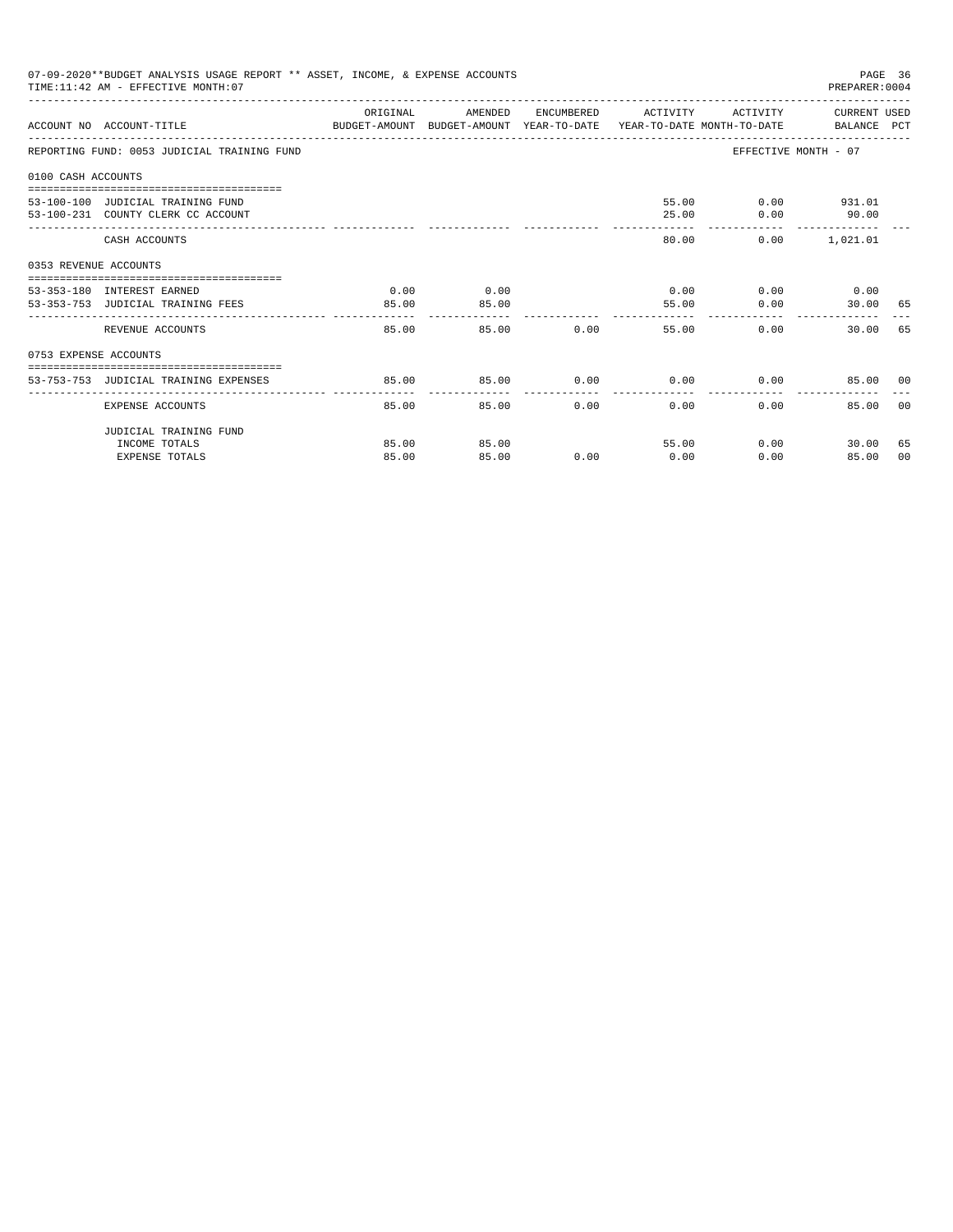07-09-2020**BUDGET ANALYSIS USAGE REPORT ** ASSET, INCOME, & EXPENSE ACCOUNTS

TIME:11:42 AM - EFFECTIVE MONTH:07

PREPARER:0004

| ACCOUNT NO | ACCOUNT-TITLE | ORIGINAL BUDGET-AMOUNT | AMENDED BUDGET-AMOUNT | ENCUMBERED YEAR-TO-DATE | ACTIVITY YEAR-TO-DATE | ACTIVITY MONTH-TO-DATE | CURRENT USED BALANCE | PCT |
|---|---|---|---|---|---|---|---|---|
| REPORTING FUND: 0053 JUDICIAL TRAINING FUND | | | | | | EFFECTIVE MONTH - 07 | | |
| 0100 CASH ACCOUNTS | | | | | | | | |
| 53-100-100 | JUDICIAL TRAINING FUND | | | | 55.00 | 0.00 | 931.01 | |
| 53-100-231 | COUNTY CLERK CC ACCOUNT | | | | 25.00 | 0.00 | 90.00 | |
| | CASH ACCOUNTS | | | | 80.00 | 0.00 | 1,021.01 | |
| 0353 REVENUE ACCOUNTS | | | | | | | | |
| 53-353-180 | INTEREST EARNED | 0.00 | 0.00 | | 0.00 | 0.00 | 0.00 | |
| 53-353-753 | JUDICIAL TRAINING FEES | 85.00 | 85.00 | | 55.00 | 0.00 | 30.00 | 65 |
| | REVENUE ACCOUNTS | 85.00 | 85.00 | 0.00 | 55.00 | 0.00 | 30.00 | 65 |
| 0753 EXPENSE ACCOUNTS | | | | | | | | |
| 53-753-753 | JUDICIAL TRAINING EXPENSES | 85.00 | 85.00 | 0.00 | 0.00 | 0.00 | 85.00 | 00 |
| | EXPENSE ACCOUNTS | 85.00 | 85.00 | 0.00 | 0.00 | 0.00 | 85.00 | 00 |
| | JUDICIAL TRAINING FUND | | | | | | | |
| | INCOME TOTALS | 85.00 | 85.00 | | 55.00 | 0.00 | 30.00 | 65 |
| | EXPENSE TOTALS | 85.00 | 85.00 | 0.00 | 0.00 | 0.00 | 85.00 | 00 |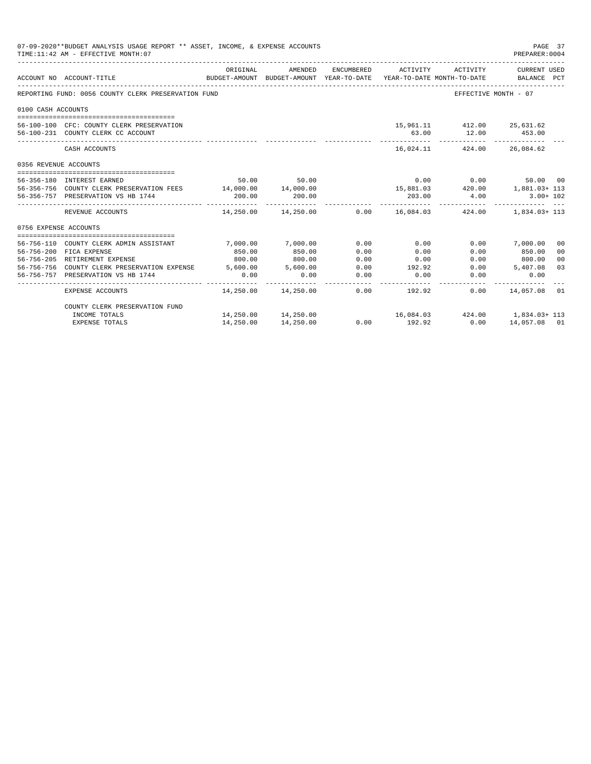07-09-2020**BUDGET ANALYSIS USAGE REPORT ** ASSET, INCOME, & EXPENSE ACCOUNTS
TIME:11:42 AM - EFFECTIVE MONTH:07

PREPARER:0004

| ACCOUNT NO | ACCOUNT-TITLE | ORIGINAL BUDGET-AMOUNT | AMENDED BUDGET-AMOUNT | ENCUMBERED YEAR-TO-DATE | ACTIVITY YEAR-TO-DATE | ACTIVITY MONTH-TO-DATE | CURRENT USED BALANCE | PCT |
|---|---|---|---|---|---|---|---|---|
| REPORTING FUND: 0056 COUNTY CLERK PRESERVATION FUND | | | | | | EFFECTIVE MONTH - 07 | | |
| 0100 CASH ACCOUNTS | | | | | | | | |
| 56-100-100 | CFC: COUNTY CLERK PRESERVATION | | | | 15,961.11 | 412.00 | 25,631.62 | |
| 56-100-231 | COUNTY CLERK CC ACCOUNT | | | | 63.00 | 12.00 | 453.00 | |
| | CASH ACCOUNTS | | | | 16,024.11 | 424.00 | 26,084.62 | |
| 0356 REVENUE ACCOUNTS | | | | | | | | |
| 56-356-180 | INTEREST EARNED | 50.00 | 50.00 | | 0.00 | 0.00 | 50.00 | 00 |
| 56-356-756 | COUNTY CLERK PRESERVATION FEES | 14,000.00 | 14,000.00 | | 15,881.03 | 420.00 | 1,881.03+ | 113 |
| 56-356-757 | PRESERVATION VS HB 1744 | 200.00 | 200.00 | | 203.00 | 4.00 | 3.00+ | 102 |
| | REVENUE ACCOUNTS | 14,250.00 | 14,250.00 | 0.00 | 16,084.03 | 424.00 | 1,834.03+ | 113 |
| 0756 EXPENSE ACCOUNTS | | | | | | | | |
| 56-756-110 | COUNTY CLERK ADMIN ASSISTANT | 7,000.00 | 7,000.00 | 0.00 | 0.00 | 0.00 | 7,000.00 | 00 |
| 56-756-200 | FICA EXPENSE | 850.00 | 850.00 | 0.00 | 0.00 | 0.00 | 850.00 | 00 |
| 56-756-205 | RETIREMENT EXPENSE | 800.00 | 800.00 | 0.00 | 0.00 | 0.00 | 800.00 | 00 |
| 56-756-756 | COUNTY CLERK PRESERVATION EXPENSE | 5,600.00 | 5,600.00 | 0.00 | 192.92 | 0.00 | 5,407.08 | 03 |
| 56-756-757 | PRESERVATION VS HB 1744 | 0.00 | 0.00 | 0.00 | 0.00 | 0.00 | 0.00 | |
| | EXPENSE ACCOUNTS | 14,250.00 | 14,250.00 | 0.00 | 192.92 | 0.00 | 14,057.08 | 01 |
| | COUNTY CLERK PRESERVATION FUND | | | | | | | |
| | INCOME TOTALS | 14,250.00 | 14,250.00 | | 16,084.03 | 424.00 | 1,834.03+ | 113 |
| | EXPENSE TOTALS | 14,250.00 | 14,250.00 | 0.00 | 192.92 | 0.00 | 14,057.08 | 01 |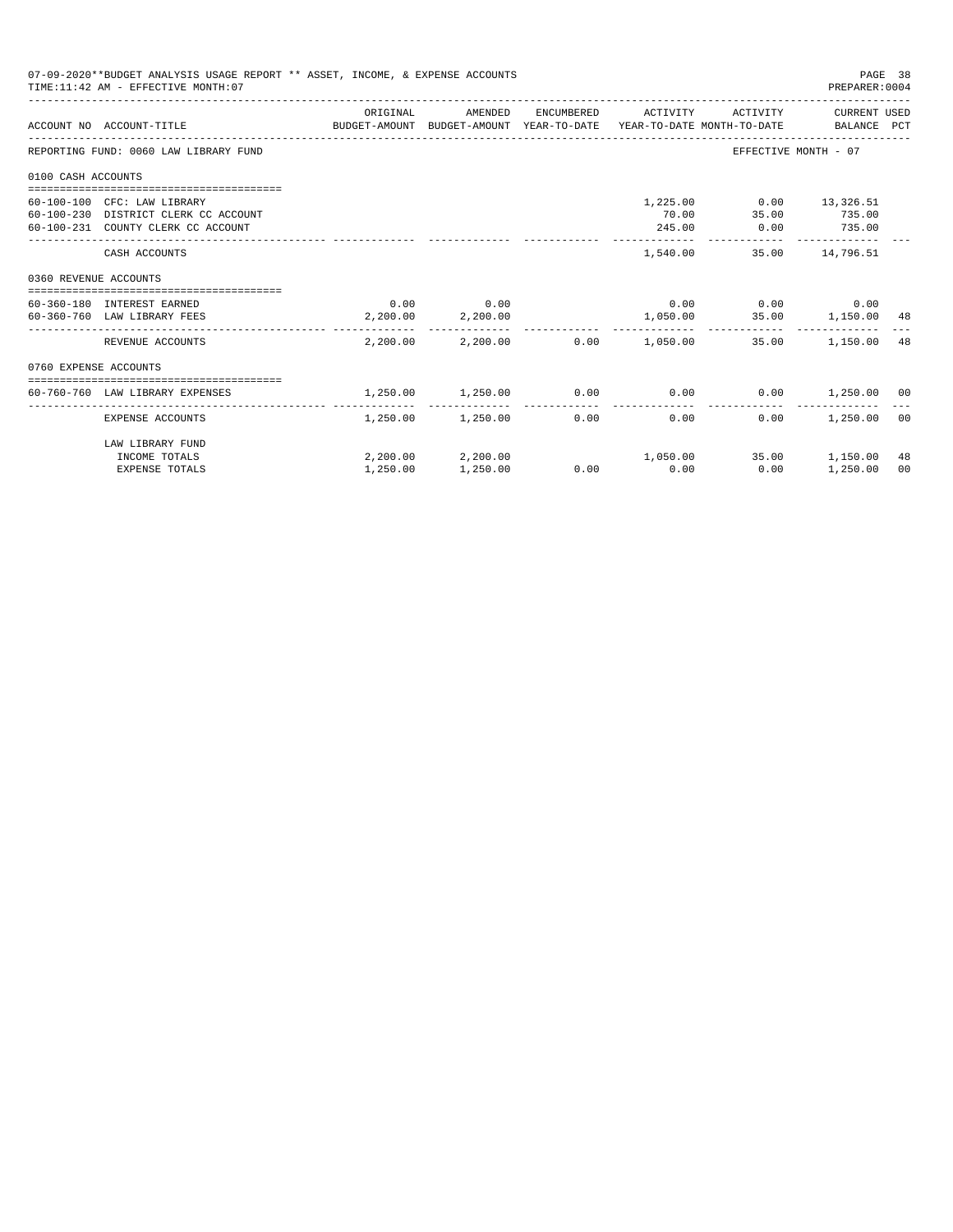07-09-2020**BUDGET ANALYSIS USAGE REPORT ** ASSET, INCOME, & EXPENSE ACCOUNTS
TIME:11:42 AM - EFFECTIVE MONTH:07
PREPARER:0004

| ACCOUNT NO | ACCOUNT-TITLE | ORIGINAL BUDGET-AMOUNT | AMENDED BUDGET-AMOUNT | ENCUMBERED YEAR-TO-DATE | ACTIVITY YEAR-TO-DATE | ACTIVITY MONTH-TO-DATE | CURRENT USED BALANCE | PCT |
|---|---|---|---|---|---|---|---|---|
| REPORTING FUND: 0060 LAW LIBRARY FUND | | | | | | EFFECTIVE MONTH - 07 | | |
| 0100 CASH ACCOUNTS | | | | | | | | |
| 60-100-100 | CFC: LAW LIBRARY | | | | 1,225.00 | 0.00 | 13,326.51 | |
| 60-100-230 | DISTRICT CLERK CC ACCOUNT | | | | 70.00 | 35.00 | 735.00 | |
| 60-100-231 | COUNTY CLERK CC ACCOUNT | | | | 245.00 | 0.00 | 735.00 | |
| | CASH ACCOUNTS | | | | 1,540.00 | 35.00 | 14,796.51 | |
| 0360 REVENUE ACCOUNTS | | | | | | | | |
| 60-360-180 | INTEREST EARNED | 0.00 | 0.00 | | 0.00 | 0.00 | 0.00 | |
| 60-360-760 | LAW LIBRARY FEES | 2,200.00 | 2,200.00 | | 1,050.00 | 35.00 | 1,150.00 | 48 |
| | REVENUE ACCOUNTS | 2,200.00 | 2,200.00 | 0.00 | 1,050.00 | 35.00 | 1,150.00 | 48 |
| 0760 EXPENSE ACCOUNTS | | | | | | | | |
| 60-760-760 | LAW LIBRARY EXPENSES | 1,250.00 | 1,250.00 | 0.00 | 0.00 | 0.00 | 1,250.00 | 00 |
| | EXPENSE ACCOUNTS | 1,250.00 | 1,250.00 | 0.00 | 0.00 | 0.00 | 1,250.00 | 00 |
| | LAW LIBRARY FUND | | | | | | | |
| | INCOME TOTALS | 2,200.00 | 2,200.00 | | 1,050.00 | 35.00 | 1,150.00 | 48 |
| | EXPENSE TOTALS | 1,250.00 | 1,250.00 | 0.00 | 0.00 | 0.00 | 1,250.00 | 00 |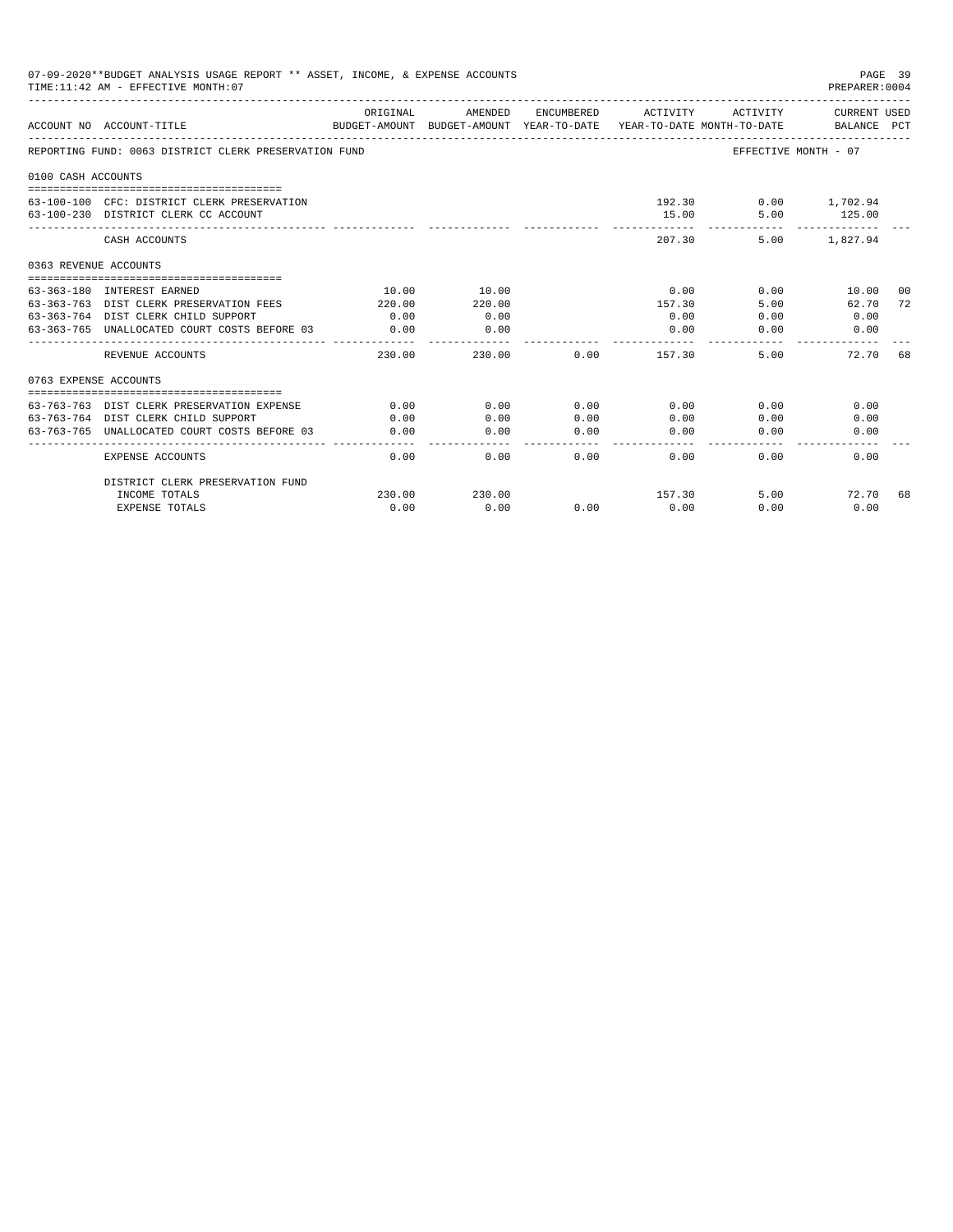07-09-2020**BUDGET ANALYSIS USAGE REPORT ** ASSET, INCOME, & EXPENSE ACCOUNTS
TIME:11:42 AM - EFFECTIVE MONTH:07

PREPARER:0004

| ACCOUNT NO | ACCOUNT-TITLE | ORIGINAL BUDGET-AMOUNT | AMENDED BUDGET-AMOUNT | ENCUMBERED YEAR-TO-DATE | ACTIVITY YEAR-TO-DATE | ACTIVITY MONTH-TO-DATE | CURRENT USED BALANCE | PCT |
|---|---|---|---|---|---|---|---|---|
| REPORTING FUND: 0063 DISTRICT CLERK PRESERVATION FUND | | | | | | EFFECTIVE MONTH - 07 | | |
| 0100 CASH ACCOUNTS | | | | | | | | |
| 63-100-100 | CFC: DISTRICT CLERK PRESERVATION | | | | 192.30 | 0.00 | 1,702.94 | |
| 63-100-230 | DISTRICT CLERK CC ACCOUNT | | | | 15.00 | 5.00 | 125.00 | |
| | CASH ACCOUNTS | | | | 207.30 | 5.00 | 1,827.94 | |
| 0363 REVENUE ACCOUNTS | | | | | | | | |
| 63-363-180 | INTEREST EARNED | 10.00 | 10.00 | | 0.00 | 0.00 | 10.00 | 00 |
| 63-363-763 | DIST CLERK PRESERVATION FEES | 220.00 | 220.00 | | 157.30 | 5.00 | 62.70 | 72 |
| 63-363-764 | DIST CLERK CHILD SUPPORT | 0.00 | 0.00 | | 0.00 | 0.00 | 0.00 | |
| 63-363-765 | UNALLOCATED COURT COSTS BEFORE 03 | 0.00 | 0.00 | | 0.00 | 0.00 | 0.00 | |
| | REVENUE ACCOUNTS | 230.00 | 230.00 | 0.00 | 157.30 | 5.00 | 72.70 | 68 |
| 0763 EXPENSE ACCOUNTS | | | | | | | | |
| 63-763-763 | DIST CLERK PRESERVATION EXPENSE | 0.00 | 0.00 | 0.00 | 0.00 | 0.00 | 0.00 | |
| 63-763-764 | DIST CLERK CHILD SUPPORT | 0.00 | 0.00 | 0.00 | 0.00 | 0.00 | 0.00 | |
| 63-763-765 | UNALLOCATED COURT COSTS BEFORE 03 | 0.00 | 0.00 | 0.00 | 0.00 | 0.00 | 0.00 | |
| | EXPENSE ACCOUNTS | 0.00 | 0.00 | 0.00 | 0.00 | 0.00 | 0.00 | |
| | DISTRICT CLERK PRESERVATION FUND | | | | | | | |
| | INCOME TOTALS | 230.00 | 230.00 | | 157.30 | 5.00 | 72.70 | 68 |
| | EXPENSE TOTALS | 0.00 | 0.00 | 0.00 | 0.00 | 0.00 | 0.00 | |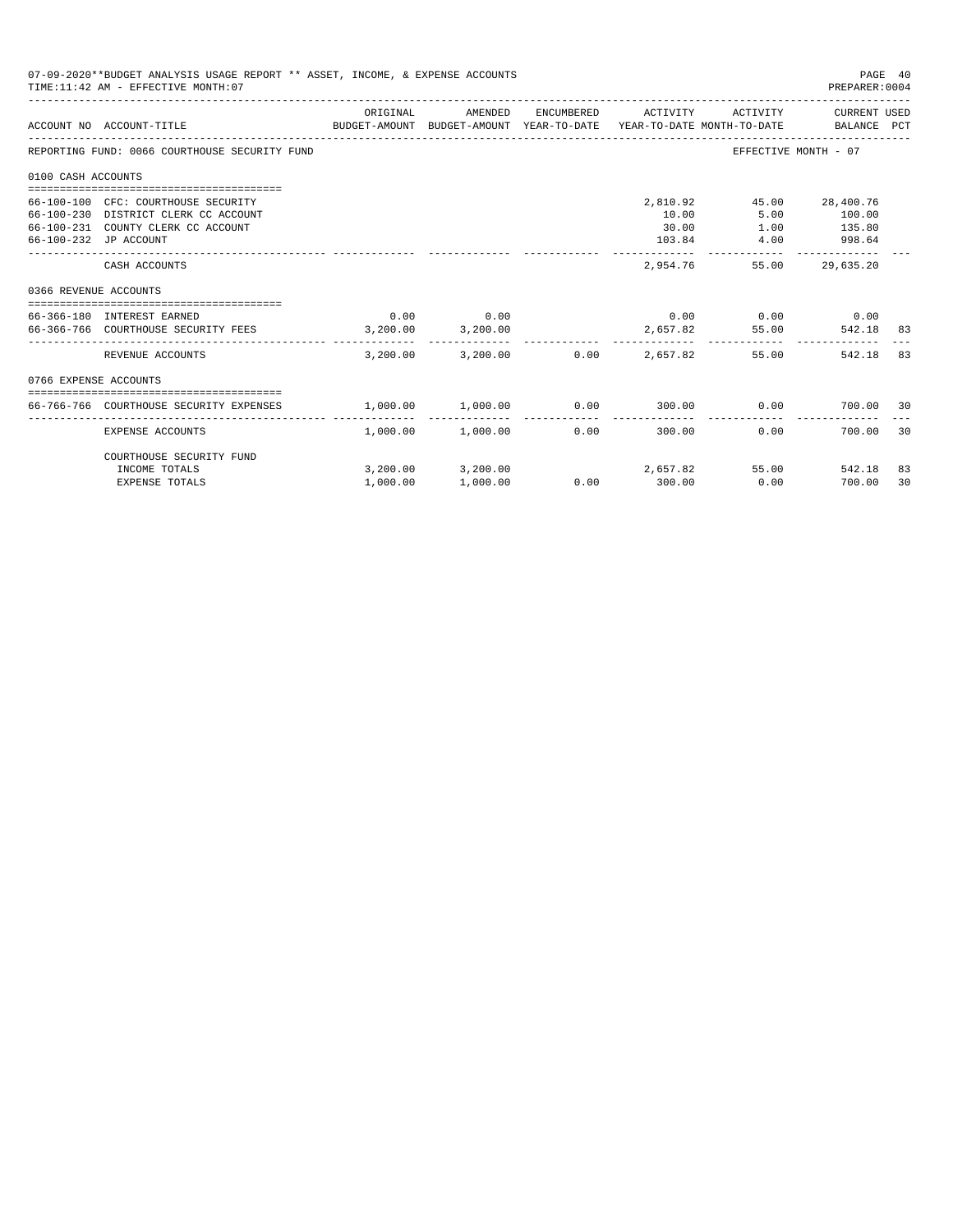07-09-2020**BUDGET ANALYSIS USAGE REPORT ** ASSET, INCOME, & EXPENSE ACCOUNTS
TIME:11:42 AM - EFFECTIVE MONTH:07

PREPARER:0004

| ACCOUNT NO | ACCOUNT-TITLE | ORIGINAL BUDGET-AMOUNT | AMENDED BUDGET-AMOUNT | ENCUMBERED YEAR-TO-DATE | ACTIVITY YEAR-TO-DATE | ACTIVITY MONTH-TO-DATE | CURRENT USED BALANCE | PCT |
|---|---|---|---|---|---|---|---|---|
| REPORTING FUND: 0066 COURTHOUSE SECURITY FUND | | | | | | EFFECTIVE MONTH - 07 | | |
| 0100 CASH ACCOUNTS | | | | | | | | |
| 66-100-100 | CFC: COURTHOUSE SECURITY | | | | 2,810.92 | 45.00 | 28,400.76 | |
| 66-100-230 | DISTRICT CLERK CC ACCOUNT | | | | 10.00 | 5.00 | 100.00 | |
| 66-100-231 | COUNTY CLERK CC ACCOUNT | | | | 30.00 | 1.00 | 135.80 | |
| 66-100-232 | JP ACCOUNT | | | | 103.84 | 4.00 | 998.64 | |
| | CASH ACCOUNTS | | | | 2,954.76 | 55.00 | 29,635.20 | |
| 0366 REVENUE ACCOUNTS | | | | | | | | |
| 66-366-180 | INTEREST EARNED | 0.00 | 0.00 | | 0.00 | 0.00 | 0.00 | |
| 66-366-766 | COURTHOUSE SECURITY FEES | 3,200.00 | 3,200.00 | | 2,657.82 | 55.00 | 542.18 | 83 |
| | REVENUE ACCOUNTS | 3,200.00 | 3,200.00 | 0.00 | 2,657.82 | 55.00 | 542.18 | 83 |
| 0766 EXPENSE ACCOUNTS | | | | | | | | |
| 66-766-766 | COURTHOUSE SECURITY EXPENSES | 1,000.00 | 1,000.00 | 0.00 | 300.00 | 0.00 | 700.00 | 30 |
| | EXPENSE ACCOUNTS | 1,000.00 | 1,000.00 | 0.00 | 300.00 | 0.00 | 700.00 | 30 |
| | COURTHOUSE SECURITY FUND | | | | | | | |
| | INCOME TOTALS | 3,200.00 | 3,200.00 | | 2,657.82 | 55.00 | 542.18 | 83 |
| | EXPENSE TOTALS | 1,000.00 | 1,000.00 | 0.00 | 300.00 | 0.00 | 700.00 | 30 |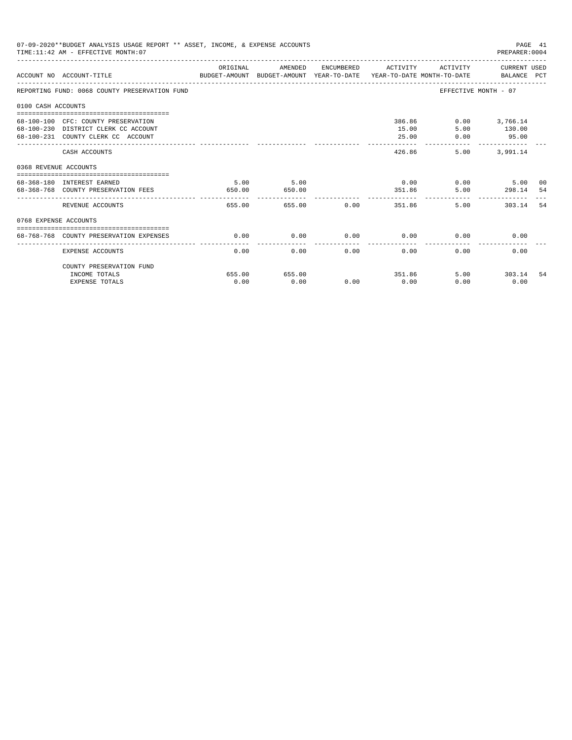07-09-2020**BUDGET ANALYSIS USAGE REPORT ** ASSET, INCOME, & EXPENSE ACCOUNTS
TIME:11:42 AM - EFFECTIVE MONTH:07
PREPARER:0004

| ACCOUNT NO | ACCOUNT-TITLE | ORIGINAL BUDGET-AMOUNT | AMENDED BUDGET-AMOUNT | ENCUMBERED YEAR-TO-DATE | ACTIVITY YEAR-TO-DATE | ACTIVITY MONTH-TO-DATE | CURRENT USED BALANCE | PCT |
|---|---|---|---|---|---|---|---|---|
| REPORTING FUND: 0068 COUNTY PRESERVATION FUND | | | | | | EFFECTIVE MONTH - 07 | | |
| 0100 CASH ACCOUNTS | | | | | | | | |
| 68-100-100 | CFC: COUNTY PRESERVATION | | | | 386.86 | 0.00 | 3,766.14 | |
| 68-100-230 | DISTRICT CLERK CC ACCOUNT | | | | 15.00 | 5.00 | 130.00 | |
| 68-100-231 | COUNTY CLERK CC ACCOUNT | | | | 25.00 | 0.00 | 95.00 | |
| | CASH ACCOUNTS | | | | 426.86 | 5.00 | 3,991.14 | |
| 0368 REVENUE ACCOUNTS | | | | | | | | |
| 68-368-180 | INTEREST EARNED | 5.00 | 5.00 | | 0.00 | 0.00 | 5.00 | 00 |
| 68-368-768 | COUNTY PRESERVATION FEES | 650.00 | 650.00 | | 351.86 | 5.00 | 298.14 | 54 |
| | REVENUE ACCOUNTS | 655.00 | 655.00 | 0.00 | 351.86 | 5.00 | 303.14 | 54 |
| 0768 EXPENSE ACCOUNTS | | | | | | | | |
| 68-768-768 | COUNTY PRESERVATION EXPENSES | 0.00 | 0.00 | 0.00 | 0.00 | 0.00 | 0.00 | |
| | EXPENSE ACCOUNTS | 0.00 | 0.00 | 0.00 | 0.00 | 0.00 | 0.00 | |
| | COUNTY PRESERVATION FUND | | | | | | | |
| | INCOME TOTALS | 655.00 | 655.00 | | 351.86 | 5.00 | 303.14 | 54 |
| | EXPENSE TOTALS | 0.00 | 0.00 | 0.00 | 0.00 | 0.00 | 0.00 | |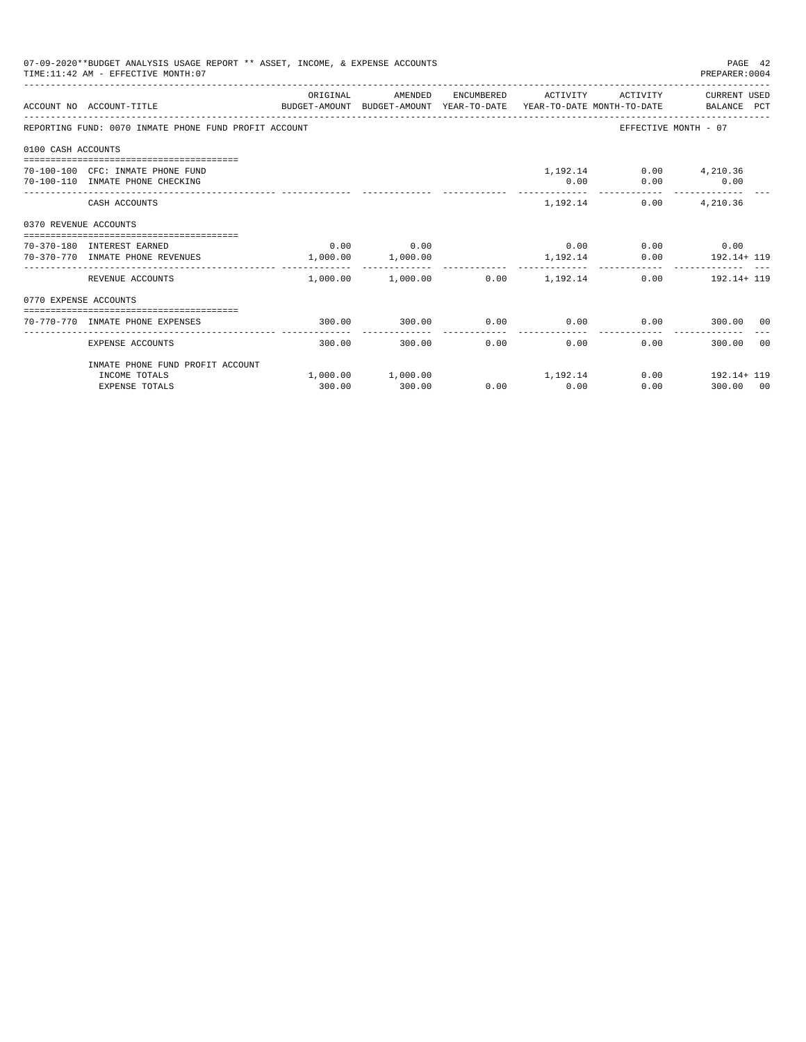07-09-2020**BUDGET ANALYSIS USAGE REPORT ** ASSET, INCOME, & EXPENSE ACCOUNTS
TIME:11:42 AM - EFFECTIVE MONTH:07

PREPARER:0004

| ACCOUNT NO | ACCOUNT-TITLE | ORIGINAL BUDGET-AMOUNT | AMENDED BUDGET-AMOUNT | ENCUMBERED YEAR-TO-DATE | ACTIVITY YEAR-TO-DATE | ACTIVITY MONTH-TO-DATE | CURRENT USED BALANCE | PCT |
|---|---|---|---|---|---|---|---|---|
| REPORTING FUND: 0070 INMATE PHONE FUND PROFIT ACCOUNT | | | | | | EFFECTIVE MONTH - 07 | | |
| 0100 CASH ACCOUNTS | | | | | | | | |
| 70-100-100 | CFC: INMATE PHONE FUND | | | | 1,192.14 | 0.00 | 4,210.36 | |
| 70-100-110 | INMATE PHONE CHECKING | | | | 0.00 | 0.00 | 0.00 | |
| | CASH ACCOUNTS | | | | 1,192.14 | 0.00 | 4,210.36 | |
| 0370 REVENUE ACCOUNTS | | | | | | | | |
| 70-370-180 | INTEREST EARNED | 0.00 | 0.00 | | 0.00 | 0.00 | 0.00 | |
| 70-370-770 | INMATE PHONE REVENUES | 1,000.00 | 1,000.00 | | 1,192.14 | 0.00 | 192.14+ | 119 |
| | REVENUE ACCOUNTS | 1,000.00 | 1,000.00 | 0.00 | 1,192.14 | 0.00 | 192.14+ | 119 |
| 0770 EXPENSE ACCOUNTS | | | | | | | | |
| 70-770-770 | INMATE PHONE EXPENSES | 300.00 | 300.00 | 0.00 | 0.00 | 0.00 | 300.00 | 00 |
| | EXPENSE ACCOUNTS | 300.00 | 300.00 | 0.00 | 0.00 | 0.00 | 300.00 | 00 |
| | INMATE PHONE FUND PROFIT ACCOUNT | | | | | | | |
| | INCOME TOTALS | 1,000.00 | 1,000.00 | | 1,192.14 | 0.00 | 192.14+ | 119 |
| | EXPENSE TOTALS | 300.00 | 300.00 | 0.00 | 0.00 | 0.00 | 300.00 | 00 |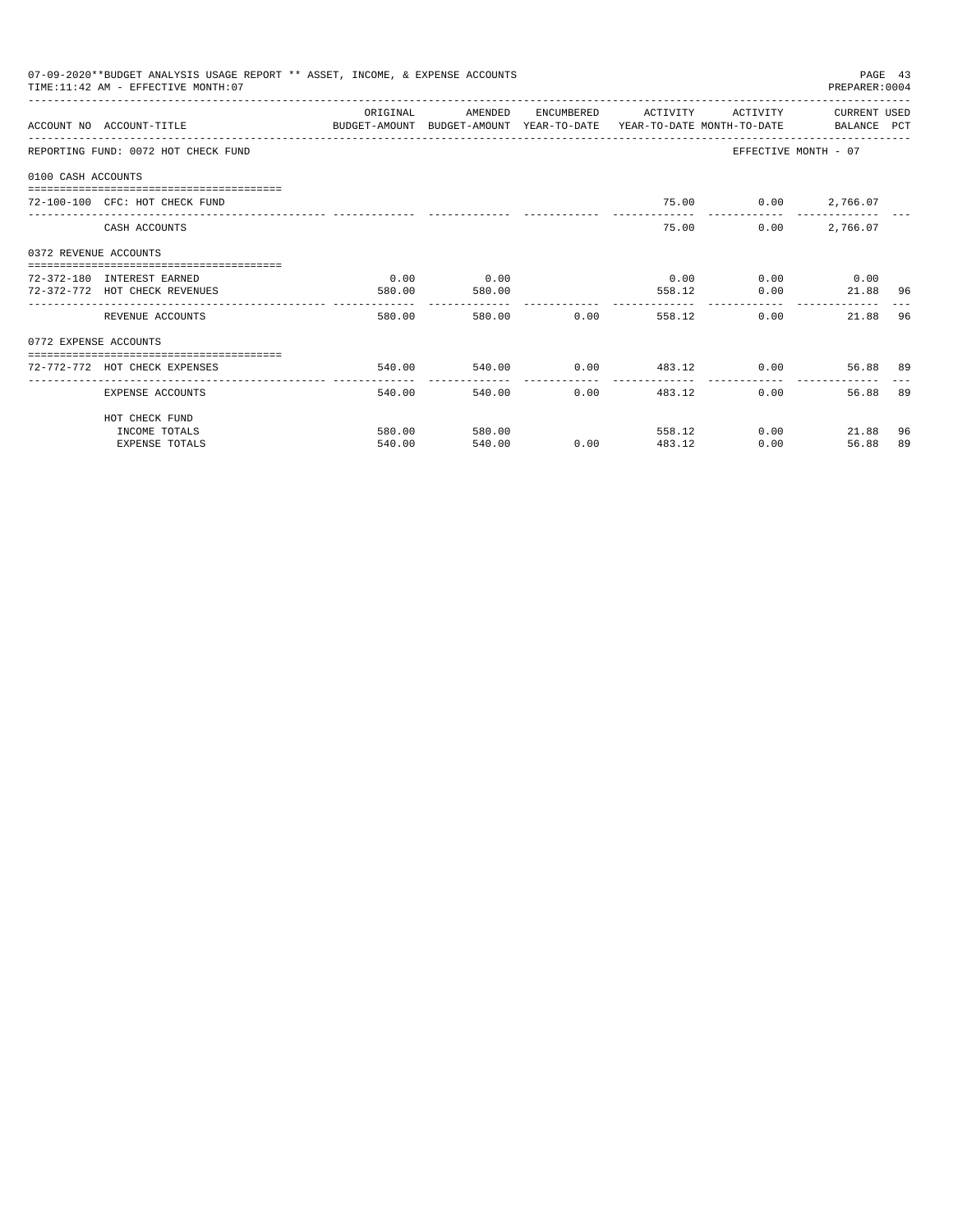07-09-2020**BUDGET ANALYSIS USAGE REPORT ** ASSET, INCOME, & EXPENSE ACCOUNTS
TIME:11:42 AM - EFFECTIVE MONTH:07

PREPARER:0004

| ACCOUNT NO ACCOUNT-TITLE | ORIGINAL BUDGET-AMOUNT | AMENDED BUDGET-AMOUNT | ENCUMBERED YEAR-TO-DATE | ACTIVITY YEAR-TO-DATE | ACTIVITY MONTH-TO-DATE | CURRENT USED BALANCE | PCT |
|---|---|---|---|---|---|---|---|
| REPORTING FUND: 0072 HOT CHECK FUND | | | | | EFFECTIVE MONTH - 07 | | |
| 0100 CASH ACCOUNTS | | | | | | | |
| 72-100-100 CFC: HOT CHECK FUND | | | | 75.00 | 0.00 | 2,766.07 | |
| CASH ACCOUNTS | | | | 75.00 | 0.00 | 2,766.07 | |
| 0372 REVENUE ACCOUNTS | | | | | | | |
| 72-372-180 INTEREST EARNED | 0.00 | 0.00 | | 0.00 | 0.00 | 0.00 | |
| 72-372-772 HOT CHECK REVENUES | 580.00 | 580.00 | | 558.12 | 0.00 | 21.88 | 96 |
| REVENUE ACCOUNTS | 580.00 | 580.00 | 0.00 | 558.12 | 0.00 | 21.88 | 96 |
| 0772 EXPENSE ACCOUNTS | | | | | | | |
| 72-772-772 HOT CHECK EXPENSES | 540.00 | 540.00 | 0.00 | 483.12 | 0.00 | 56.88 | 89 |
| EXPENSE ACCOUNTS | 540.00 | 540.00 | 0.00 | 483.12 | 0.00 | 56.88 | 89 |
| HOT CHECK FUND | | | | | | | |
| INCOME TOTALS | 580.00 | 580.00 | | 558.12 | 0.00 | 21.88 | 96 |
| EXPENSE TOTALS | 540.00 | 540.00 | 0.00 | 483.12 | 0.00 | 56.88 | 89 |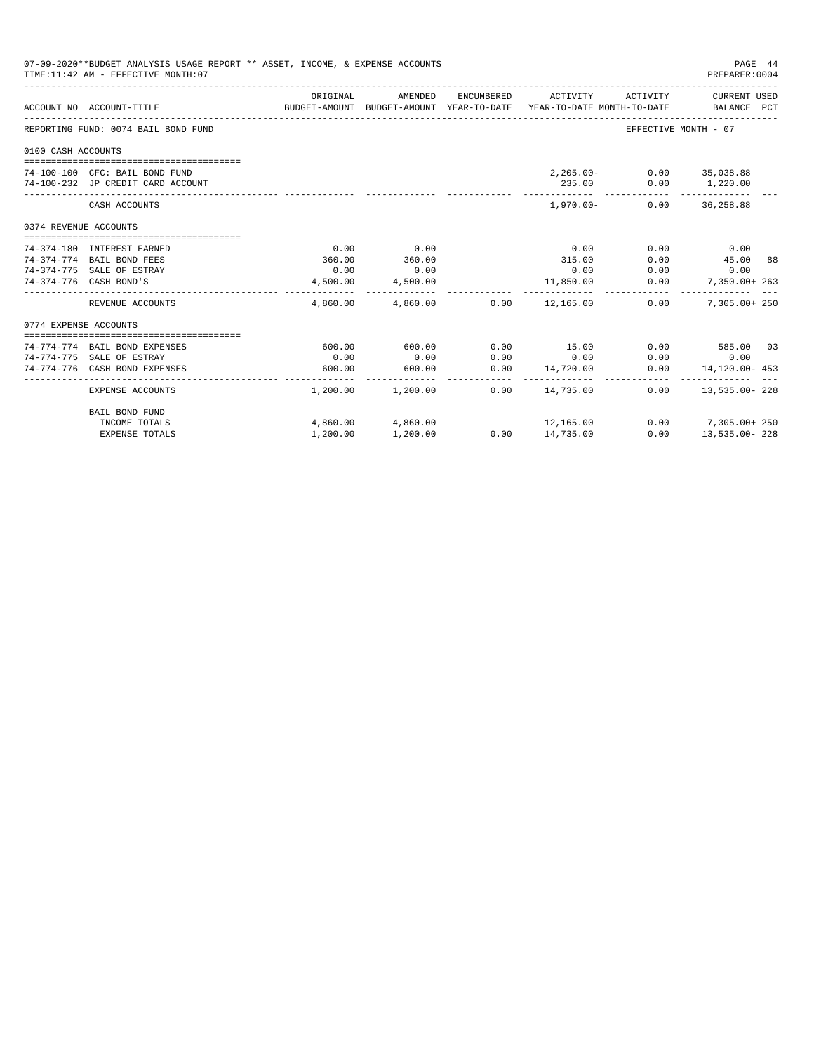07-09-2020**BUDGET ANALYSIS USAGE REPORT ** ASSET, INCOME, & EXPENSE ACCOUNTS
TIME:11:42 AM - EFFECTIVE MONTH:07

PREPARER:0004

| ACCOUNT NO | ACCOUNT-TITLE | ORIGINAL BUDGET-AMOUNT | AMENDED BUDGET-AMOUNT | ENCUMBERED YEAR-TO-DATE | ACTIVITY YEAR-TO-DATE | ACTIVITY MONTH-TO-DATE | CURRENT USED BALANCE | PCT |
|---|---|---|---|---|---|---|---|---|
| REPORTING FUND: 0074 BAIL BOND FUND | | | | | | EFFECTIVE MONTH - 07 | | |
| 0100 CASH ACCOUNTS | | | | | | | | |
| 74-100-100 | CFC: BAIL BOND FUND | | | | 2,205.00- | 0.00 | 35,038.88 | |
| 74-100-232 | JP CREDIT CARD ACCOUNT | | | | 235.00 | 0.00 | 1,220.00 | |
| | CASH ACCOUNTS | | | | 1,970.00- | 0.00 | 36,258.88 | |
| 0374 REVENUE ACCOUNTS | | | | | | | | |
| 74-374-180 | INTEREST EARNED | 0.00 | 0.00 | | 0.00 | 0.00 | 0.00 | |
| 74-374-774 | BAIL BOND FEES | 360.00 | 360.00 | | 315.00 | 0.00 | 45.00 | 88 |
| 74-374-775 | SALE OF ESTRAY | 0.00 | 0.00 | | 0.00 | 0.00 | 0.00 | |
| 74-374-776 | CASH BOND'S | 4,500.00 | 4,500.00 | | 11,850.00 | 0.00 | 7,350.00+ | 263 |
| | REVENUE ACCOUNTS | 4,860.00 | 4,860.00 | 0.00 | 12,165.00 | 0.00 | 7,305.00+ | 250 |
| 0774 EXPENSE ACCOUNTS | | | | | | | | |
| 74-774-774 | BAIL BOND EXPENSES | 600.00 | 600.00 | 0.00 | 15.00 | 0.00 | 585.00 | 03 |
| 74-774-775 | SALE OF ESTRAY | 0.00 | 0.00 | 0.00 | 0.00 | 0.00 | 0.00 | |
| 74-774-776 | CASH BOND EXPENSES | 600.00 | 600.00 | 0.00 | 14,720.00 | 0.00 | 14,120.00- | 453 |
| | EXPENSE ACCOUNTS | 1,200.00 | 1,200.00 | 0.00 | 14,735.00 | 0.00 | 13,535.00- | 228 |
| | BAIL BOND FUND | | | | | | | |
| | INCOME TOTALS | 4,860.00 | 4,860.00 | | 12,165.00 | 0.00 | 7,305.00+ | 250 |
| | EXPENSE TOTALS | 1,200.00 | 1,200.00 | 0.00 | 14,735.00 | 0.00 | 13,535.00- | 228 |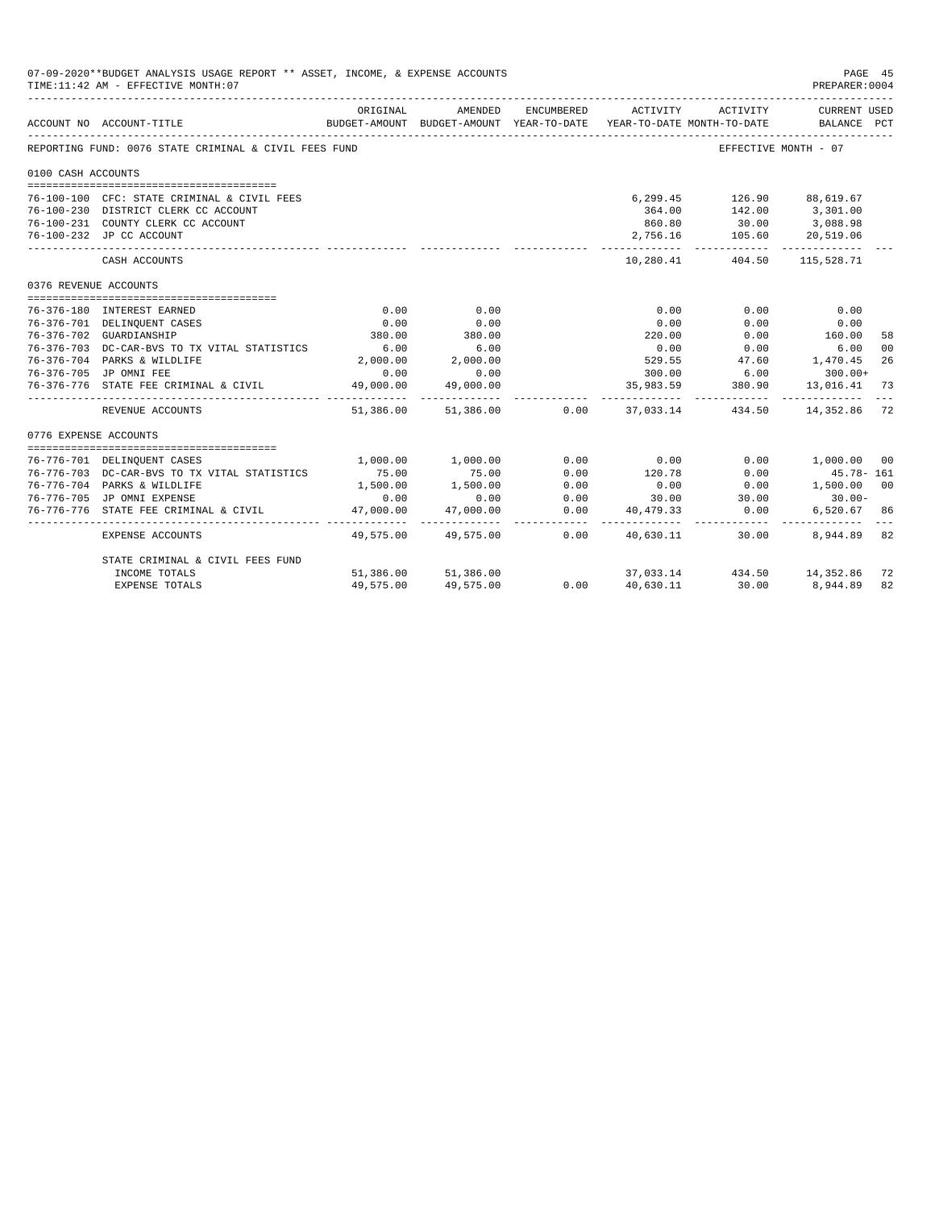07-09-2020**BUDGET ANALYSIS USAGE REPORT ** ASSET, INCOME, & EXPENSE ACCOUNTS
TIME:11:42 AM - EFFECTIVE MONTH:07

PREPARER:0004

REPORTING FUND: 0076 STATE CRIMINAL & CIVIL FEES FUND — EFFECTIVE MONTH - 07

| ACCOUNT NO | ACCOUNT-TITLE | ORIGINAL BUDGET-AMOUNT | AMENDED BUDGET-AMOUNT | ENCUMBERED YEAR-TO-DATE | ACTIVITY YEAR-TO-DATE | ACTIVITY MONTH-TO-DATE | CURRENT USED BALANCE | PCT |
|---|---|---|---|---|---|---|---|---|
| **0100 CASH ACCOUNTS** | | | | | | | | |
| 76-100-100 | CFC: STATE CRIMINAL & CIVIL FEES | | | | 6,299.45 | 126.90 | 88,619.67 | |
| 76-100-230 | DISTRICT CLERK CC ACCOUNT | | | | 364.00 | 142.00 | 3,301.00 | |
| 76-100-231 | COUNTY CLERK CC ACCOUNT | | | | 860.80 | 30.00 | 3,088.98 | |
| 76-100-232 | JP CC ACCOUNT | | | | 2,756.16 | 105.60 | 20,519.06 | |
| | CASH ACCOUNTS | | | | 10,280.41 | 404.50 | 115,528.71 | |
| **0376 REVENUE ACCOUNTS** | | | | | | | | |
| 76-376-180 | INTEREST EARNED | 0.00 | 0.00 | | 0.00 | 0.00 | 0.00 | |
| 76-376-701 | DELINQUENT CASES | 0.00 | 0.00 | | 0.00 | 0.00 | 0.00 | |
| 76-376-702 | GUARDIANSHIP | 380.00 | 380.00 | | 220.00 | 0.00 | 160.00 | 58 |
| 76-376-703 | DC-CAR-BVS TO TX VITAL STATISTICS | 6.00 | 6.00 | | 0.00 | 0.00 | 6.00 | 00 |
| 76-376-704 | PARKS & WILDLIFE | 2,000.00 | 2,000.00 | | 529.55 | 47.60 | 1,470.45 | 26 |
| 76-376-705 | JP OMNI FEE | 0.00 | 0.00 | | 300.00 | 6.00 | 300.00+ | |
| 76-376-776 | STATE FEE CRIMINAL & CIVIL | 49,000.00 | 49,000.00 | | 35,983.59 | 380.90 | 13,016.41 | 73 |
| | REVENUE ACCOUNTS | 51,386.00 | 51,386.00 | 0.00 | 37,033.14 | 434.50 | 14,352.86 | 72 |
| **0776 EXPENSE ACCOUNTS** | | | | | | | | |
| 76-776-701 | DELINQUENT CASES | 1,000.00 | 1,000.00 | 0.00 | 0.00 | 0.00 | 1,000.00 | 00 |
| 76-776-703 | DC-CAR-BVS TO TX VITAL STATISTICS | 75.00 | 75.00 | 0.00 | 120.78 | 0.00 | 45.78- | 161 |
| 76-776-704 | PARKS & WILDLIFE | 1,500.00 | 1,500.00 | 0.00 | 0.00 | 0.00 | 1,500.00 | 00 |
| 76-776-705 | JP OMNI EXPENSE | 0.00 | 0.00 | 0.00 | 30.00 | 30.00 | 30.00- | |
| 76-776-776 | STATE FEE CRIMINAL & CIVIL | 47,000.00 | 47,000.00 | 0.00 | 40,479.33 | 0.00 | 6,520.67 | 86 |
| | EXPENSE ACCOUNTS | 49,575.00 | 49,575.00 | 0.00 | 40,630.11 | 30.00 | 8,944.89 | 82 |
| | STATE CRIMINAL & CIVIL FEES FUND | | | | | | | |
| | INCOME TOTALS | 51,386.00 | 51,386.00 | | 37,033.14 | 434.50 | 14,352.86 | 72 |
| | EXPENSE TOTALS | 49,575.00 | 49,575.00 | 0.00 | 40,630.11 | 30.00 | 8,944.89 | 82 |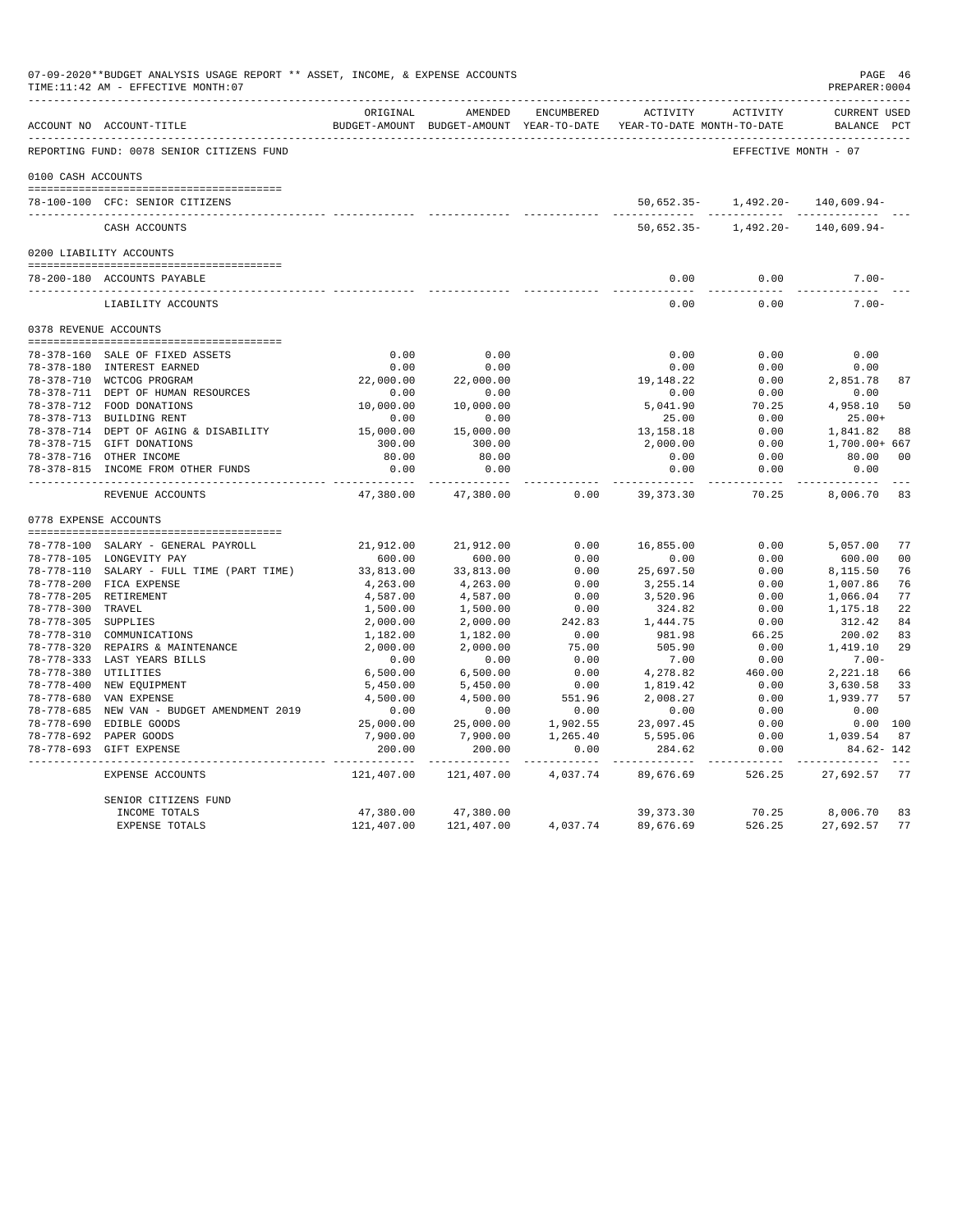07-09-2020**BUDGET ANALYSIS USAGE REPORT ** ASSET, INCOME, & EXPENSE ACCOUNTS

TIME:11:42 AM - EFFECTIVE MONTH:07

PREPARER:0004

REPORTING FUND: 0078 SENIOR CITIZENS FUND — EFFECTIVE MONTH - 07

| ACCOUNT NO | ACCOUNT-TITLE | ORIGINAL BUDGET-AMOUNT | AMENDED BUDGET-AMOUNT | ENCUMBERED YEAR-TO-DATE | ACTIVITY YEAR-TO-DATE | ACTIVITY MONTH-TO-DATE | CURRENT USED BALANCE | PCT |
|---|---|---|---|---|---|---|---|---|
| **0100 CASH ACCOUNTS** | | | | | | | | |
| 78-100-100 | CFC: SENIOR CITIZENS | | | | 50,652.35- | 1,492.20- | 140,609.94- | |
| | CASH ACCOUNTS | | | | 50,652.35- | 1,492.20- | 140,609.94- | |
| **0200 LIABILITY ACCOUNTS** | | | | | | | | |
| 78-200-180 | ACCOUNTS PAYABLE | | | | 0.00 | 0.00 | 7.00- | |
| | LIABILITY ACCOUNTS | | | | 0.00 | 0.00 | 7.00- | |
| **0378 REVENUE ACCOUNTS** | | | | | | | | |
| 78-378-160 | SALE OF FIXED ASSETS | 0.00 | 0.00 | | 0.00 | 0.00 | 0.00 | |
| 78-378-180 | INTEREST EARNED | 0.00 | 0.00 | | 0.00 | 0.00 | 0.00 | |
| 78-378-710 | WCTCOG PROGRAM | 22,000.00 | 22,000.00 | | 19,148.22 | 0.00 | 2,851.78 | 87 |
| 78-378-711 | DEPT OF HUMAN RESOURCES | 0.00 | 0.00 | | 0.00 | 0.00 | 0.00 | |
| 78-378-712 | FOOD DONATIONS | 10,000.00 | 10,000.00 | | 5,041.90 | 70.25 | 4,958.10 | 50 |
| 78-378-713 | BUILDING RENT | 0.00 | 0.00 | | 25.00 | 0.00 | 25.00+ | |
| 78-378-714 | DEPT OF AGING & DISABILITY | 15,000.00 | 15,000.00 | | 13,158.18 | 0.00 | 1,841.82 | 88 |
| 78-378-715 | GIFT DONATIONS | 300.00 | 300.00 | | 2,000.00 | 0.00 | 1,700.00+ | 667 |
| 78-378-716 | OTHER INCOME | 80.00 | 80.00 | | 0.00 | 0.00 | 80.00 | 00 |
| 78-378-815 | INCOME FROM OTHER FUNDS | 0.00 | 0.00 | | 0.00 | 0.00 | 0.00 | |
| | REVENUE ACCOUNTS | 47,380.00 | 47,380.00 | 0.00 | 39,373.30 | 70.25 | 8,006.70 | 83 |
| **0778 EXPENSE ACCOUNTS** | | | | | | | | |
| 78-778-100 | SALARY - GENERAL PAYROLL | 21,912.00 | 21,912.00 | 0.00 | 16,855.00 | 0.00 | 5,057.00 | 77 |
| 78-778-105 | LONGEVITY PAY | 600.00 | 600.00 | 0.00 | 0.00 | 0.00 | 600.00 | 00 |
| 78-778-110 | SALARY - FULL TIME (PART TIME) | 33,813.00 | 33,813.00 | 0.00 | 25,697.50 | 0.00 | 8,115.50 | 76 |
| 78-778-200 | FICA EXPENSE | 4,263.00 | 4,263.00 | 0.00 | 3,255.14 | 0.00 | 1,007.86 | 76 |
| 78-778-205 | RETIREMENT | 4,587.00 | 4,587.00 | 0.00 | 3,520.96 | 0.00 | 1,066.04 | 77 |
| 78-778-300 | TRAVEL | 1,500.00 | 1,500.00 | 0.00 | 324.82 | 0.00 | 1,175.18 | 22 |
| 78-778-305 | SUPPLIES | 2,000.00 | 2,000.00 | 242.83 | 1,444.75 | 0.00 | 312.42 | 84 |
| 78-778-310 | COMMUNICATIONS | 1,182.00 | 1,182.00 | 0.00 | 981.98 | 66.25 | 200.02 | 83 |
| 78-778-320 | REPAIRS & MAINTENANCE | 2,000.00 | 2,000.00 | 75.00 | 505.90 | 0.00 | 1,419.10 | 29 |
| 78-778-333 | LAST YEARS BILLS | 0.00 | 0.00 | 0.00 | 7.00 | 0.00 | 7.00- | |
| 78-778-380 | UTILITIES | 6,500.00 | 6,500.00 | 0.00 | 4,278.82 | 460.00 | 2,221.18 | 66 |
| 78-778-400 | NEW EQUIPMENT | 5,450.00 | 5,450.00 | 0.00 | 1,819.42 | 0.00 | 3,630.58 | 33 |
| 78-778-680 | VAN EXPENSE | 4,500.00 | 4,500.00 | 551.96 | 2,008.27 | 0.00 | 1,939.77 | 57 |
| 78-778-685 | NEW VAN - BUDGET AMENDMENT 2019 | 0.00 | 0.00 | 0.00 | 0.00 | 0.00 | 0.00 | |
| 78-778-690 | EDIBLE GOODS | 25,000.00 | 25,000.00 | 1,902.55 | 23,097.45 | 0.00 | 0.00 | 100 |
| 78-778-692 | PAPER GOODS | 7,900.00 | 7,900.00 | 1,265.40 | 5,595.06 | 0.00 | 1,039.54 | 87 |
| 78-778-693 | GIFT EXPENSE | 200.00 | 200.00 | 0.00 | 284.62 | 0.00 | 84.62- | 142 |
| | EXPENSE ACCOUNTS | 121,407.00 | 121,407.00 | 4,037.74 | 89,676.69 | 526.25 | 27,692.57 | 77 |
| | SENIOR CITIZENS FUND | | | | | | | |
| | INCOME TOTALS | 47,380.00 | 47,380.00 | | 39,373.30 | 70.25 | 8,006.70 | 83 |
| | EXPENSE TOTALS | 121,407.00 | 121,407.00 | 4,037.74 | 89,676.69 | 526.25 | 27,692.57 | 77 |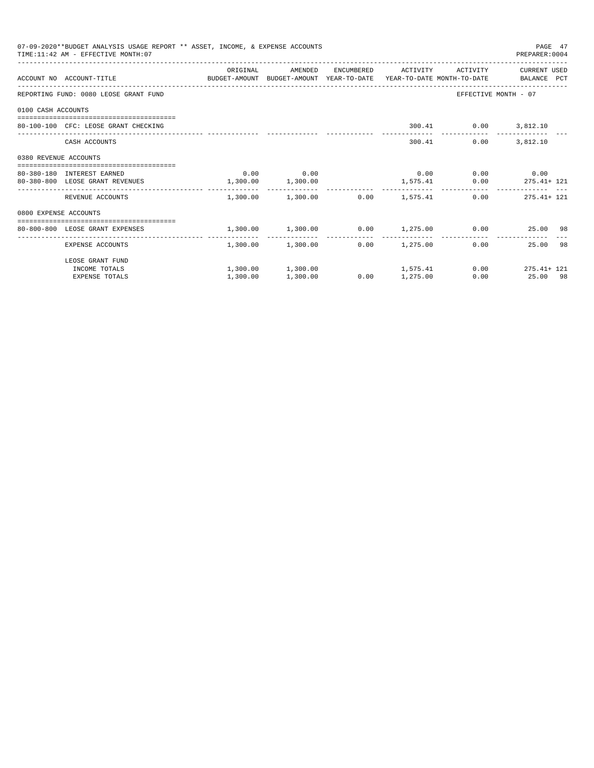07-09-2020**BUDGET ANALYSIS USAGE REPORT ** ASSET, INCOME, & EXPENSE ACCOUNTS
TIME:11:42 AM - EFFECTIVE MONTH:07
PREPARER:0004

| ACCOUNT NO | ACCOUNT-TITLE | ORIGINAL BUDGET-AMOUNT | AMENDED BUDGET-AMOUNT | ENCUMBERED YEAR-TO-DATE | ACTIVITY YEAR-TO-DATE | ACTIVITY MONTH-TO-DATE | CURRENT USED BALANCE | PCT |
|---|---|---|---|---|---|---|---|---|
| REPORTING FUND: 0080 LEOSE GRANT FUND | | | | | | | EFFECTIVE MONTH - 07 | |
| 0100 CASH ACCOUNTS | | | | | | | | |
| 80-100-100 | CFC: LEOSE GRANT CHECKING | | | | 300.41 | 0.00 | 3,812.10 | |
| | CASH ACCOUNTS | | | | 300.41 | 0.00 | 3,812.10 | |
| 0380 REVENUE ACCOUNTS | | | | | | | | |
| 80-380-180 | INTEREST EARNED | 0.00 | 0.00 | | 0.00 | 0.00 | 0.00 | |
| 80-380-800 | LEOSE GRANT REVENUES | 1,300.00 | 1,300.00 | | 1,575.41 | 0.00 | 275.41+ | 121 |
| | REVENUE ACCOUNTS | 1,300.00 | 1,300.00 | 0.00 | 1,575.41 | 0.00 | 275.41+ | 121 |
| 0800 EXPENSE ACCOUNTS | | | | | | | | |
| 80-800-800 | LEOSE GRANT EXPENSES | 1,300.00 | 1,300.00 | 0.00 | 1,275.00 | 0.00 | 25.00 | 98 |
| | EXPENSE ACCOUNTS | 1,300.00 | 1,300.00 | 0.00 | 1,275.00 | 0.00 | 25.00 | 98 |
| | LEOSE GRANT FUND | | | | | | | |
| | INCOME TOTALS | 1,300.00 | 1,300.00 | | 1,575.41 | 0.00 | 275.41+ | 121 |
| | EXPENSE TOTALS | 1,300.00 | 1,300.00 | 0.00 | 1,275.00 | 0.00 | 25.00 | 98 |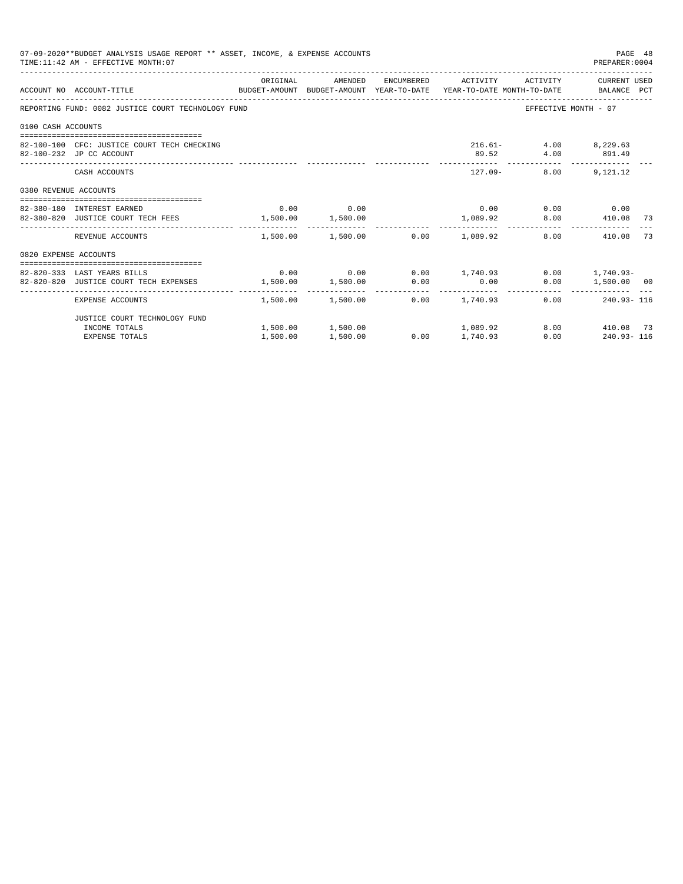07-09-2020**BUDGET ANALYSIS USAGE REPORT ** ASSET, INCOME, & EXPENSE ACCOUNTS
TIME:11:42 AM - EFFECTIVE MONTH:07

PREPARER:0004

| ACCOUNT NO | ACCOUNT-TITLE | ORIGINAL BUDGET-AMOUNT | AMENDED BUDGET-AMOUNT | ENCUMBERED YEAR-TO-DATE | ACTIVITY YEAR-TO-DATE | ACTIVITY MONTH-TO-DATE | CURRENT USED BALANCE | PCT |
|---|---|---|---|---|---|---|---|---|
| REPORTING FUND: 0082 JUSTICE COURT TECHNOLOGY FUND | | | | | | EFFECTIVE MONTH - 07 | | |
| 0100 CASH ACCOUNTS | | | | | | | | |
| 82-100-100 | CFC: JUSTICE COURT TECH CHECKING | | | | 216.61- | 4.00 | 8,229.63 | |
| 82-100-232 | JP CC ACCOUNT | | | | 89.52 | 4.00 | 891.49 | |
| | CASH ACCOUNTS | | | | 127.09- | 8.00 | 9,121.12 | |
| 0380 REVENUE ACCOUNTS | | | | | | | | |
| 82-380-180 | INTEREST EARNED | 0.00 | 0.00 | | 0.00 | 0.00 | 0.00 | |
| 82-380-820 | JUSTICE COURT TECH FEES | 1,500.00 | 1,500.00 | | 1,089.92 | 8.00 | 410.08 | 73 |
| | REVENUE ACCOUNTS | 1,500.00 | 1,500.00 | 0.00 | 1,089.92 | 8.00 | 410.08 | 73 |
| 0820 EXPENSE ACCOUNTS | | | | | | | | |
| 82-820-333 | LAST YEARS BILLS | 0.00 | 0.00 | 0.00 | 1,740.93 | 0.00 | 1,740.93- | |
| 82-820-820 | JUSTICE COURT TECH EXPENSES | 1,500.00 | 1,500.00 | 0.00 | 0.00 | 0.00 | 1,500.00 | 00 |
| | EXPENSE ACCOUNTS | 1,500.00 | 1,500.00 | 0.00 | 1,740.93 | 0.00 | 240.93- | 116 |
| | JUSTICE COURT TECHNOLOGY FUND | | | | | | | |
| | INCOME TOTALS | 1,500.00 | 1,500.00 | | 1,089.92 | 8.00 | 410.08 | 73 |
| | EXPENSE TOTALS | 1,500.00 | 1,500.00 | 0.00 | 1,740.93 | 0.00 | 240.93- | 116 |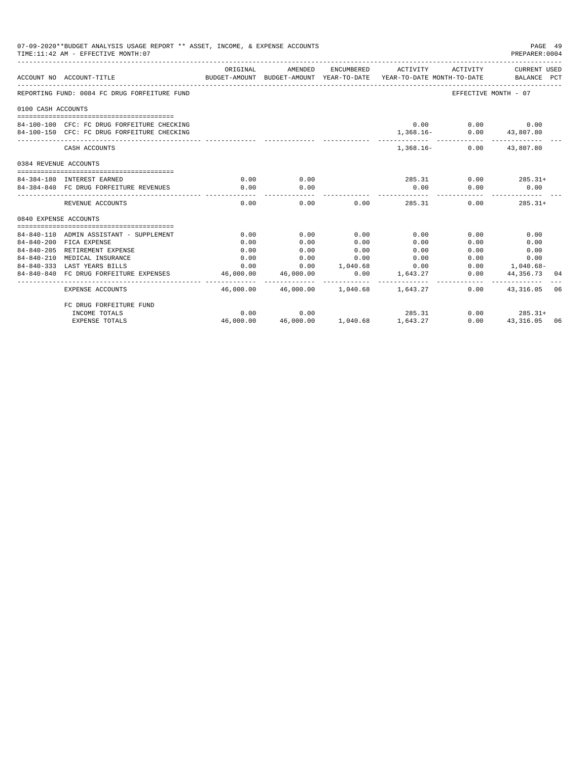07-09-2020**BUDGET ANALYSIS USAGE REPORT ** ASSET, INCOME, & EXPENSE ACCOUNTS

TIME:11:42 AM - EFFECTIVE MONTH:07

PREPARER:0004

| ACCOUNT NO | ACCOUNT-TITLE | ORIGINAL BUDGET-AMOUNT | AMENDED BUDGET-AMOUNT | ENCUMBERED YEAR-TO-DATE | ACTIVITY YEAR-TO-DATE | ACTIVITY MONTH-TO-DATE | CURRENT USED BALANCE | PCT |
|---|---|---|---|---|---|---|---|---|
| REPORTING FUND: 0084 FC DRUG FORFEITURE FUND | | | | | | EFFECTIVE MONTH - 07 | | |
| 0100 CASH ACCOUNTS | | | | | | | | |
| 84-100-100 | CFC: FC DRUG FORFEITURE CHECKING | | | | 0.00 | 0.00 | 0.00 | |
| 84-100-150 | CFC: FC DRUG FORFEITURE CHECKING | | | | 1,368.16- | 0.00 | 43,807.80 | |
| | CASH ACCOUNTS | | | | 1,368.16- | 0.00 | 43,807.80 | |
| 0384 REVENUE ACCOUNTS | | | | | | | | |
| 84-384-180 | INTEREST EARNED | 0.00 | 0.00 | | 285.31 | 0.00 | 285.31+ | |
| 84-384-840 | FC DRUG FORFEITURE REVENUES | 0.00 | 0.00 | | 0.00 | 0.00 | 0.00 | |
| | REVENUE ACCOUNTS | 0.00 | 0.00 | 0.00 | 285.31 | 0.00 | 285.31+ | |
| 0840 EXPENSE ACCOUNTS | | | | | | | | |
| 84-840-110 | ADMIN ASSISTANT - SUPPLEMENT | 0.00 | 0.00 | 0.00 | 0.00 | 0.00 | 0.00 | |
| 84-840-200 | FICA EXPENSE | 0.00 | 0.00 | 0.00 | 0.00 | 0.00 | 0.00 | |
| 84-840-205 | RETIREMENT EXPENSE | 0.00 | 0.00 | 0.00 | 0.00 | 0.00 | 0.00 | |
| 84-840-210 | MEDICAL INSURANCE | 0.00 | 0.00 | 0.00 | 0.00 | 0.00 | 0.00 | |
| 84-840-333 | LAST YEARS BILLS | 0.00 | 0.00 | 1,040.68 | 0.00 | 0.00 | 1,040.68- | |
| 84-840-840 | FC DRUG FORFEITURE EXPENSES | 46,000.00 | 46,000.00 | 0.00 | 1,643.27 | 0.00 | 44,356.73 | 04 |
| | EXPENSE ACCOUNTS | 46,000.00 | 46,000.00 | 1,040.68 | 1,643.27 | 0.00 | 43,316.05 | 06 |
| | FC DRUG FORFEITURE FUND | | | | | | | |
| | INCOME TOTALS | 0.00 | 0.00 | | 285.31 | 0.00 | 285.31+ | |
| | EXPENSE TOTALS | 46,000.00 | 46,000.00 | 1,040.68 | 1,643.27 | 0.00 | 43,316.05 | 06 |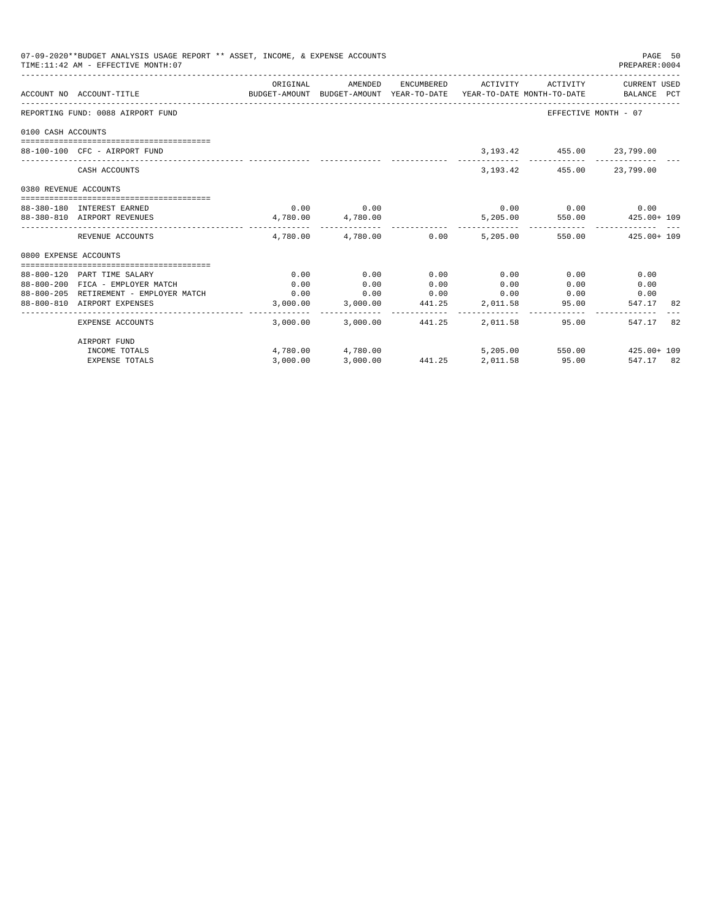07-09-2020**BUDGET ANALYSIS USAGE REPORT ** ASSET, INCOME, & EXPENSE ACCOUNTS
TIME:11:42 AM - EFFECTIVE MONTH:07

PREPARER:0004

| ACCOUNT NO | ACCOUNT-TITLE | ORIGINAL BUDGET-AMOUNT | AMENDED BUDGET-AMOUNT | ENCUMBERED YEAR-TO-DATE | ACTIVITY YEAR-TO-DATE | ACTIVITY MONTH-TO-DATE | CURRENT USED BALANCE | PCT |
|---|---|---|---|---|---|---|---|---|
| REPORTING FUND: 0088 AIRPORT FUND | | | | | | | EFFECTIVE MONTH - 07 | |
| 0100 CASH ACCOUNTS | | | | | | | | |
| 88-100-100 | CFC - AIRPORT FUND | | | | 3,193.42 | 455.00 | 23,799.00 | |
| | CASH ACCOUNTS | | | | 3,193.42 | 455.00 | 23,799.00 | |
| 0380 REVENUE ACCOUNTS | | | | | | | | |
| 88-380-180 | INTEREST EARNED | 0.00 | 0.00 | | 0.00 | 0.00 | 0.00 | |
| 88-380-810 | AIRPORT REVENUES | 4,780.00 | 4,780.00 | | 5,205.00 | 550.00 | 425.00+ | 109 |
| | REVENUE ACCOUNTS | 4,780.00 | 4,780.00 | 0.00 | 5,205.00 | 550.00 | 425.00+ | 109 |
| 0800 EXPENSE ACCOUNTS | | | | | | | | |
| 88-800-120 | PART TIME SALARY | 0.00 | 0.00 | 0.00 | 0.00 | 0.00 | 0.00 | |
| 88-800-200 | FICA - EMPLOYER MATCH | 0.00 | 0.00 | 0.00 | 0.00 | 0.00 | 0.00 | |
| 88-800-205 | RETIREMENT - EMPLOYER MATCH | 0.00 | 0.00 | 0.00 | 0.00 | 0.00 | 0.00 | |
| 88-800-810 | AIRPORT EXPENSES | 3,000.00 | 3,000.00 | 441.25 | 2,011.58 | 95.00 | 547.17 | 82 |
| | EXPENSE ACCOUNTS | 3,000.00 | 3,000.00 | 441.25 | 2,011.58 | 95.00 | 547.17 | 82 |
| | AIRPORT FUND | | | | | | | |
| | INCOME TOTALS | 4,780.00 | 4,780.00 | | 5,205.00 | 550.00 | 425.00+ | 109 |
| | EXPENSE TOTALS | 3,000.00 | 3,000.00 | 441.25 | 2,011.58 | 95.00 | 547.17 | 82 |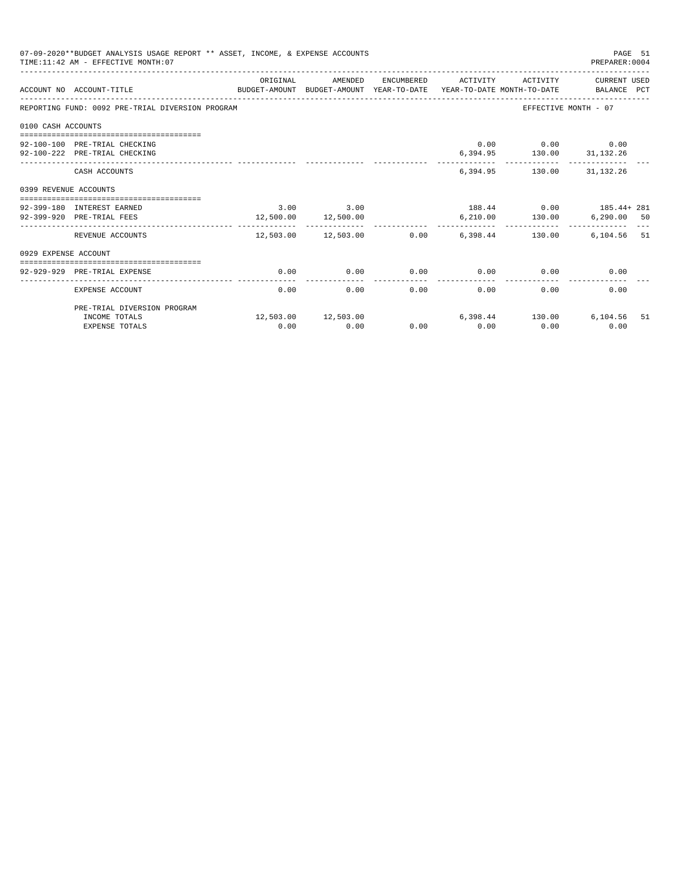07-09-2020**BUDGET ANALYSIS USAGE REPORT ** ASSET, INCOME, & EXPENSE ACCOUNTS
TIME:11:42 AM - EFFECTIVE MONTH:07

PREPARER:0004

| ACCOUNT NO | ACCOUNT-TITLE | ORIGINAL BUDGET-AMOUNT | AMENDED BUDGET-AMOUNT | ENCUMBERED YEAR-TO-DATE | ACTIVITY YEAR-TO-DATE | ACTIVITY MONTH-TO-DATE | CURRENT USED BALANCE | PCT |
|---|---|---|---|---|---|---|---|---|
| REPORTING FUND: 0092 PRE-TRIAL DIVERSION PROGRAM | | | | | | EFFECTIVE MONTH - 07 | | |
| 0100 CASH ACCOUNTS | | | | | | | | |
| 92-100-100 | PRE-TRIAL CHECKING | | | | 0.00 | 0.00 | 0.00 | |
| 92-100-222 | PRE-TRIAL CHECKING | | | | 6,394.95 | 130.00 | 31,132.26 | |
| | CASH ACCOUNTS | | | | 6,394.95 | 130.00 | 31,132.26 | |
| 0399 REVENUE ACCOUNTS | | | | | | | | |
| 92-399-180 | INTEREST EARNED | 3.00 | 3.00 | | 188.44 | 0.00 | 185.44+ | 281 |
| 92-399-920 | PRE-TRIAL FEES | 12,500.00 | 12,500.00 | | 6,210.00 | 130.00 | 6,290.00 | 50 |
| | REVENUE ACCOUNTS | 12,503.00 | 12,503.00 | 0.00 | 6,398.44 | 130.00 | 6,104.56 | 51 |
| 0929 EXPENSE ACCOUNT | | | | | | | | |
| 92-929-929 | PRE-TRIAL EXPENSE | 0.00 | 0.00 | 0.00 | 0.00 | 0.00 | 0.00 | |
| | EXPENSE ACCOUNT | 0.00 | 0.00 | 0.00 | 0.00 | 0.00 | 0.00 | |
| | PRE-TRIAL DIVERSION PROGRAM | | | | | | | |
| | INCOME TOTALS | 12,503.00 | 12,503.00 | | 6,398.44 | 130.00 | 6,104.56 | 51 |
| | EXPENSE TOTALS | 0.00 | 0.00 | 0.00 | 0.00 | 0.00 | 0.00 | |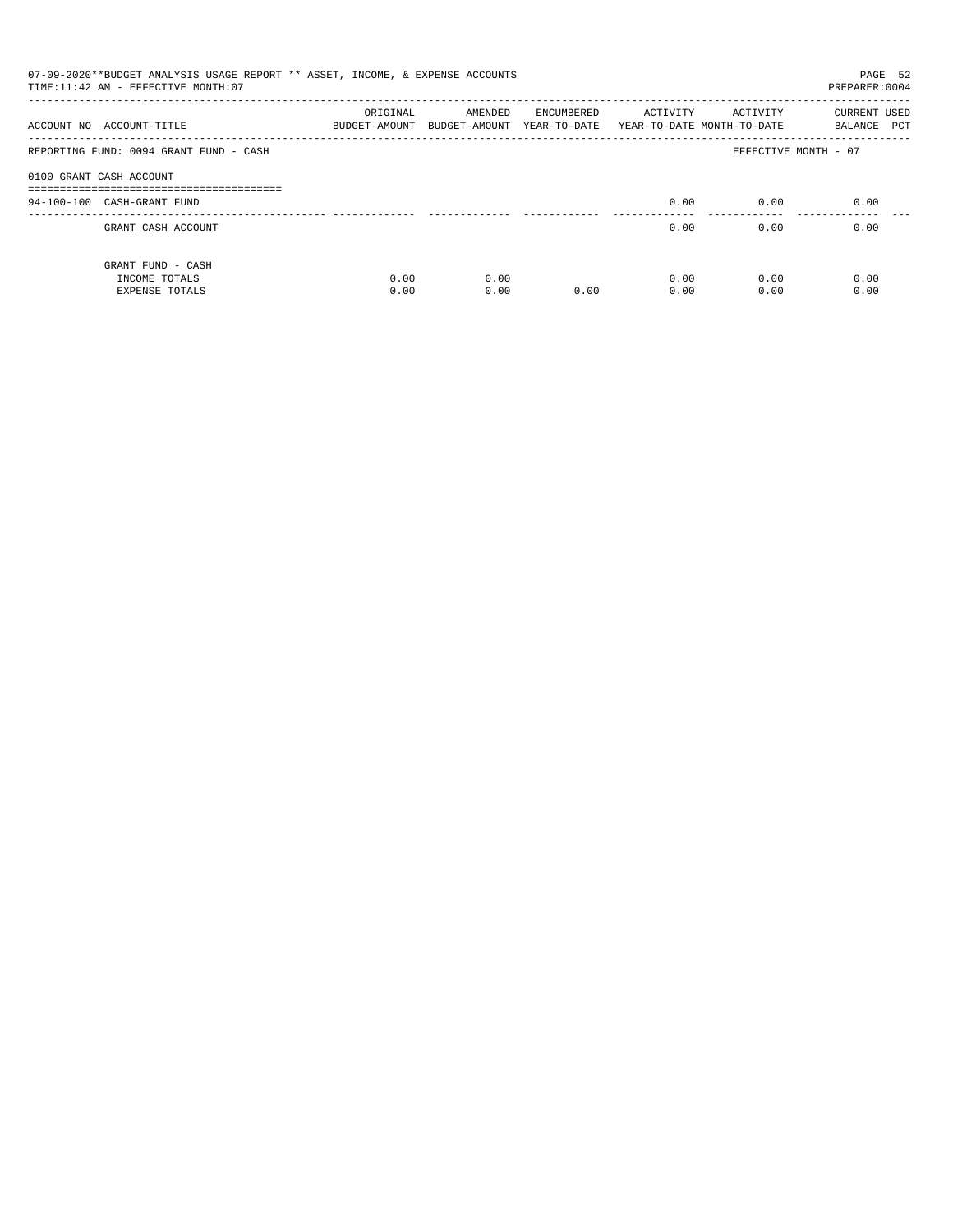07-09-2020**BUDGET ANALYSIS USAGE REPORT ** ASSET, INCOME, & EXPENSE ACCOUNTS
TIME:11:42 AM - EFFECTIVE MONTH:07

PREPARER:0004

| ACCOUNT NO | ACCOUNT-TITLE | ORIGINAL BUDGET-AMOUNT | AMENDED BUDGET-AMOUNT | ENCUMBERED YEAR-TO-DATE | ACTIVITY YEAR-TO-DATE | ACTIVITY MONTH-TO-DATE | CURRENT BALANCE | USED PCT |
|---|---|---|---|---|---|---|---|---|
| REPORTING FUND: 0094 GRANT FUND - CASH | | | | | | EFFECTIVE MONTH - 07 | | |
| 0100 GRANT CASH ACCOUNT | | | | | | | | |
| 94-100-100 | CASH-GRANT FUND | | | | 0.00 | 0.00 | 0.00 | |
| | GRANT CASH ACCOUNT | | | | 0.00 | 0.00 | 0.00 | |
| | GRANT FUND - CASH | | | | | | | |
| | INCOME TOTALS | 0.00 | 0.00 | | 0.00 | 0.00 | 0.00 | |
| | EXPENSE TOTALS | 0.00 | 0.00 | 0.00 | 0.00 | 0.00 | 0.00 | |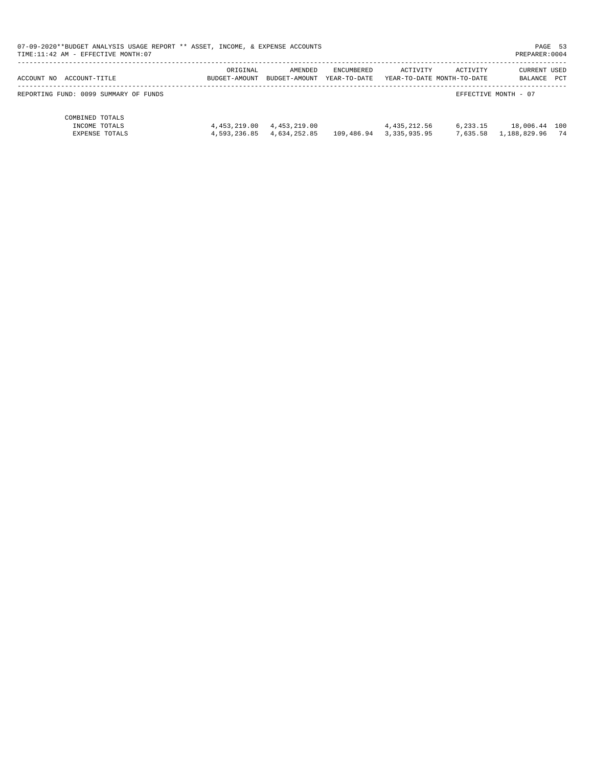| ACCOUNT NO | ACCOUNT-TITLE | ORIGINAL BUDGET-AMOUNT | AMENDED BUDGET-AMOUNT | ENCUMBERED YEAR-TO-DATE | ACTIVITY YEAR-TO-DATE | ACTIVITY MONTH-TO-DATE | CURRENT BALANCE | USED PCT |
|---|---|---|---|---|---|---|---|---|
| REPORTING FUND: 0099 SUMMARY OF FUNDS | | | | | | EFFECTIVE MONTH - 07 | | |
| | COMBINED TOTALS | | | | | | | |
| | INCOME TOTALS | 4,453,219.00 | 4,453,219.00 | | 4,435,212.56 | 6,233.15 | 18,006.44 | 100 |
| | EXPENSE TOTALS | 4,593,236.85 | 4,634,252.85 | 109,486.94 | 3,335,935.95 | 7,635.58 | 1,188,829.96 | 74 |